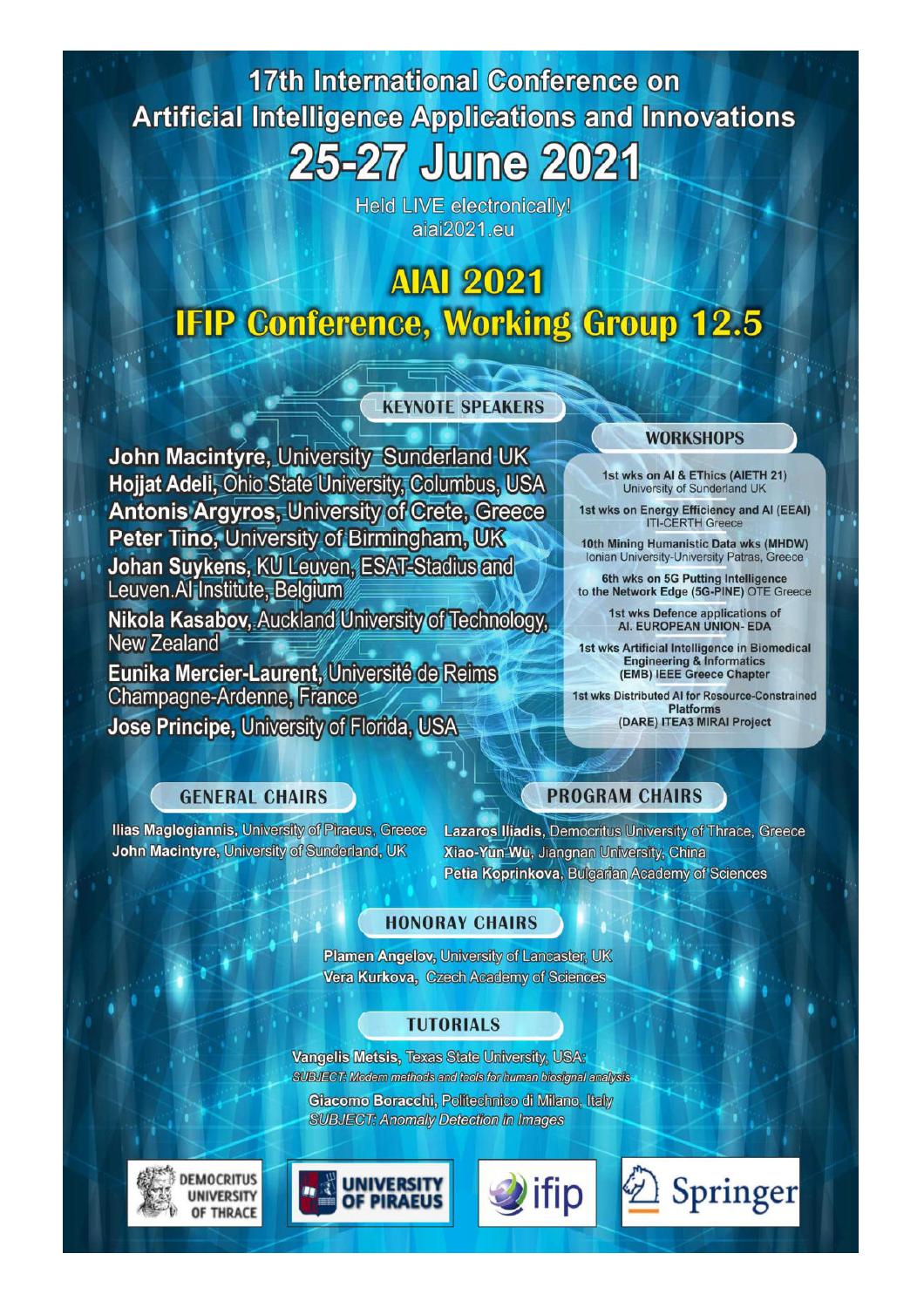# 17th International Conference on Artificial Intelligence Applications and Innovations

# 25-27 June 2021

Held LIVE electronically!
aiai2021.eu

## AIAI 2021
## IFIP Conference, Working Group 12.5

### KEYNOTE SPEAKERS

**John Macintyre**, University Sunderland UK
**Hojjat Adeli**, Ohio State University, Columbus, USA
**Antonis Argyros**, University of Crete, Greece
**Peter Tino**, University of Birmingham, UK
**Johan Suykens**, KU Leuven, ESAT-Stadius and Leuven.AI Institute, Belgium
**Nikola Kasabov**, Auckland University of Technology, New Zealand
**Eunika Mercier-Laurent**, Université de Reims Champagne-Ardenne, France
**Jose Principe**, University of Florida, USA

### WORKSHOPS

- 1st wks on AI & EThics (AIETH 21) University of Sunderland UK
- 1st wks on Energy Efficiency and AI (EEAI) ITI-CERTH Greece
- 10th Mining Humanistic Data wks (MHDW) Ionian University-University Patras, Greece
- 6th wks on 5G Putting Intelligence to the Network Edge (5G-PINE) OTE Greece
- 1st wks Defence applications of AI. EUROPEAN UNION- EDA
- 1st wks Artificial Intelligence in Biomedical Engineering & Informatics (EMB) IEEE Greece Chapter
- 1st wks Distributed AI for Resource-Constrained Platforms (DARE) ITEA3 MIRAI Project

### GENERAL CHAIRS

**Ilias Maglogiannis**, University of Piraeus, Greece
**John Macintyre**, University of Sunderland, UK

### PROGRAM CHAIRS

**Lazaros Iliadis**, Democritus University of Thrace, Greece
**Xiao-Yun Wu**, Jiangnan University, China
**Petia Koprinkova**, Bulgarian Academy of Sciences

### HONORAY CHAIRS

**Plamen Angelov**, University of Lancaster, UK
**Vera Kurkova**, Czech Academy of Sciences

### TUTORIALS

**Vangelis Metsis**, Texas State University, USA:
*SUBJECT: Modern methods and tools for human biosignal analysis*

**Giacomo Boracchi**, Politechnico di Milano, Italy
*SUBJECT: Anomaly Detection in Images*

DEMOCRITUS UNIVERSITY OF THRACE | UNIVERSITY OF PIRAEUS | ifip | Springer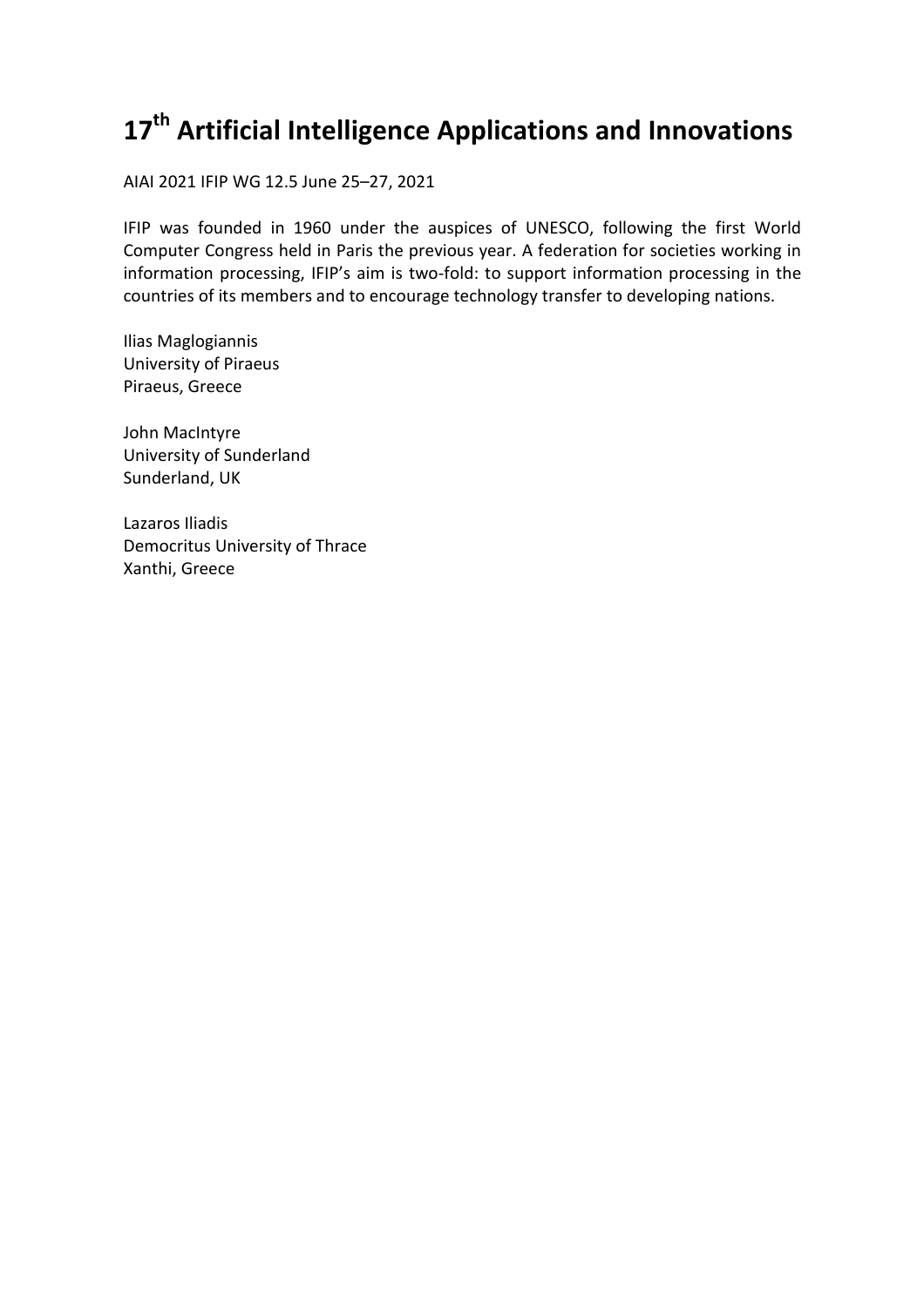# 17th Artificial Intelligence Applications and Innovations

AIAI 2021 IFIP WG 12.5 June 25–27, 2021

IFIP was founded in 1960 under the auspices of UNESCO, following the first World Computer Congress held in Paris the previous year. A federation for societies working in information processing, IFIP's aim is two-fold: to support information processing in the countries of its members and to encourage technology transfer to developing nations.

Ilias Maglogiannis  
University of Piraeus  
Piraeus, Greece

John MacIntyre  
University of Sunderland  
Sunderland, UK

Lazaros Iliadis  
Democritus University of Thrace  
Xanthi, Greece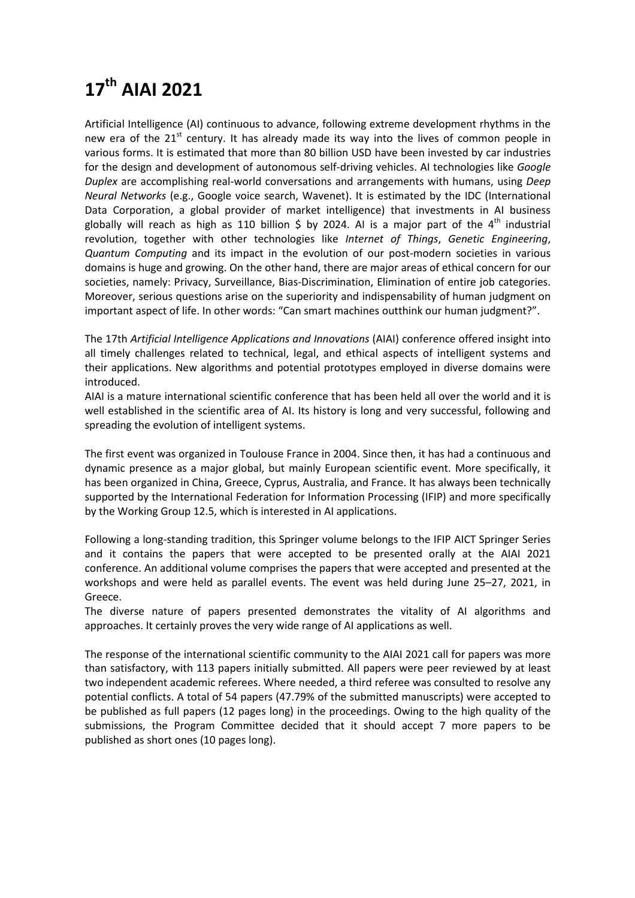# 17th AIAI 2021

Artificial Intelligence (AI) continuous to advance, following extreme development rhythms in the new era of the 21st century. It has already made its way into the lives of common people in various forms. It is estimated that more than 80 billion USD have been invested by car industries for the design and development of autonomous self-driving vehicles. AI technologies like *Google Duplex* are accomplishing real-world conversations and arrangements with humans, using *Deep Neural Networks* (e.g., Google voice search, Wavenet). It is estimated by the IDC (International Data Corporation, a global provider of market intelligence) that investments in AI business globally will reach as high as 110 billion $ by 2024. AI is a major part of the 4th industrial revolution, together with other technologies like *Internet of Things*, *Genetic Engineering*, *Quantum Computing* and its impact in the evolution of our post-modern societies in various domains is huge and growing. On the other hand, there are major areas of ethical concern for our societies, namely: Privacy, Surveillance, Bias-Discrimination, Elimination of entire job categories. Moreover, serious questions arise on the superiority and indispensability of human judgment on important aspect of life. In other words: "Can smart machines outthink our human judgment?".

The 17th *Artificial Intelligence Applications and Innovations* (AIAI) conference offered insight into all timely challenges related to technical, legal, and ethical aspects of intelligent systems and their applications. New algorithms and potential prototypes employed in diverse domains were introduced.

AIAI is a mature international scientific conference that has been held all over the world and it is well established in the scientific area of AI. Its history is long and very successful, following and spreading the evolution of intelligent systems.

The first event was organized in Toulouse France in 2004. Since then, it has had a continuous and dynamic presence as a major global, but mainly European scientific event. More specifically, it has been organized in China, Greece, Cyprus, Australia, and France. It has always been technically supported by the International Federation for Information Processing (IFIP) and more specifically by the Working Group 12.5, which is interested in AI applications.

Following a long-standing tradition, this Springer volume belongs to the IFIP AICT Springer Series and it contains the papers that were accepted to be presented orally at the AIAI 2021 conference. An additional volume comprises the papers that were accepted and presented at the workshops and were held as parallel events. The event was held during June 25–27, 2021, in Greece.

The diverse nature of papers presented demonstrates the vitality of AI algorithms and approaches. It certainly proves the very wide range of AI applications as well.

The response of the international scientific community to the AIAI 2021 call for papers was more than satisfactory, with 113 papers initially submitted. All papers were peer reviewed by at least two independent academic referees. Where needed, a third referee was consulted to resolve any potential conflicts. A total of 54 papers (47.79% of the submitted manuscripts) were accepted to be published as full papers (12 pages long) in the proceedings. Owing to the high quality of the submissions, the Program Committee decided that it should accept 7 more papers to be published as short ones (10 pages long).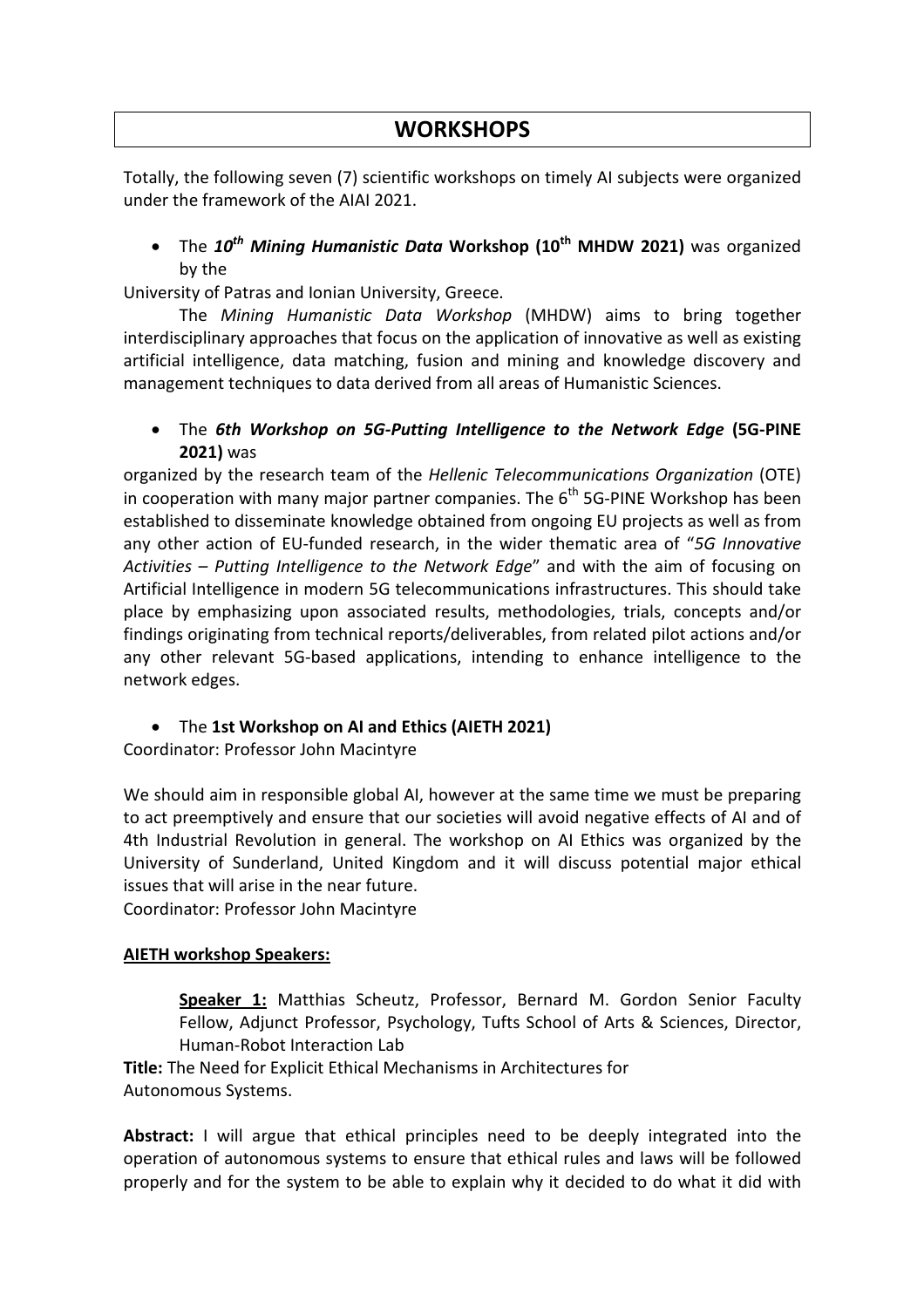# WORKSHOPS

Totally, the following seven (7) scientific workshops on timely AI subjects were organized under the framework of the AIAI 2021.

- The ***10th Mining Humanistic Data* Workshop (10th MHDW 2021)** was organized by the

University of Patras and Ionian University, Greece.

The *Mining Humanistic Data Workshop* (MHDW) aims to bring together interdisciplinary approaches that focus on the application of innovative as well as existing artificial intelligence, data matching, fusion and mining and knowledge discovery and management techniques to data derived from all areas of Humanistic Sciences.

- The ***6th Workshop on 5G-Putting Intelligence to the Network Edge* (5G-PINE 2021)** was

organized by the research team of the *Hellenic Telecommunications Organization* (OTE) in cooperation with many major partner companies. The 6th 5G-PINE Workshop has been established to disseminate knowledge obtained from ongoing EU projects as well as from any other action of EU-funded research, in the wider thematic area of "*5G Innovative Activities – Putting Intelligence to the Network Edge*" and with the aim of focusing on Artificial Intelligence in modern 5G telecommunications infrastructures. This should take place by emphasizing upon associated results, methodologies, trials, concepts and/or findings originating from technical reports/deliverables, from related pilot actions and/or any other relevant 5G-based applications, intending to enhance intelligence to the network edges.

- The **1st Workshop on AI and Ethics (AIETH 2021)**

Coordinator: Professor John Macintyre

We should aim in responsible global AI, however at the same time we must be preparing to act preemptively and ensure that our societies will avoid negative effects of AI and of 4th Industrial Revolution in general. The workshop on AI Ethics was organized by the University of Sunderland, United Kingdom and it will discuss potential major ethical issues that will arise in the near future.

Coordinator: Professor John Macintyre

**AIETH workshop Speakers:**

**Speaker 1:** Matthias Scheutz, Professor, Bernard M. Gordon Senior Faculty Fellow, Adjunct Professor, Psychology, Tufts School of Arts & Sciences, Director, Human-Robot Interaction Lab

**Title:** The Need for Explicit Ethical Mechanisms in Architectures for Autonomous Systems.

**Abstract:** I will argue that ethical principles need to be deeply integrated into the operation of autonomous systems to ensure that ethical rules and laws will be followed properly and for the system to be able to explain why it decided to do what it did with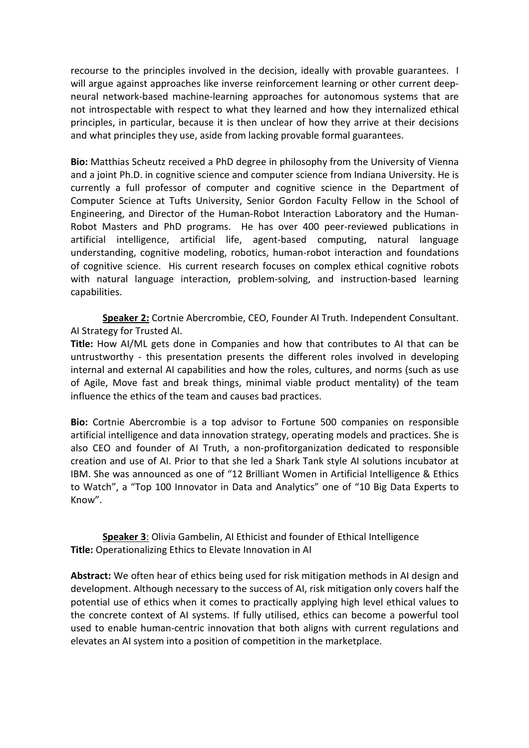recourse to the principles involved in the decision, ideally with provable guarantees. I will argue against approaches like inverse reinforcement learning or other current deep-neural network-based machine-learning approaches for autonomous systems that are not introspectable with respect to what they learned and how they internalized ethical principles, in particular, because it is then unclear of how they arrive at their decisions and what principles they use, aside from lacking provable formal guarantees.

**Bio:** Matthias Scheutz received a PhD degree in philosophy from the University of Vienna and a joint Ph.D. in cognitive science and computer science from Indiana University. He is currently a full professor of computer and cognitive science in the Department of Computer Science at Tufts University, Senior Gordon Faculty Fellow in the School of Engineering, and Director of the Human-Robot Interaction Laboratory and the Human-Robot Masters and PhD programs. He has over 400 peer-reviewed publications in artificial intelligence, artificial life, agent-based computing, natural language understanding, cognitive modeling, robotics, human-robot interaction and foundations of cognitive science. His current research focuses on complex ethical cognitive robots with natural language interaction, problem-solving, and instruction-based learning capabilities.

**Speaker 2:** Cortnie Abercrombie, CEO, Founder AI Truth. Independent Consultant. AI Strategy for Trusted AI.

**Title:** How AI/ML gets done in Companies and how that contributes to AI that can be untrustworthy - this presentation presents the different roles involved in developing internal and external AI capabilities and how the roles, cultures, and norms (such as use of Agile, Move fast and break things, minimal viable product mentality) of the team influence the ethics of the team and causes bad practices.

**Bio:** Cortnie Abercrombie is a top advisor to Fortune 500 companies on responsible artificial intelligence and data innovation strategy, operating models and practices. She is also CEO and founder of AI Truth, a non-profitorganization dedicated to responsible creation and use of AI. Prior to that she led a Shark Tank style AI solutions incubator at IBM. She was announced as one of "12 Brilliant Women in Artificial Intelligence & Ethics to Watch", a "Top 100 Innovator in Data and Analytics" one of "10 Big Data Experts to Know".

**Speaker 3**: Olivia Gambelin, AI Ethicist and founder of Ethical Intelligence

**Title:** Operationalizing Ethics to Elevate Innovation in AI

**Abstract:** We often hear of ethics being used for risk mitigation methods in AI design and development. Although necessary to the success of AI, risk mitigation only covers half the potential use of ethics when it comes to practically applying high level ethical values to the concrete context of AI systems. If fully utilised, ethics can become a powerful tool used to enable human-centric innovation that both aligns with current regulations and elevates an AI system into a position of competition in the marketplace.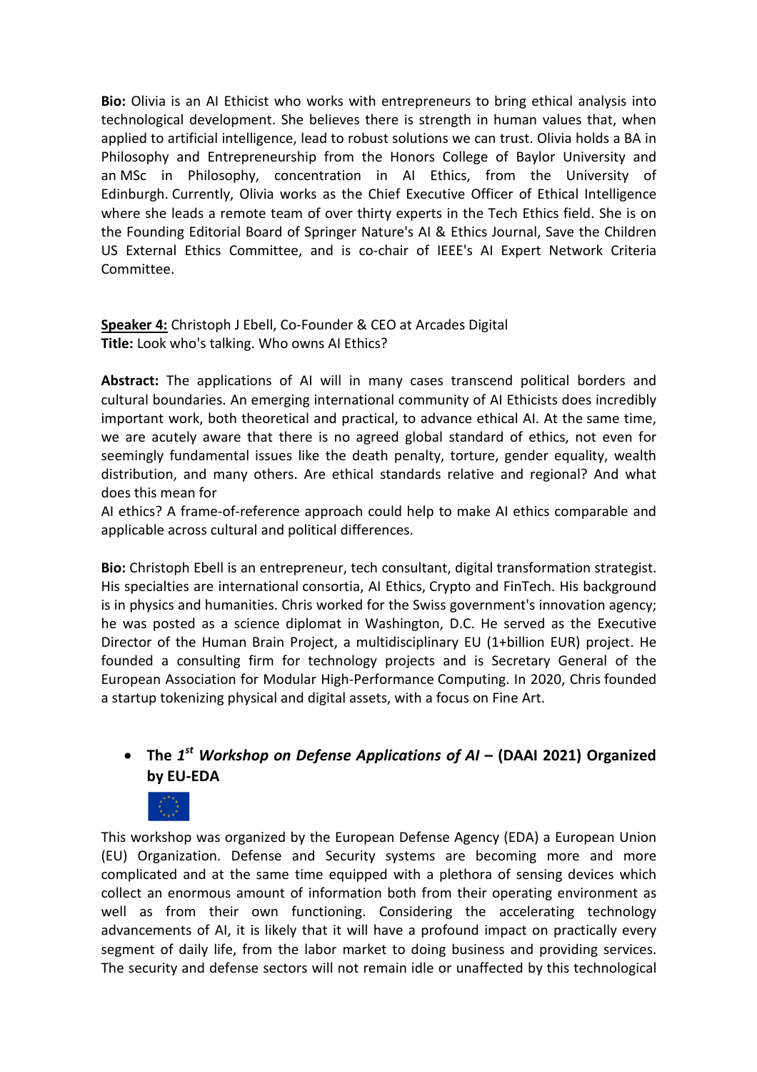**Bio:** Olivia is an AI Ethicist who works with entrepreneurs to bring ethical analysis into technological development. She believes there is strength in human values that, when applied to artificial intelligence, lead to robust solutions we can trust. Olivia holds a BA in Philosophy and Entrepreneurship from the Honors College of Baylor University and an MSc in Philosophy, concentration in AI Ethics, from the University of Edinburgh. Currently, Olivia works as the Chief Executive Officer of Ethical Intelligence where she leads a remote team of over thirty experts in the Tech Ethics field. She is on the Founding Editorial Board of Springer Nature's AI & Ethics Journal, Save the Children US External Ethics Committee, and is co-chair of IEEE's AI Expert Network Criteria Committee.

**Speaker 4:** Christoph J Ebell, Co-Founder & CEO at Arcades Digital
**Title:** Look who's talking. Who owns AI Ethics?

**Abstract:** The applications of AI will in many cases transcend political borders and cultural boundaries. An emerging international community of AI Ethicists does incredibly important work, both theoretical and practical, to advance ethical AI. At the same time, we are acutely aware that there is no agreed global standard of ethics, not even for seemingly fundamental issues like the death penalty, torture, gender equality, wealth distribution, and many others. Are ethical standards relative and regional? And what does this mean for
AI ethics? A frame-of-reference approach could help to make AI ethics comparable and applicable across cultural and political differences.

**Bio:** Christoph Ebell is an entrepreneur, tech consultant, digital transformation strategist. His specialties are international consortia, AI Ethics, Crypto and FinTech. His background is in physics and humanities. Chris worked for the Swiss government's innovation agency; he was posted as a science diplomat in Washington, D.C. He served as the Executive Director of the Human Brain Project, a multidisciplinary EU (1+billion EUR) project. He founded a consulting firm for technology projects and is Secretary General of the European Association for Modular High-Performance Computing. In 2020, Chris founded a startup tokenizing physical and digital assets, with a focus on Fine Art.

- **The 1st *Workshop on Defense Applications of AI* – (DAAI 2021) Organized by EU-EDA**

This workshop was organized by the European Defense Agency (EDA) a European Union (EU) Organization. Defense and Security systems are becoming more and more complicated and at the same time equipped with a plethora of sensing devices which collect an enormous amount of information both from their operating environment as well as from their own functioning. Considering the accelerating technology advancements of AI, it is likely that it will have a profound impact on practically every segment of daily life, from the labor market to doing business and providing services. The security and defense sectors will not remain idle or unaffected by this technological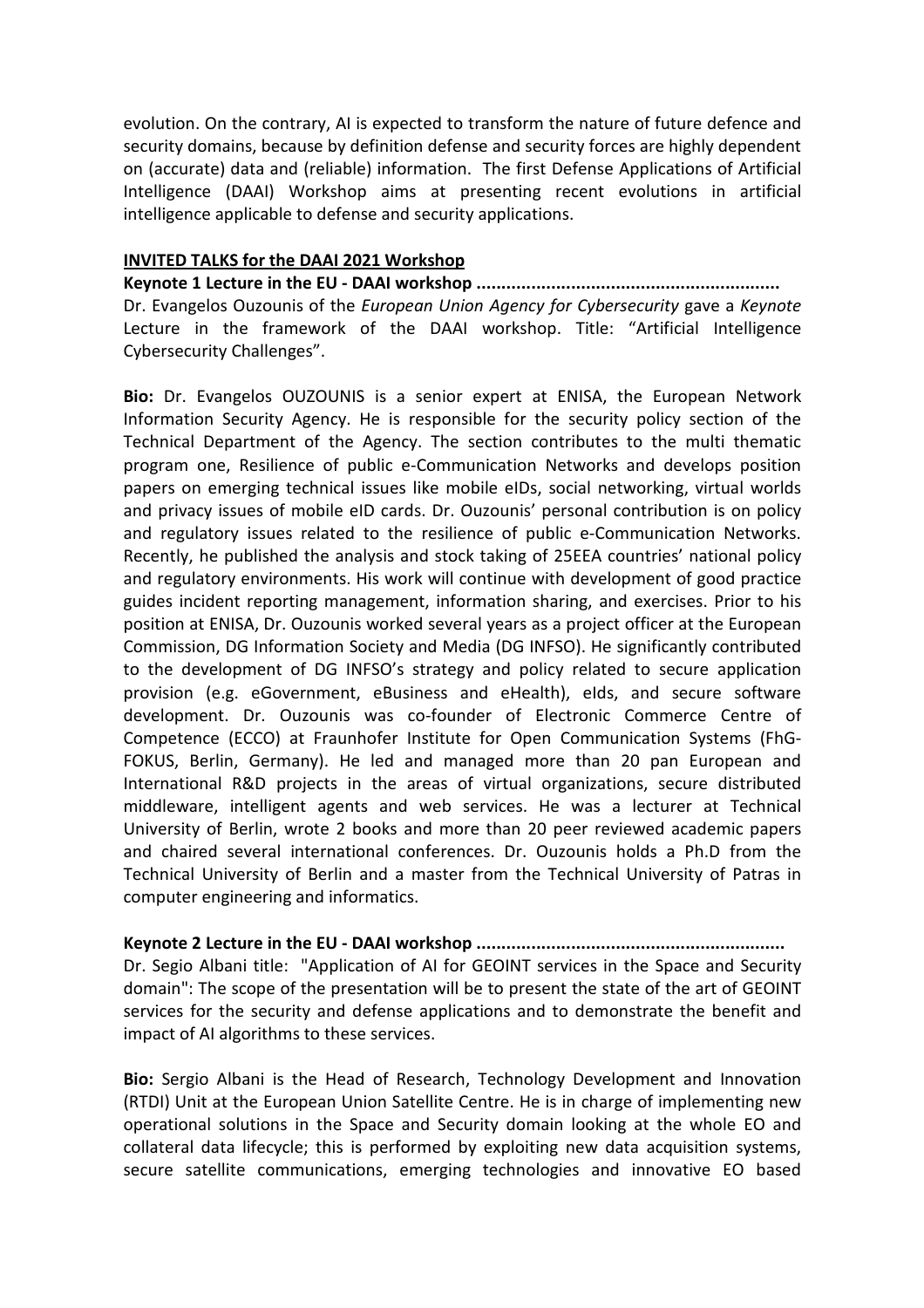evolution. On the contrary, AI is expected to transform the nature of future defence and security domains, because by definition defense and security forces are highly dependent on (accurate) data and (reliable) information. The first Defense Applications of Artificial Intelligence (DAAI) Workshop aims at presenting recent evolutions in artificial intelligence applicable to defense and security applications.

## INVITED TALKS for the DAAI 2021 Workshop

**Keynote 1 Lecture in the EU - DAAI workshop ............................................................**

Dr. Evangelos Ouzounis of the *European Union Agency for Cybersecurity* gave a *Keynote* Lecture in the framework of the DAAI workshop. Title: "Artificial Intelligence Cybersecurity Challenges".

**Bio:** Dr. Evangelos OUZOUNIS is a senior expert at ENISA, the European Network Information Security Agency. He is responsible for the security policy section of the Technical Department of the Agency. The section contributes to the multi thematic program one, Resilience of public e-Communication Networks and develops position papers on emerging technical issues like mobile eIDs, social networking, virtual worlds and privacy issues of mobile eID cards. Dr. Ouzounis' personal contribution is on policy and regulatory issues related to the resilience of public e-Communication Networks. Recently, he published the analysis and stock taking of 25EEA countries' national policy and regulatory environments. His work will continue with development of good practice guides incident reporting management, information sharing, and exercises. Prior to his position at ENISA, Dr. Ouzounis worked several years as a project officer at the European Commission, DG Information Society and Media (DG INFSO). He significantly contributed to the development of DG INFSO's strategy and policy related to secure application provision (e.g. eGovernment, eBusiness and eHealth), eIds, and secure software development. Dr. Ouzounis was co-founder of Electronic Commerce Centre of Competence (ECCO) at Fraunhofer Institute for Open Communication Systems (FhG-FOKUS, Berlin, Germany). He led and managed more than 20 pan European and International R&D projects in the areas of virtual organizations, secure distributed middleware, intelligent agents and web services. He was a lecturer at Technical University of Berlin, wrote 2 books and more than 20 peer reviewed academic papers and chaired several international conferences. Dr. Ouzounis holds a Ph.D from the Technical University of Berlin and a master from the Technical University of Patras in computer engineering and informatics.

**Keynote 2 Lecture in the EU - DAAI workshop ............................................................**

Dr. Segio Albani title: "Application of AI for GEOINT services in the Space and Security domain": The scope of the presentation will be to present the state of the art of GEOINT services for the security and defense applications and to demonstrate the benefit and impact of AI algorithms to these services.

**Bio:** Sergio Albani is the Head of Research, Technology Development and Innovation (RTDI) Unit at the European Union Satellite Centre. He is in charge of implementing new operational solutions in the Space and Security domain looking at the whole EO and collateral data lifecycle; this is performed by exploiting new data acquisition systems, secure satellite communications, emerging technologies and innovative EO based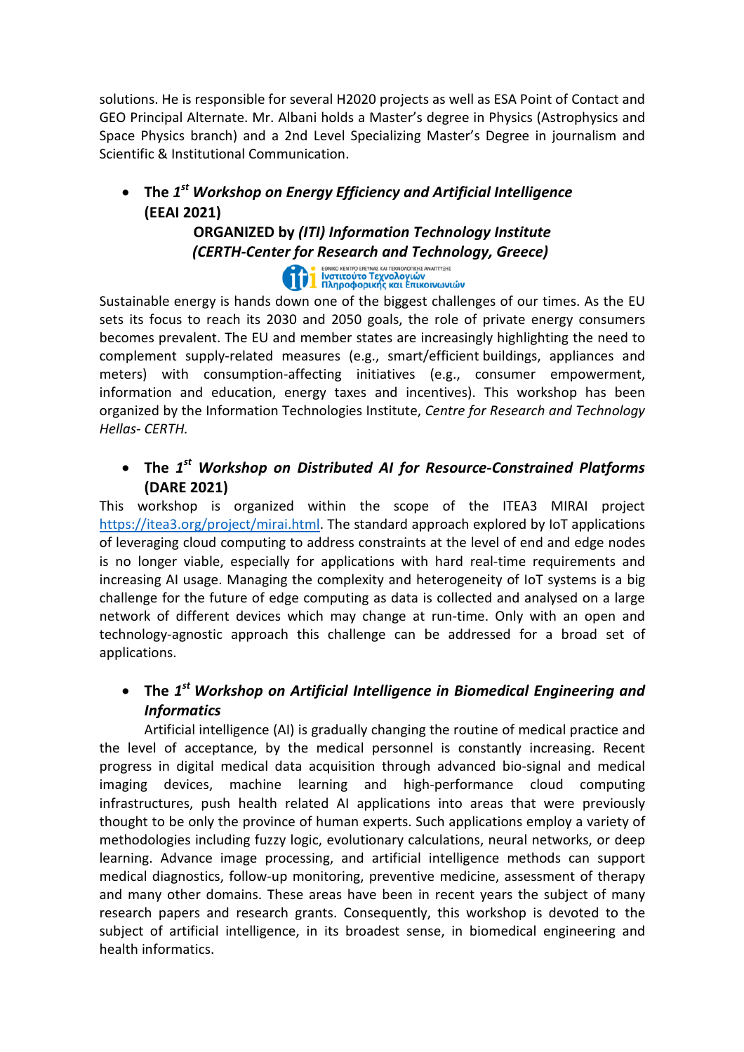solutions. He is responsible for several H2020 projects as well as ESA Point of Contact and GEO Principal Alternate. Mr. Albani holds a Master's degree in Physics (Astrophysics and Space Physics branch) and a 2nd Level Specializing Master's Degree in journalism and Scientific & Institutional Communication.

- **The 1st *Workshop on Energy Efficiency and Artificial Intelligence* (EEAI 2021)**

**ORGANIZED by *(ITI) Information Technology Institute (CERTH-Center for Research and Technology, Greece)***

Sustainable energy is hands down one of the biggest challenges of our times. As the EU sets its focus to reach its 2030 and 2050 goals, the role of private energy consumers becomes prevalent. The EU and member states are increasingly highlighting the need to complement supply-related measures (e.g., smart/efficient buildings, appliances and meters) with consumption-affecting initiatives (e.g., consumer empowerment, information and education, energy taxes and incentives). This workshop has been organized by the Information Technologies Institute, *Centre for Research and Technology Hellas- CERTH.*

- **The 1st *Workshop on Distributed AI for Resource-Constrained Platforms* (DARE 2021)**

This workshop is organized within the scope of the ITEA3 MIRAI project https://itea3.org/project/mirai.html. The standard approach explored by IoT applications of leveraging cloud computing to address constraints at the level of end and edge nodes is no longer viable, especially for applications with hard real-time requirements and increasing AI usage. Managing the complexity and heterogeneity of IoT systems is a big challenge for the future of edge computing as data is collected and analysed on a large network of different devices which may change at run-time. Only with an open and technology-agnostic approach this challenge can be addressed for a broad set of applications.

- **The 1st *Workshop on Artificial Intelligence in Biomedical Engineering and Informatics***

Artificial intelligence (AI) is gradually changing the routine of medical practice and the level of acceptance, by the medical personnel is constantly increasing. Recent progress in digital medical data acquisition through advanced bio-signal and medical imaging devices, machine learning and high-performance cloud computing infrastructures, push health related AI applications into areas that were previously thought to be only the province of human experts. Such applications employ a variety of methodologies including fuzzy logic, evolutionary calculations, neural networks, or deep learning. Advance image processing, and artificial intelligence methods can support medical diagnostics, follow-up monitoring, preventive medicine, assessment of therapy and many other domains. These areas have been in recent years the subject of many research papers and research grants. Consequently, this workshop is devoted to the subject of artificial intelligence, in its broadest sense, in biomedical engineering and health informatics.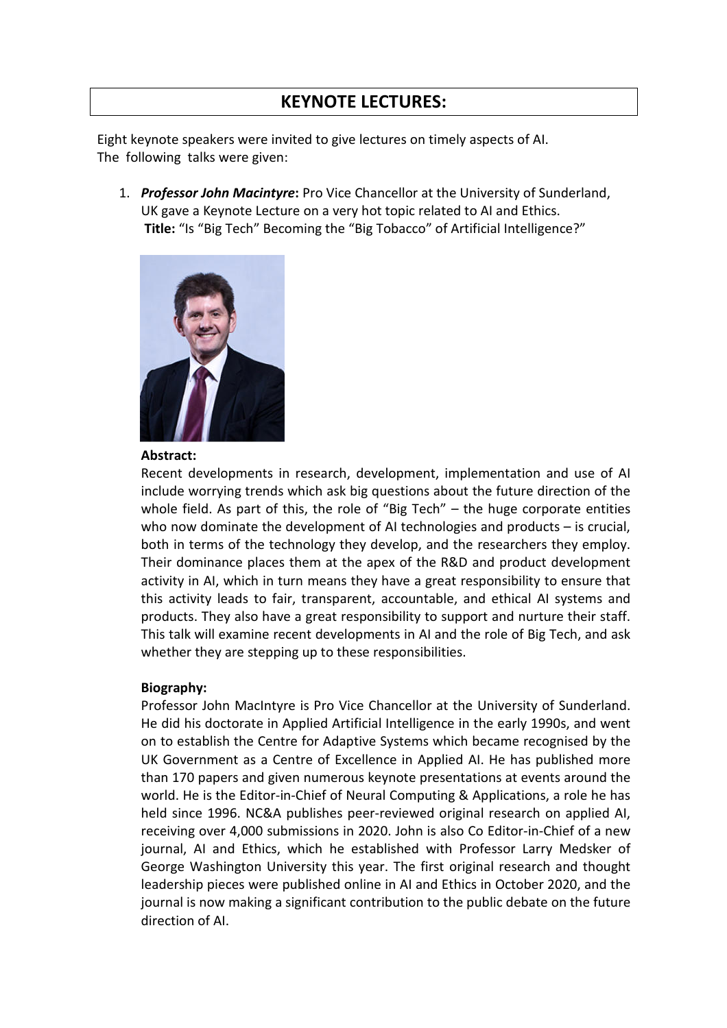# KEYNOTE LECTURES:

Eight keynote speakers were invited to give lectures on timely aspects of AI.
The following talks were given:

1. ***Professor John Macintyre*:** Pro Vice Chancellor at the University of Sunderland, UK gave a Keynote Lecture on a very hot topic related to AI and Ethics.
   **Title:** "Is "Big Tech" Becoming the "Big Tobacco" of Artificial Intelligence?"

   **Abstract:**
   Recent developments in research, development, implementation and use of AI include worrying trends which ask big questions about the future direction of the whole field. As part of this, the role of "Big Tech" – the huge corporate entities who now dominate the development of AI technologies and products – is crucial, both in terms of the technology they develop, and the researchers they employ. Their dominance places them at the apex of the R&D and product development activity in AI, which in turn means they have a great responsibility to ensure that this activity leads to fair, transparent, accountable, and ethical AI systems and products. They also have a great responsibility to support and nurture their staff. This talk will examine recent developments in AI and the role of Big Tech, and ask whether they are stepping up to these responsibilities.

   **Biography:**
   Professor John MacIntyre is Pro Vice Chancellor at the University of Sunderland. He did his doctorate in Applied Artificial Intelligence in the early 1990s, and went on to establish the Centre for Adaptive Systems which became recognised by the UK Government as a Centre of Excellence in Applied AI. He has published more than 170 papers and given numerous keynote presentations at events around the world. He is the Editor-in-Chief of Neural Computing & Applications, a role he has held since 1996. NC&A publishes peer-reviewed original research on applied AI, receiving over 4,000 submissions in 2020. John is also Co Editor-in-Chief of a new journal, AI and Ethics, which he established with Professor Larry Medsker of George Washington University this year. The first original research and thought leadership pieces were published online in AI and Ethics in October 2020, and the journal is now making a significant contribution to the public debate on the future direction of AI.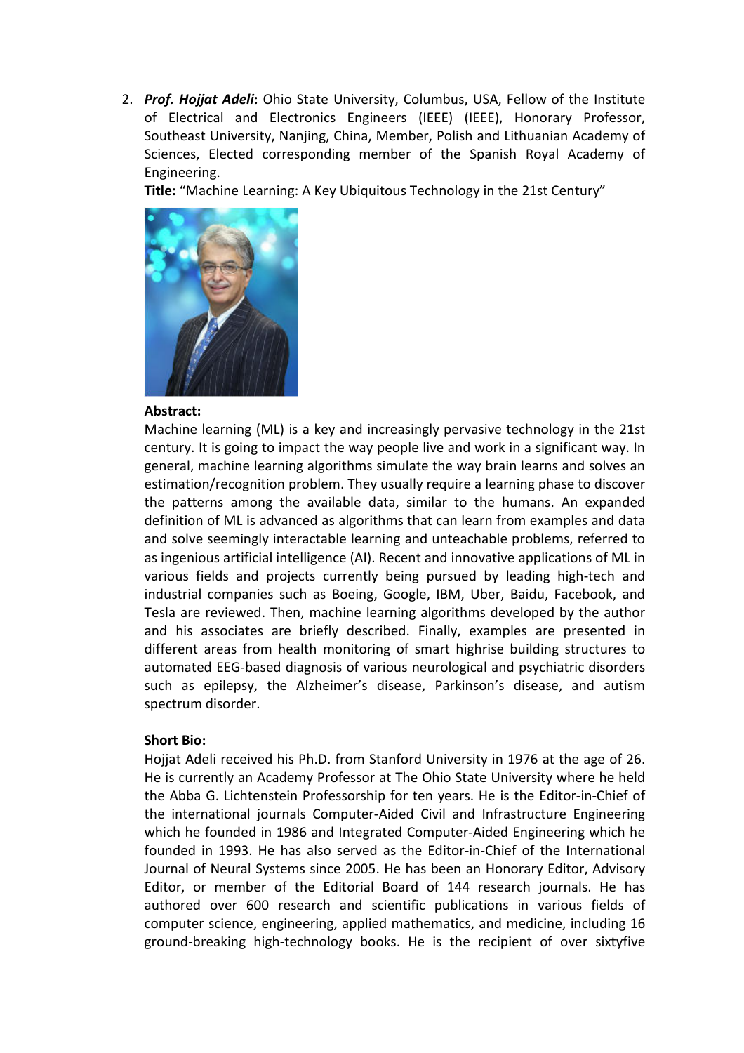2. ***Prof. Hojjat Adeli***: Ohio State University, Columbus, USA, Fellow of the Institute of Electrical and Electronics Engineers (IEEE) (IEEE), Honorary Professor, Southeast University, Nanjing, China, Member, Polish and Lithuanian Academy of Sciences, Elected corresponding member of the Spanish Royal Academy of Engineering.

   **Title:** "Machine Learning: A Key Ubiquitous Technology in the 21st Century"

   **Abstract:**

   Machine learning (ML) is a key and increasingly pervasive technology in the 21st century. It is going to impact the way people live and work in a significant way. In general, machine learning algorithms simulate the way brain learns and solves an estimation/recognition problem. They usually require a learning phase to discover the patterns among the available data, similar to the humans. An expanded definition of ML is advanced as algorithms that can learn from examples and data and solve seemingly interactable learning and unteachable problems, referred to as ingenious artificial intelligence (AI). Recent and innovative applications of ML in various fields and projects currently being pursued by leading high-tech and industrial companies such as Boeing, Google, IBM, Uber, Baidu, Facebook, and Tesla are reviewed. Then, machine learning algorithms developed by the author and his associates are briefly described. Finally, examples are presented in different areas from health monitoring of smart highrise building structures to automated EEG-based diagnosis of various neurological and psychiatric disorders such as epilepsy, the Alzheimer's disease, Parkinson's disease, and autism spectrum disorder.

   **Short Bio:**

   Hojjat Adeli received his Ph.D. from Stanford University in 1976 at the age of 26. He is currently an Academy Professor at The Ohio State University where he held the Abba G. Lichtenstein Professorship for ten years. He is the Editor-in-Chief of the international journals Computer-Aided Civil and Infrastructure Engineering which he founded in 1986 and Integrated Computer-Aided Engineering which he founded in 1993. He has also served as the Editor-in-Chief of the International Journal of Neural Systems since 2005. He has been an Honorary Editor, Advisory Editor, or member of the Editorial Board of 144 research journals. He has authored over 600 research and scientific publications in various fields of computer science, engineering, applied mathematics, and medicine, including 16 ground-breaking high-technology books. He is the recipient of over sixtyfive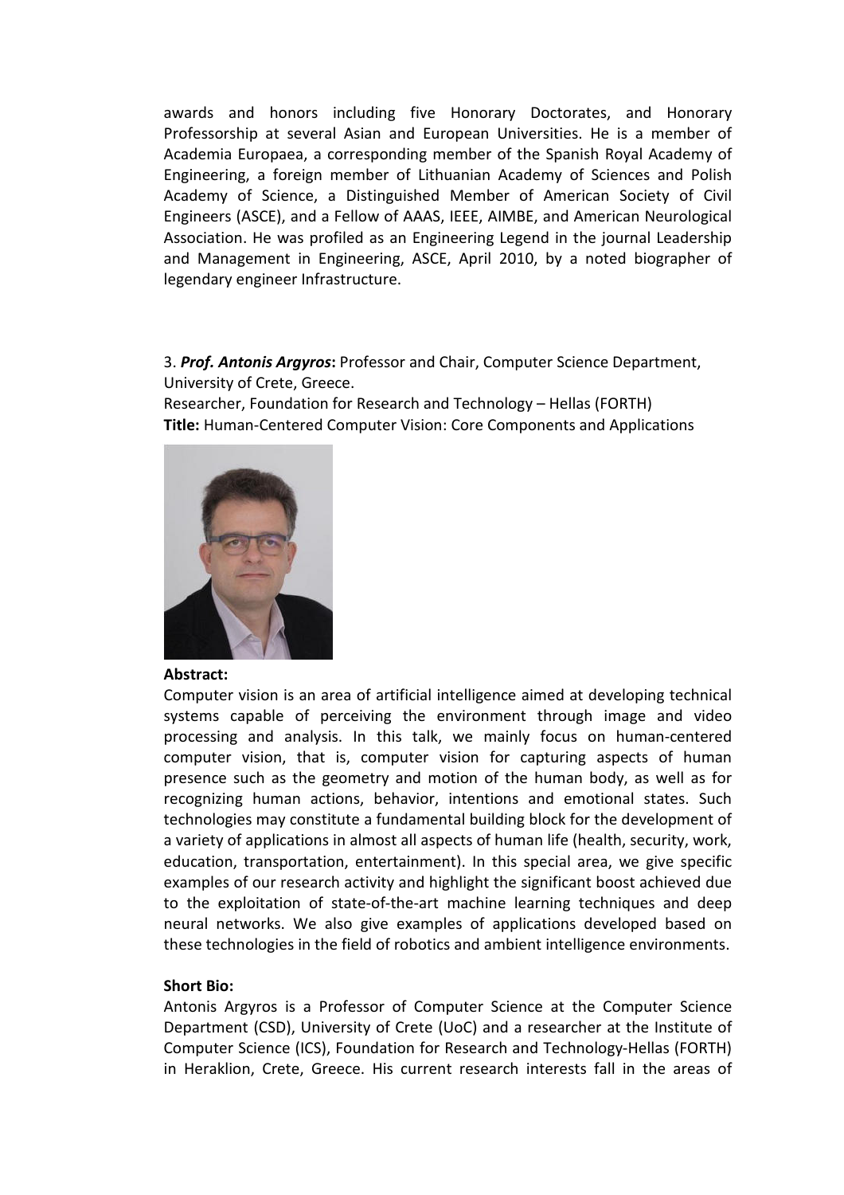awards and honors including five Honorary Doctorates, and Honorary Professorship at several Asian and European Universities. He is a member of Academia Europaea, a corresponding member of the Spanish Royal Academy of Engineering, a foreign member of Lithuanian Academy of Sciences and Polish Academy of Science, a Distinguished Member of American Society of Civil Engineers (ASCE), and a Fellow of AAAS, IEEE, AIMBE, and American Neurological Association. He was profiled as an Engineering Legend in the journal Leadership and Management in Engineering, ASCE, April 2010, by a noted biographer of legendary engineer Infrastructure.

3. ***Prof. Antonis Argyros*:** Professor and Chair, Computer Science Department, University of Crete, Greece.
Researcher, Foundation for Research and Technology – Hellas (FORTH)
**Title:** Human-Centered Computer Vision: Core Components and Applications

**Abstract:**
Computer vision is an area of artificial intelligence aimed at developing technical systems capable of perceiving the environment through image and video processing and analysis. In this talk, we mainly focus on human-centered computer vision, that is, computer vision for capturing aspects of human presence such as the geometry and motion of the human body, as well as for recognizing human actions, behavior, intentions and emotional states. Such technologies may constitute a fundamental building block for the development of a variety of applications in almost all aspects of human life (health, security, work, education, transportation, entertainment). In this special area, we give specific examples of our research activity and highlight the significant boost achieved due to the exploitation of state-of-the-art machine learning techniques and deep neural networks. We also give examples of applications developed based on these technologies in the field of robotics and ambient intelligence environments.

**Short Bio:**
Antonis Argyros is a Professor of Computer Science at the Computer Science Department (CSD), University of Crete (UoC) and a researcher at the Institute of Computer Science (ICS), Foundation for Research and Technology-Hellas (FORTH) in Heraklion, Crete, Greece. His current research interests fall in the areas of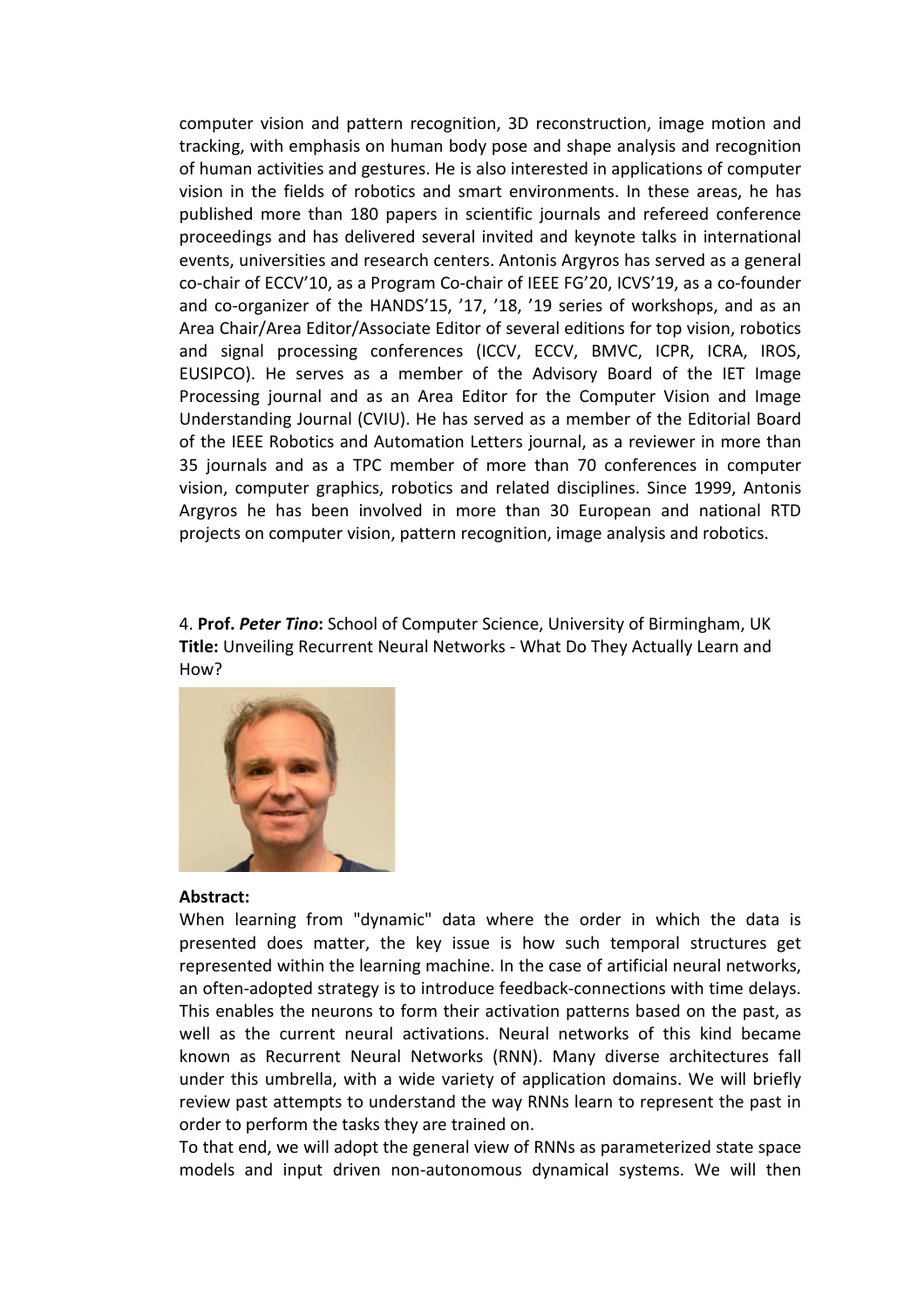computer vision and pattern recognition, 3D reconstruction, image motion and tracking, with emphasis on human body pose and shape analysis and recognition of human activities and gestures. He is also interested in applications of computer vision in the fields of robotics and smart environments. In these areas, he has published more than 180 papers in scientific journals and refereed conference proceedings and has delivered several invited and keynote talks in international events, universities and research centers. Antonis Argyros has served as a general co-chair of ECCV'10, as a Program Co-chair of IEEE FG'20, ICVS'19, as a co-founder and co-organizer of the HANDS'15, '17, '18, '19 series of workshops, and as an Area Chair/Area Editor/Associate Editor of several editions for top vision, robotics and signal processing conferences (ICCV, ECCV, BMVC, ICPR, ICRA, IROS, EUSIPCO). He serves as a member of the Advisory Board of the IET Image Processing journal and as an Area Editor for the Computer Vision and Image Understanding Journal (CVIU). He has served as a member of the Editorial Board of the IEEE Robotics and Automation Letters journal, as a reviewer in more than 35 journals and as a TPC member of more than 70 conferences in computer vision, computer graphics, robotics and related disciplines. Since 1999, Antonis Argyros he has been involved in more than 30 European and national RTD projects on computer vision, pattern recognition, image analysis and robotics.

4. **Prof. *Peter Tino*:** School of Computer Science, University of Birmingham, UK
**Title:** Unveiling Recurrent Neural Networks - What Do They Actually Learn and How?

**Abstract:**

When learning from "dynamic" data where the order in which the data is presented does matter, the key issue is how such temporal structures get represented within the learning machine. In the case of artificial neural networks, an often-adopted strategy is to introduce feedback-connections with time delays. This enables the neurons to form their activation patterns based on the past, as well as the current neural activations. Neural networks of this kind became known as Recurrent Neural Networks (RNN). Many diverse architectures fall under this umbrella, with a wide variety of application domains. We will briefly review past attempts to understand the way RNNs learn to represent the past in order to perform the tasks they are trained on.

To that end, we will adopt the general view of RNNs as parameterized state space models and input driven non-autonomous dynamical systems. We will then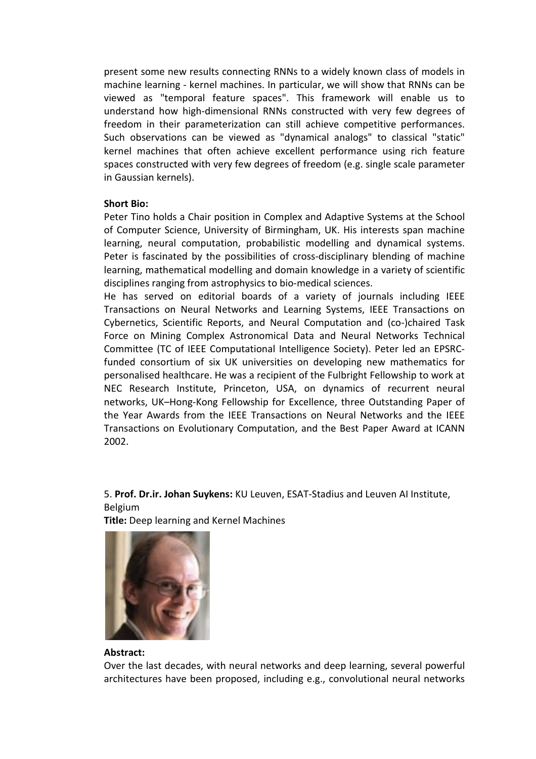present some new results connecting RNNs to a widely known class of models in machine learning - kernel machines. In particular, we will show that RNNs can be viewed as "temporal feature spaces". This framework will enable us to understand how high-dimensional RNNs constructed with very few degrees of freedom in their parameterization can still achieve competitive performances. Such observations can be viewed as "dynamical analogs" to classical "static" kernel machines that often achieve excellent performance using rich feature spaces constructed with very few degrees of freedom (e.g. single scale parameter in Gaussian kernels).

**Short Bio:**

Peter Tino holds a Chair position in Complex and Adaptive Systems at the School of Computer Science, University of Birmingham, UK. His interests span machine learning, neural computation, probabilistic modelling and dynamical systems. Peter is fascinated by the possibilities of cross-disciplinary blending of machine learning, mathematical modelling and domain knowledge in a variety of scientific disciplines ranging from astrophysics to bio-medical sciences.

He has served on editorial boards of a variety of journals including IEEE Transactions on Neural Networks and Learning Systems, IEEE Transactions on Cybernetics, Scientific Reports, and Neural Computation and (co-)chaired Task Force on Mining Complex Astronomical Data and Neural Networks Technical Committee (TC of IEEE Computational Intelligence Society). Peter led an EPSRC-funded consortium of six UK universities on developing new mathematics for personalised healthcare. He was a recipient of the Fulbright Fellowship to work at NEC Research Institute, Princeton, USA, on dynamics of recurrent neural networks, UK–Hong-Kong Fellowship for Excellence, three Outstanding Paper of the Year Awards from the IEEE Transactions on Neural Networks and the IEEE Transactions on Evolutionary Computation, and the Best Paper Award at ICANN 2002.

5. **Prof. Dr.ir. Johan Suykens:** KU Leuven, ESAT-Stadius and Leuven AI Institute, Belgium

**Title:** Deep learning and Kernel Machines

**Abstract:**

Over the last decades, with neural networks and deep learning, several powerful architectures have been proposed, including e.g., convolutional neural networks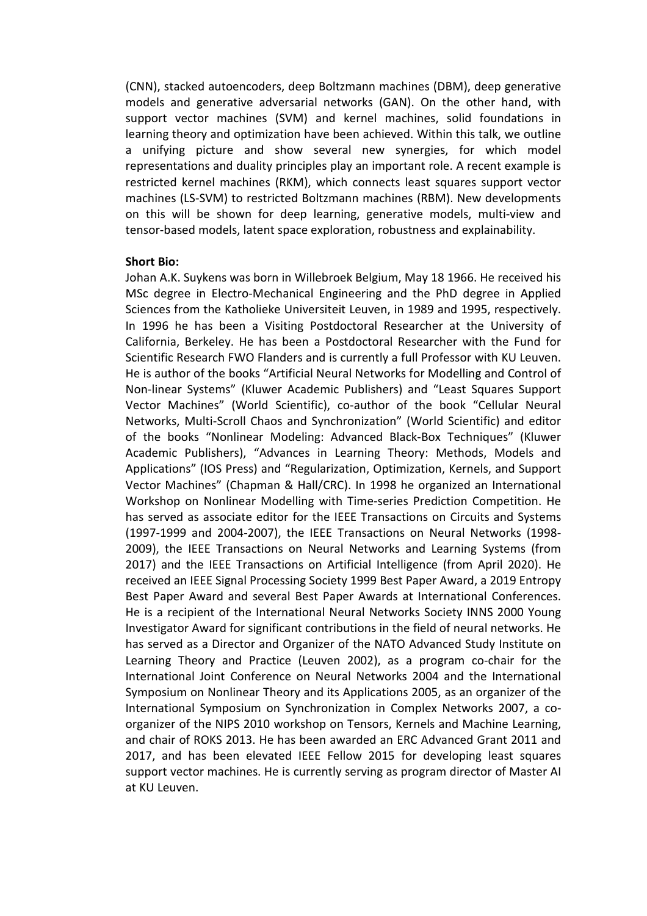(CNN), stacked autoencoders, deep Boltzmann machines (DBM), deep generative models and generative adversarial networks (GAN). On the other hand, with support vector machines (SVM) and kernel machines, solid foundations in learning theory and optimization have been achieved. Within this talk, we outline a unifying picture and show several new synergies, for which model representations and duality principles play an important role. A recent example is restricted kernel machines (RKM), which connects least squares support vector machines (LS-SVM) to restricted Boltzmann machines (RBM). New developments on this will be shown for deep learning, generative models, multi-view and tensor-based models, latent space exploration, robustness and explainability.

**Short Bio:**

Johan A.K. Suykens was born in Willebroek Belgium, May 18 1966. He received his MSc degree in Electro-Mechanical Engineering and the PhD degree in Applied Sciences from the Katholieke Universiteit Leuven, in 1989 and 1995, respectively. In 1996 he has been a Visiting Postdoctoral Researcher at the University of California, Berkeley. He has been a Postdoctoral Researcher with the Fund for Scientific Research FWO Flanders and is currently a full Professor with KU Leuven. He is author of the books "Artificial Neural Networks for Modelling and Control of Non-linear Systems" (Kluwer Academic Publishers) and "Least Squares Support Vector Machines" (World Scientific), co-author of the book "Cellular Neural Networks, Multi-Scroll Chaos and Synchronization" (World Scientific) and editor of the books "Nonlinear Modeling: Advanced Black-Box Techniques" (Kluwer Academic Publishers), "Advances in Learning Theory: Methods, Models and Applications" (IOS Press) and "Regularization, Optimization, Kernels, and Support Vector Machines" (Chapman & Hall/CRC). In 1998 he organized an International Workshop on Nonlinear Modelling with Time-series Prediction Competition. He has served as associate editor for the IEEE Transactions on Circuits and Systems (1997-1999 and 2004-2007), the IEEE Transactions on Neural Networks (1998-2009), the IEEE Transactions on Neural Networks and Learning Systems (from 2017) and the IEEE Transactions on Artificial Intelligence (from April 2020). He received an IEEE Signal Processing Society 1999 Best Paper Award, a 2019 Entropy Best Paper Award and several Best Paper Awards at International Conferences. He is a recipient of the International Neural Networks Society INNS 2000 Young Investigator Award for significant contributions in the field of neural networks. He has served as a Director and Organizer of the NATO Advanced Study Institute on Learning Theory and Practice (Leuven 2002), as a program co-chair for the International Joint Conference on Neural Networks 2004 and the International Symposium on Nonlinear Theory and its Applications 2005, as an organizer of the International Symposium on Synchronization in Complex Networks 2007, a co-organizer of the NIPS 2010 workshop on Tensors, Kernels and Machine Learning, and chair of ROKS 2013. He has been awarded an ERC Advanced Grant 2011 and 2017, and has been elevated IEEE Fellow 2015 for developing least squares support vector machines. He is currently serving as program director of Master AI at KU Leuven.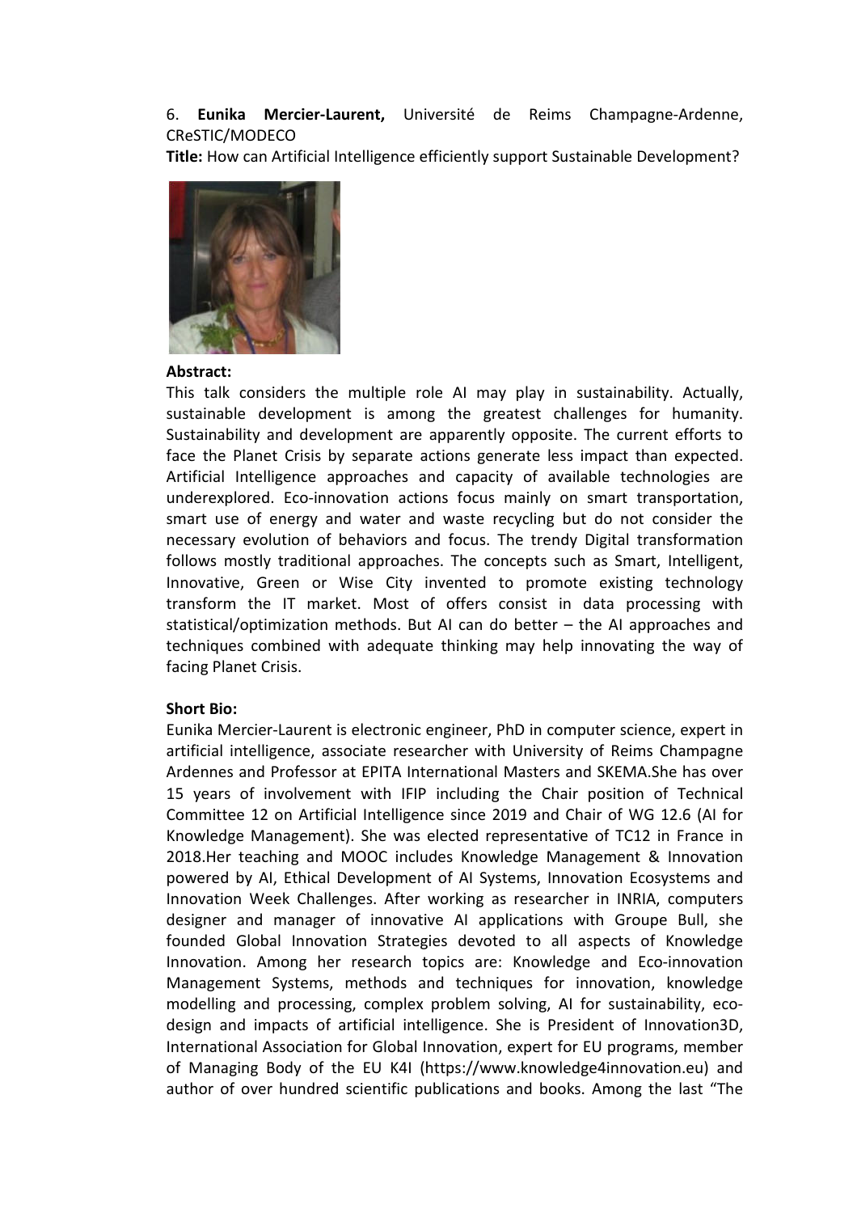6. **Eunika Mercier-Laurent,** Université de Reims Champagne-Ardenne, CReSTIC/MODECO

**Title:** How can Artificial Intelligence efficiently support Sustainable Development?

**Abstract:**

This talk considers the multiple role AI may play in sustainability. Actually, sustainable development is among the greatest challenges for humanity. Sustainability and development are apparently opposite. The current efforts to face the Planet Crisis by separate actions generate less impact than expected. Artificial Intelligence approaches and capacity of available technologies are underexplored. Eco-innovation actions focus mainly on smart transportation, smart use of energy and water and waste recycling but do not consider the necessary evolution of behaviors and focus. The trendy Digital transformation follows mostly traditional approaches. The concepts such as Smart, Intelligent, Innovative, Green or Wise City invented to promote existing technology transform the IT market. Most of offers consist in data processing with statistical/optimization methods. But AI can do better – the AI approaches and techniques combined with adequate thinking may help innovating the way of facing Planet Crisis.

**Short Bio:**

Eunika Mercier-Laurent is electronic engineer, PhD in computer science, expert in artificial intelligence, associate researcher with University of Reims Champagne Ardennes and Professor at EPITA International Masters and SKEMA.She has over 15 years of involvement with IFIP including the Chair position of Technical Committee 12 on Artificial Intelligence since 2019 and Chair of WG 12.6 (AI for Knowledge Management). She was elected representative of TC12 in France in 2018.Her teaching and MOOC includes Knowledge Management & Innovation powered by AI, Ethical Development of AI Systems, Innovation Ecosystems and Innovation Week Challenges. After working as researcher in INRIA, computers designer and manager of innovative AI applications with Groupe Bull, she founded Global Innovation Strategies devoted to all aspects of Knowledge Innovation. Among her research topics are: Knowledge and Eco-innovation Management Systems, methods and techniques for innovation, knowledge modelling and processing, complex problem solving, AI for sustainability, eco-design and impacts of artificial intelligence. She is President of Innovation3D, International Association for Global Innovation, expert for EU programs, member of Managing Body of the EU K4I (https://www.knowledge4innovation.eu) and author of over hundred scientific publications and books. Among the last "The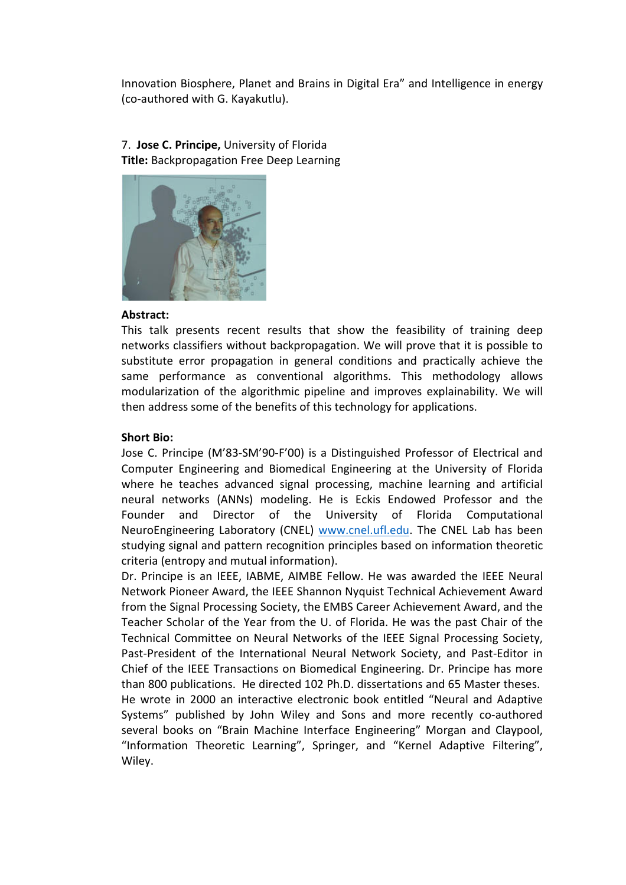Innovation Biosphere, Planet and Brains in Digital Era" and Intelligence in energy (co-authored with G. Kayakutlu).

7. **Jose C. Principe,** University of Florida
**Title:** Backpropagation Free Deep Learning

**Abstract:**
This talk presents recent results that show the feasibility of training deep networks classifiers without backpropagation. We will prove that it is possible to substitute error propagation in general conditions and practically achieve the same performance as conventional algorithms. This methodology allows modularization of the algorithmic pipeline and improves explainability. We will then address some of the benefits of this technology for applications.

**Short Bio:**
Jose C. Principe (M'83-SM'90-F'00) is a Distinguished Professor of Electrical and Computer Engineering and Biomedical Engineering at the University of Florida where he teaches advanced signal processing, machine learning and artificial neural networks (ANNs) modeling. He is Eckis Endowed Professor and the Founder and Director of the University of Florida Computational NeuroEngineering Laboratory (CNEL) www.cnel.ufl.edu. The CNEL Lab has been studying signal and pattern recognition principles based on information theoretic criteria (entropy and mutual information).
Dr. Principe is an IEEE, IABME, AIMBE Fellow. He was awarded the IEEE Neural Network Pioneer Award, the IEEE Shannon Nyquist Technical Achievement Award from the Signal Processing Society, the EMBS Career Achievement Award, and the Teacher Scholar of the Year from the U. of Florida. He was the past Chair of the Technical Committee on Neural Networks of the IEEE Signal Processing Society, Past-President of the International Neural Network Society, and Past-Editor in Chief of the IEEE Transactions on Biomedical Engineering. Dr. Principe has more than 800 publications. He directed 102 Ph.D. dissertations and 65 Master theses. He wrote in 2000 an interactive electronic book entitled "Neural and Adaptive Systems" published by John Wiley and Sons and more recently co-authored several books on "Brain Machine Interface Engineering" Morgan and Claypool, "Information Theoretic Learning", Springer, and "Kernel Adaptive Filtering", Wiley.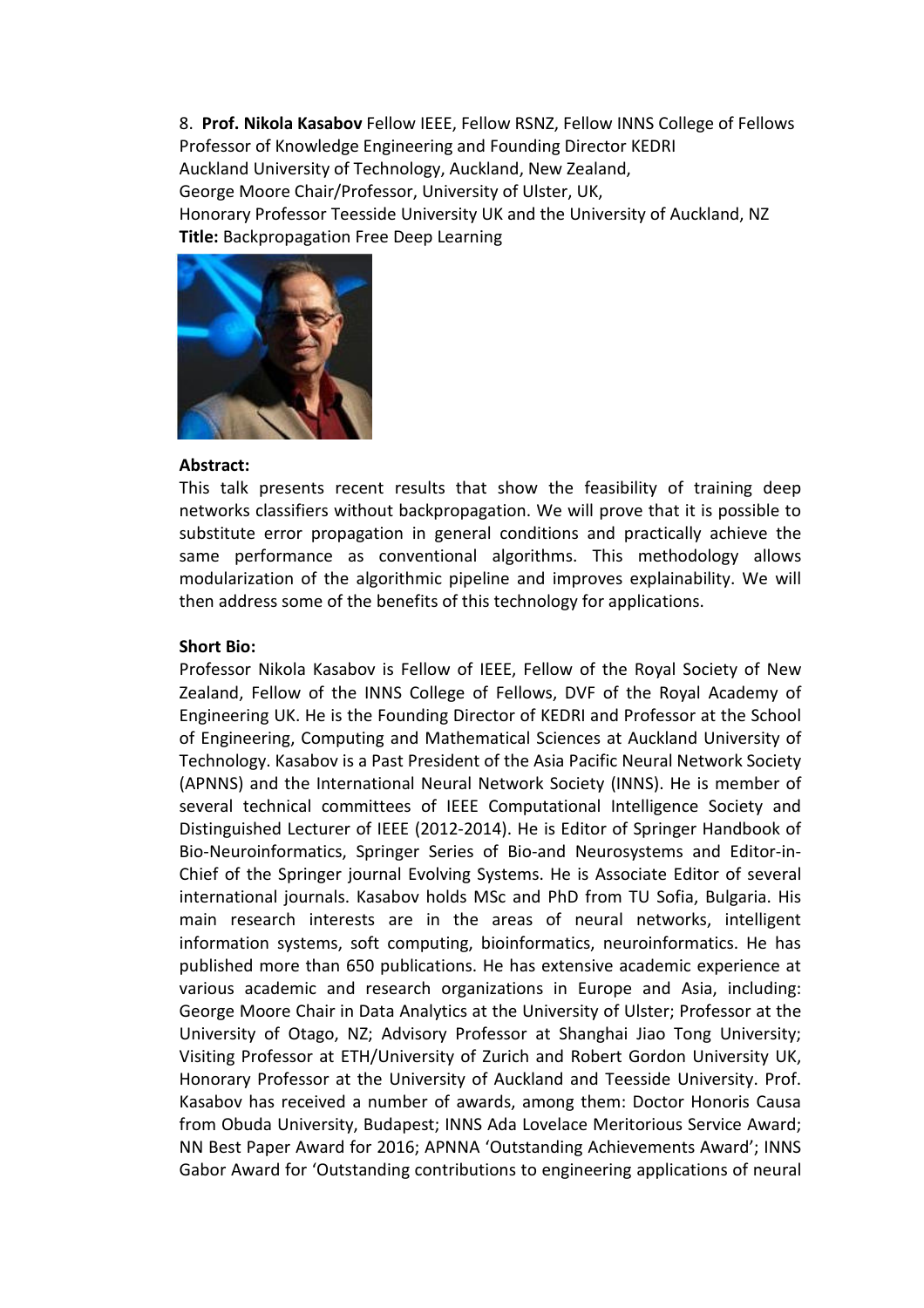8. **Prof. Nikola Kasabov** Fellow IEEE, Fellow RSNZ, Fellow INNS College of Fellows
Professor of Knowledge Engineering and Founding Director KEDRI
Auckland University of Technology, Auckland, New Zealand,
George Moore Chair/Professor, University of Ulster, UK,
Honorary Professor Teesside University UK and the University of Auckland, NZ
**Title:** Backpropagation Free Deep Learning

**Abstract:**

This talk presents recent results that show the feasibility of training deep networks classifiers without backpropagation. We will prove that it is possible to substitute error propagation in general conditions and practically achieve the same performance as conventional algorithms. This methodology allows modularization of the algorithmic pipeline and improves explainability. We will then address some of the benefits of this technology for applications.

**Short Bio:**

Professor Nikola Kasabov is Fellow of IEEE, Fellow of the Royal Society of New Zealand, Fellow of the INNS College of Fellows, DVF of the Royal Academy of Engineering UK. He is the Founding Director of KEDRI and Professor at the School of Engineering, Computing and Mathematical Sciences at Auckland University of Technology. Kasabov is a Past President of the Asia Pacific Neural Network Society (APNNS) and the International Neural Network Society (INNS). He is member of several technical committees of IEEE Computational Intelligence Society and Distinguished Lecturer of IEEE (2012-2014). He is Editor of Springer Handbook of Bio-Neuroinformatics, Springer Series of Bio-and Neurosystems and Editor-in-Chief of the Springer journal Evolving Systems. He is Associate Editor of several international journals. Kasabov holds MSc and PhD from TU Sofia, Bulgaria. His main research interests are in the areas of neural networks, intelligent information systems, soft computing, bioinformatics, neuroinformatics. He has published more than 650 publications. He has extensive academic experience at various academic and research organizations in Europe and Asia, including: George Moore Chair in Data Analytics at the University of Ulster; Professor at the University of Otago, NZ; Advisory Professor at Shanghai Jiao Tong University; Visiting Professor at ETH/University of Zurich and Robert Gordon University UK, Honorary Professor at the University of Auckland and Teesside University. Prof. Kasabov has received a number of awards, among them: Doctor Honoris Causa from Obuda University, Budapest; INNS Ada Lovelace Meritorious Service Award; NN Best Paper Award for 2016; APNNA 'Outstanding Achievements Award'; INNS Gabor Award for 'Outstanding contributions to engineering applications of neural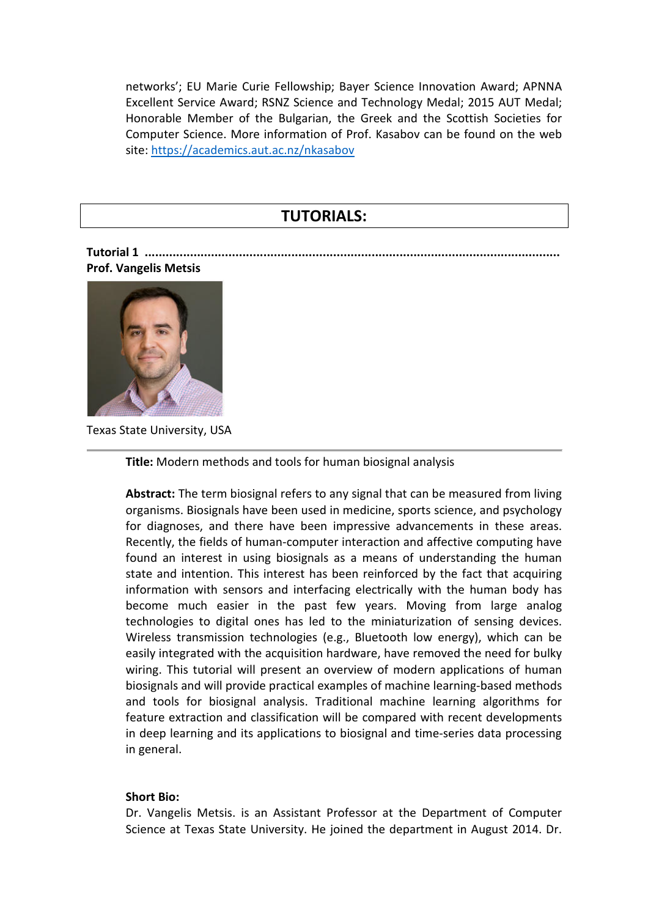networks'; EU Marie Curie Fellowship; Bayer Science Innovation Award; APNNA Excellent Service Award; RSNZ Science and Technology Medal; 2015 AUT Medal; Honorable Member of the Bulgarian, the Greek and the Scottish Societies for Computer Science. More information of Prof. Kasabov can be found on the web site: [https://academics.aut.ac.nz/nkasabov](https://academics.aut.ac.nz/nkasabov)

# TUTORIALS:

**Tutorial 1 ..........................................................................................................**

**Prof. Vangelis Metsis**

Texas State University, USA

---

**Title:** Modern methods and tools for human biosignal analysis

**Abstract:** The term biosignal refers to any signal that can be measured from living organisms. Biosignals have been used in medicine, sports science, and psychology for diagnoses, and there have been impressive advancements in these areas. Recently, the fields of human-computer interaction and affective computing have found an interest in using biosignals as a means of understanding the human state and intention. This interest has been reinforced by the fact that acquiring information with sensors and interfacing electrically with the human body has become much easier in the past few years. Moving from large analog technologies to digital ones has led to the miniaturization of sensing devices. Wireless transmission technologies (e.g., Bluetooth low energy), which can be easily integrated with the acquisition hardware, have removed the need for bulky wiring. This tutorial will present an overview of modern applications of human biosignals and will provide practical examples of machine learning-based methods and tools for biosignal analysis. Traditional machine learning algorithms for feature extraction and classification will be compared with recent developments in deep learning and its applications to biosignal and time-series data processing in general.

**Short Bio:**

Dr. Vangelis Metsis. is an Assistant Professor at the Department of Computer Science at Texas State University. He joined the department in August 2014. Dr.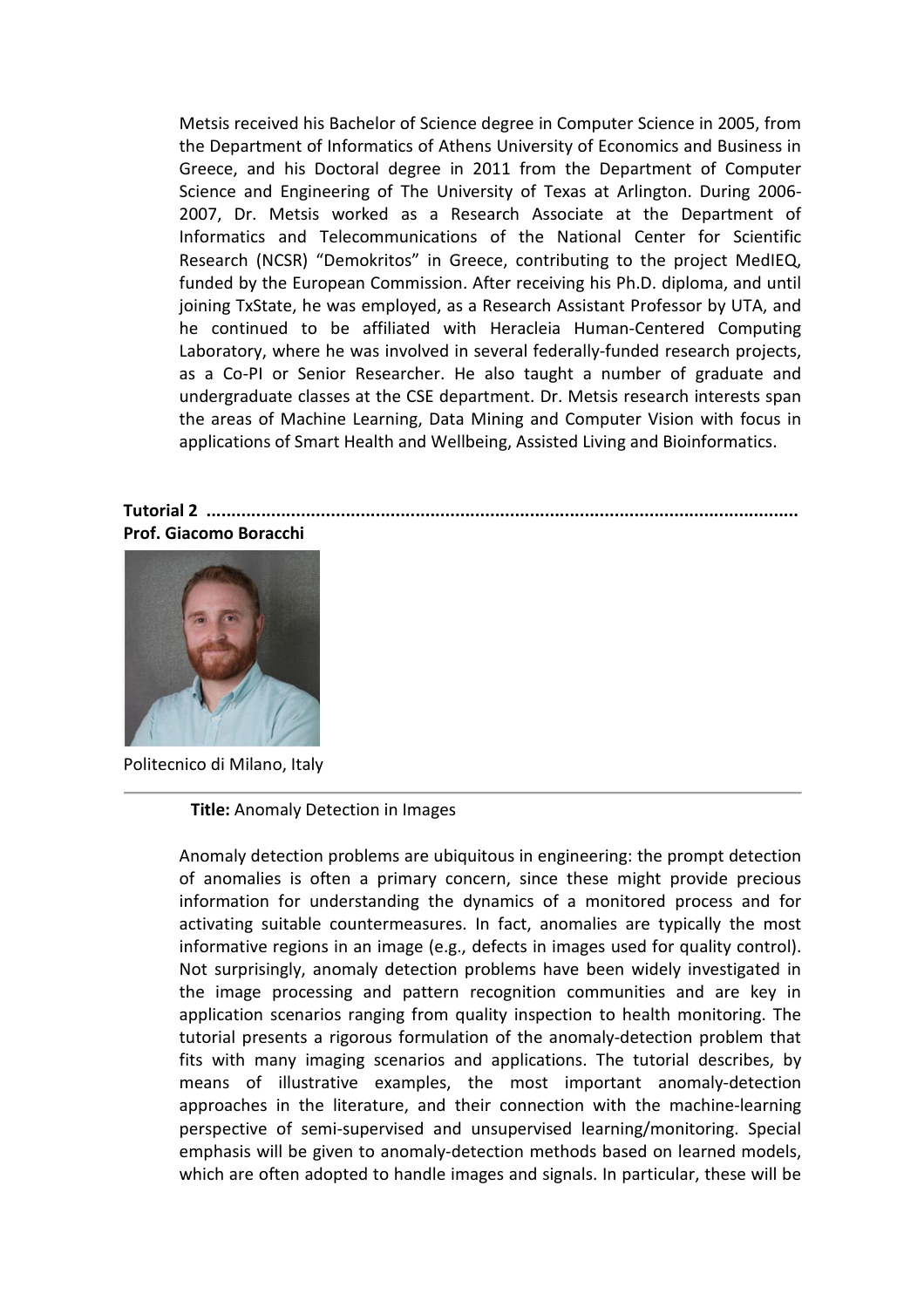Metsis received his Bachelor of Science degree in Computer Science in 2005, from the Department of Informatics of Athens University of Economics and Business in Greece, and his Doctoral degree in 2011 from the Department of Computer Science and Engineering of The University of Texas at Arlington. During 2006-2007, Dr. Metsis worked as a Research Associate at the Department of Informatics and Telecommunications of the National Center for Scientific Research (NCSR) "Demokritos" in Greece, contributing to the project MedIEQ, funded by the European Commission. After receiving his Ph.D. diploma, and until joining TxState, he was employed, as a Research Assistant Professor by UTA, and he continued to be affiliated with Heracleia Human-Centered Computing Laboratory, where he was involved in several federally-funded research projects, as a Co-PI or Senior Researcher. He also taught a number of graduate and undergraduate classes at the CSE department. Dr. Metsis research interests span the areas of Machine Learning, Data Mining and Computer Vision with focus in applications of Smart Health and Wellbeing, Assisted Living and Bioinformatics.

**Tutorial 2 ......................................................................................................................**
**Prof. Giacomo Boracchi**

Politecnico di Milano, Italy

**Title:** Anomaly Detection in Images

Anomaly detection problems are ubiquitous in engineering: the prompt detection of anomalies is often a primary concern, since these might provide precious information for understanding the dynamics of a monitored process and for activating suitable countermeasures. In fact, anomalies are typically the most informative regions in an image (e.g., defects in images used for quality control). Not surprisingly, anomaly detection problems have been widely investigated in the image processing and pattern recognition communities and are key in application scenarios ranging from quality inspection to health monitoring. The tutorial presents a rigorous formulation of the anomaly-detection problem that fits with many imaging scenarios and applications. The tutorial describes, by means of illustrative examples, the most important anomaly-detection approaches in the literature, and their connection with the machine-learning perspective of semi-supervised and unsupervised learning/monitoring. Special emphasis will be given to anomaly-detection methods based on learned models, which are often adopted to handle images and signals. In particular, these will be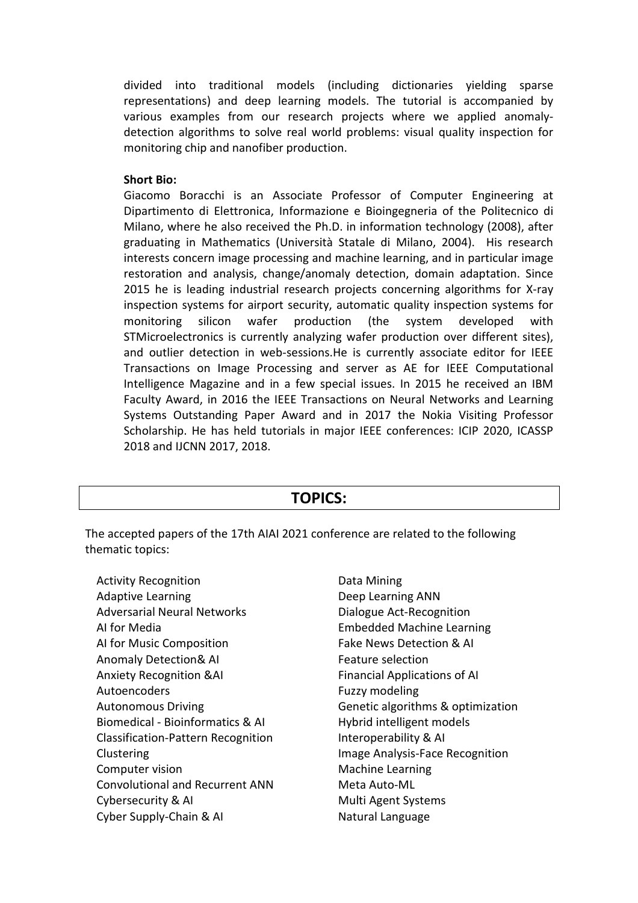divided into traditional models (including dictionaries yielding sparse representations) and deep learning models. The tutorial is accompanied by various examples from our research projects where we applied anomaly-detection algorithms to solve real world problems: visual quality inspection for monitoring chip and nanofiber production.

**Short Bio:**

Giacomo Boracchi is an Associate Professor of Computer Engineering at Dipartimento di Elettronica, Informazione e Bioingegneria of the Politecnico di Milano, where he also received the Ph.D. in information technology (2008), after graduating in Mathematics (Università Statale di Milano, 2004). His research interests concern image processing and machine learning, and in particular image restoration and analysis, change/anomaly detection, domain adaptation. Since 2015 he is leading industrial research projects concerning algorithms for X-ray inspection systems for airport security, automatic quality inspection systems for monitoring silicon wafer production (the system developed with STMicroelectronics is currently analyzing wafer production over different sites), and outlier detection in web-sessions.He is currently associate editor for IEEE Transactions on Image Processing and server as AE for IEEE Computational Intelligence Magazine and in a few special issues. In 2015 he received an IBM Faculty Award, in 2016 the IEEE Transactions on Neural Networks and Learning Systems Outstanding Paper Award and in 2017 the Nokia Visiting Professor Scholarship. He has held tutorials in major IEEE conferences: ICIP 2020, ICASSP 2018 and IJCNN 2017, 2018.

## TOPICS:

The accepted papers of the 17th AIAI 2021 conference are related to the following thematic topics:

- Activity Recognition
- Adaptive Learning
- Adversarial Neural Networks
- AI for Media
- AI for Music Composition
- Anomaly Detection& AI
- Anxiety Recognition &AI
- Autoencoders
- Autonomous Driving
- Biomedical - Bioinformatics & AI
- Classification-Pattern Recognition
- Clustering
- Computer vision
- Convolutional and Recurrent ANN
- Cybersecurity & AI
- Cyber Supply-Chain & AI
- Data Mining
- Deep Learning ANN
- Dialogue Act-Recognition
- Embedded Machine Learning
- Fake News Detection & AI
- Feature selection
- Financial Applications of AI
- Fuzzy modeling
- Genetic algorithms & optimization
- Hybrid intelligent models
- Interoperability & AI
- Image Analysis-Face Recognition
- Machine Learning
- Meta Auto-ML
- Multi Agent Systems
- Natural Language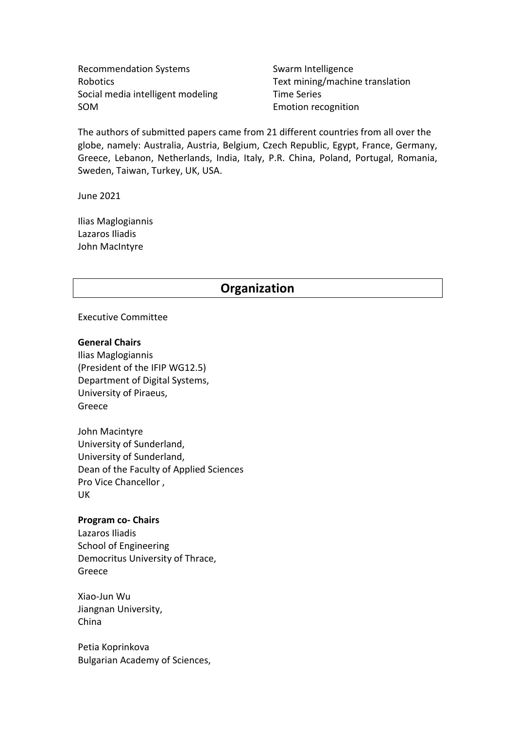- Recommendation Systems
- Robotics
- Social media intelligent modeling
- SOM
- Swarm Intelligence
- Text mining/machine translation
- Time Series
- Emotion recognition

The authors of submitted papers came from 21 different countries from all over the globe, namely: Australia, Austria, Belgium, Czech Republic, Egypt, France, Germany, Greece, Lebanon, Netherlands, India, Italy, P.R. China, Poland, Portugal, Romania, Sweden, Taiwan, Turkey, UK, USA.

June 2021

Ilias Maglogiannis
Lazaros Iliadis
John MacIntyre

## Organization

Executive Committee

**General Chairs**

Ilias Maglogiannis
(President of the IFIP WG12.5)
Department of Digital Systems,
University of Piraeus,
Greece

John Macintyre
University of Sunderland,
University of Sunderland,
Dean of the Faculty of Applied Sciences
Pro Vice Chancellor ,
UK

**Program co- Chairs**

Lazaros Iliadis
School of Engineering
Democritus University of Thrace,
Greece

Xiao-Jun Wu
Jiangnan University,
China

Petia Koprinkova
Bulgarian Academy of Sciences,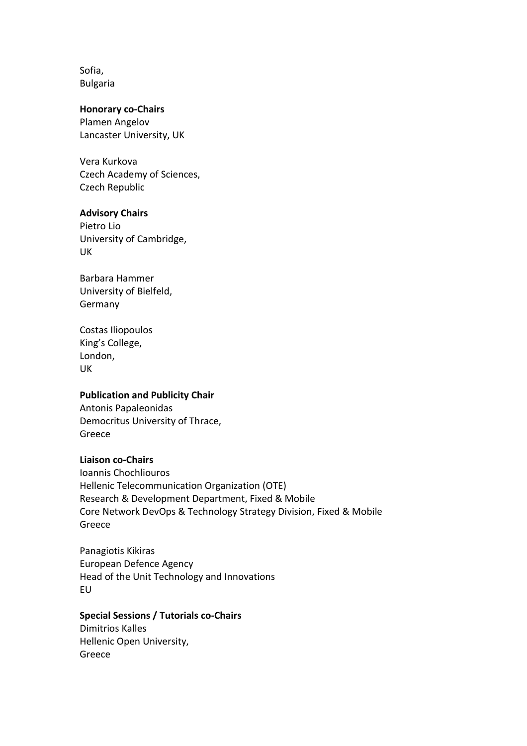Sofia,
Bulgaria

**Honorary co-Chairs**
Plamen Angelov
Lancaster University, UK

Vera Kurkova
Czech Academy of Sciences,
Czech Republic

**Advisory Chairs**
Pietro Lio
University of Cambridge,
UK

Barbara Hammer
University of Bielfeld,
Germany

Costas Iliopoulos
King's College,
London,
UK

**Publication and Publicity Chair**
Antonis Papaleonidas
Democritus University of Thrace,
Greece

**Liaison co-Chairs**
Ioannis Chochliouros
Hellenic Telecommunication Organization (OTE)
Research & Development Department, Fixed & Mobile
Core Network DevOps & Technology Strategy Division, Fixed & Mobile
Greece

Panagiotis Kikiras
European Defence Agency
Head of the Unit Technology and Innovations
EU

**Special Sessions / Tutorials co-Chairs**
Dimitrios Kalles
Hellenic Open University,
Greece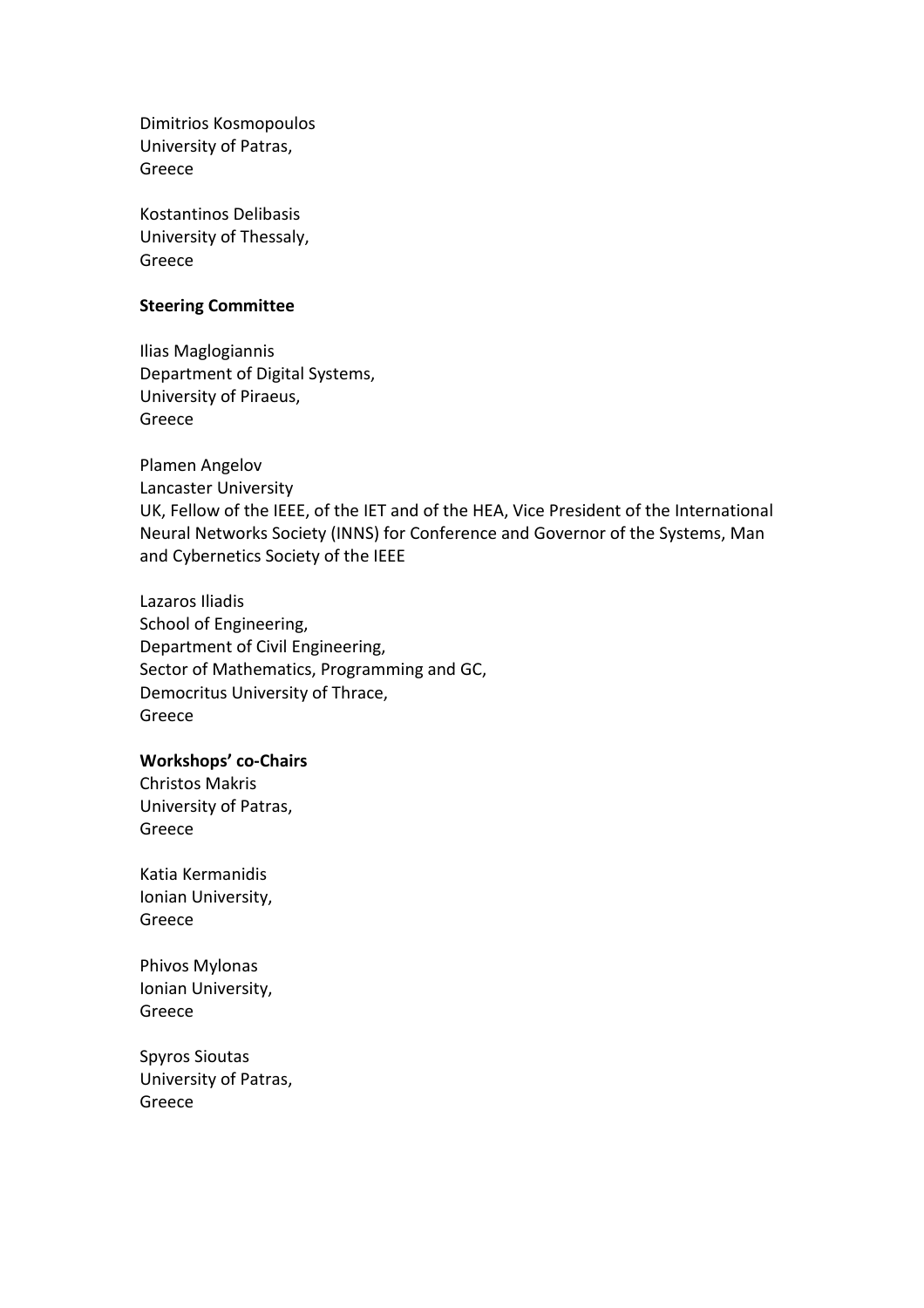Dimitrios Kosmopoulos
University of Patras,
Greece

Kostantinos Delibasis
University of Thessaly,
Greece

**Steering Committee**

Ilias Maglogiannis
Department of Digital Systems,
University of Piraeus,
Greece

Plamen Angelov
Lancaster University
UK, Fellow of the IEEE, of the IET and of the HEA, Vice President of the International Neural Networks Society (INNS) for Conference and Governor of the Systems, Man and Cybernetics Society of the IEEE

Lazaros Iliadis
School of Engineering,
Department of Civil Engineering,
Sector of Mathematics, Programming and GC,
Democritus University of Thrace,
Greece

**Workshops' co-Chairs**

Christos Makris
University of Patras,
Greece

Katia Kermanidis
Ionian University,
Greece

Phivos Mylonas
Ionian University,
Greece

Spyros Sioutas
University of Patras,
Greece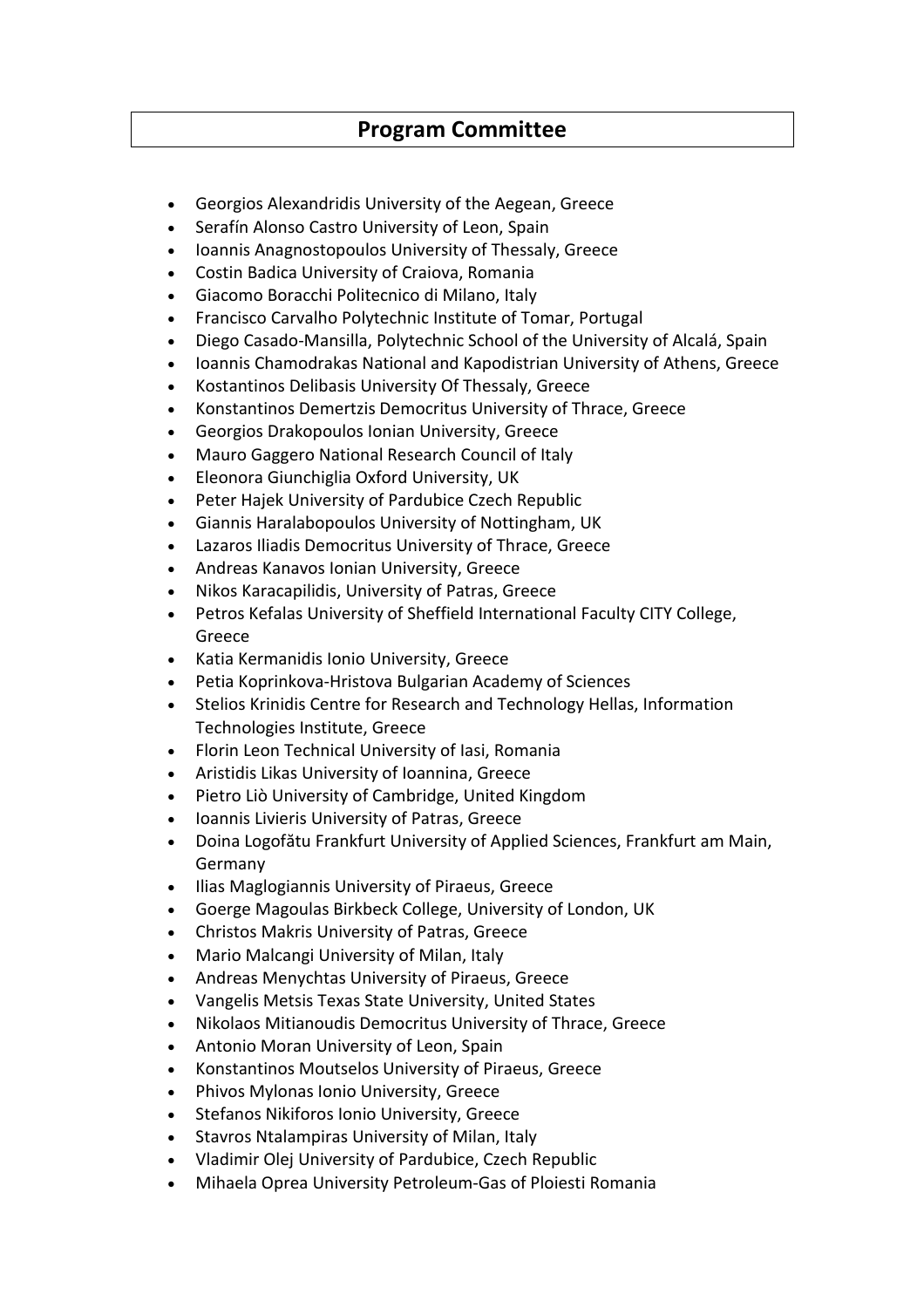## Program Committee

- Georgios Alexandridis University of the Aegean, Greece
- Serafín Alonso Castro University of Leon, Spain
- Ioannis Anagnostopoulos University of Thessaly, Greece
- Costin Badica University of Craiova, Romania
- Giacomo Boracchi Politecnico di Milano, Italy
- Francisco Carvalho Polytechnic Institute of Tomar, Portugal
- Diego Casado-Mansilla, Polytechnic School of the University of Alcalá, Spain
- Ioannis Chamodrakas National and Kapodistrian University of Athens, Greece
- Kostantinos Delibasis University Of Thessaly, Greece
- Konstantinos Demertzis Democritus University of Thrace, Greece
- Georgios Drakopoulos Ionian University, Greece
- Mauro Gaggero National Research Council of Italy
- Eleonora Giunchiglia Oxford University, UK
- Peter Hajek University of Pardubice Czech Republic
- Giannis Haralabopoulos University of Nottingham, UK
- Lazaros Iliadis Democritus University of Thrace, Greece
- Andreas Kanavos Ionian University, Greece
- Nikos Karacapilidis, University of Patras, Greece
- Petros Kefalas University of Sheffield International Faculty CITY College, Greece
- Katia Kermanidis Ionio University, Greece
- Petia Koprinkova-Hristova Bulgarian Academy of Sciences
- Stelios Krinidis Centre for Research and Technology Hellas, Information Technologies Institute, Greece
- Florin Leon Technical University of Iasi, Romania
- Aristidis Likas University of Ioannina, Greece
- Pietro Liò University of Cambridge, United Kingdom
- Ioannis Livieris University of Patras, Greece
- Doina Logofătu Frankfurt University of Applied Sciences, Frankfurt am Main, Germany
- Ilias Maglogiannis University of Piraeus, Greece
- Goerge Magoulas Birkbeck College, University of London, UK
- Christos Makris University of Patras, Greece
- Mario Malcangi University of Milan, Italy
- Andreas Menychtas University of Piraeus, Greece
- Vangelis Metsis Texas State University, United States
- Nikolaos Mitianoudis Democritus University of Thrace, Greece
- Antonio Moran University of Leon, Spain
- Konstantinos Moutselos University of Piraeus, Greece
- Phivos Mylonas Ionio University, Greece
- Stefanos Nikiforos Ionio University, Greece
- Stavros Ntalampiras University of Milan, Italy
- Vladimir Olej University of Pardubice, Czech Republic
- Mihaela Oprea University Petroleum-Gas of Ploiesti Romania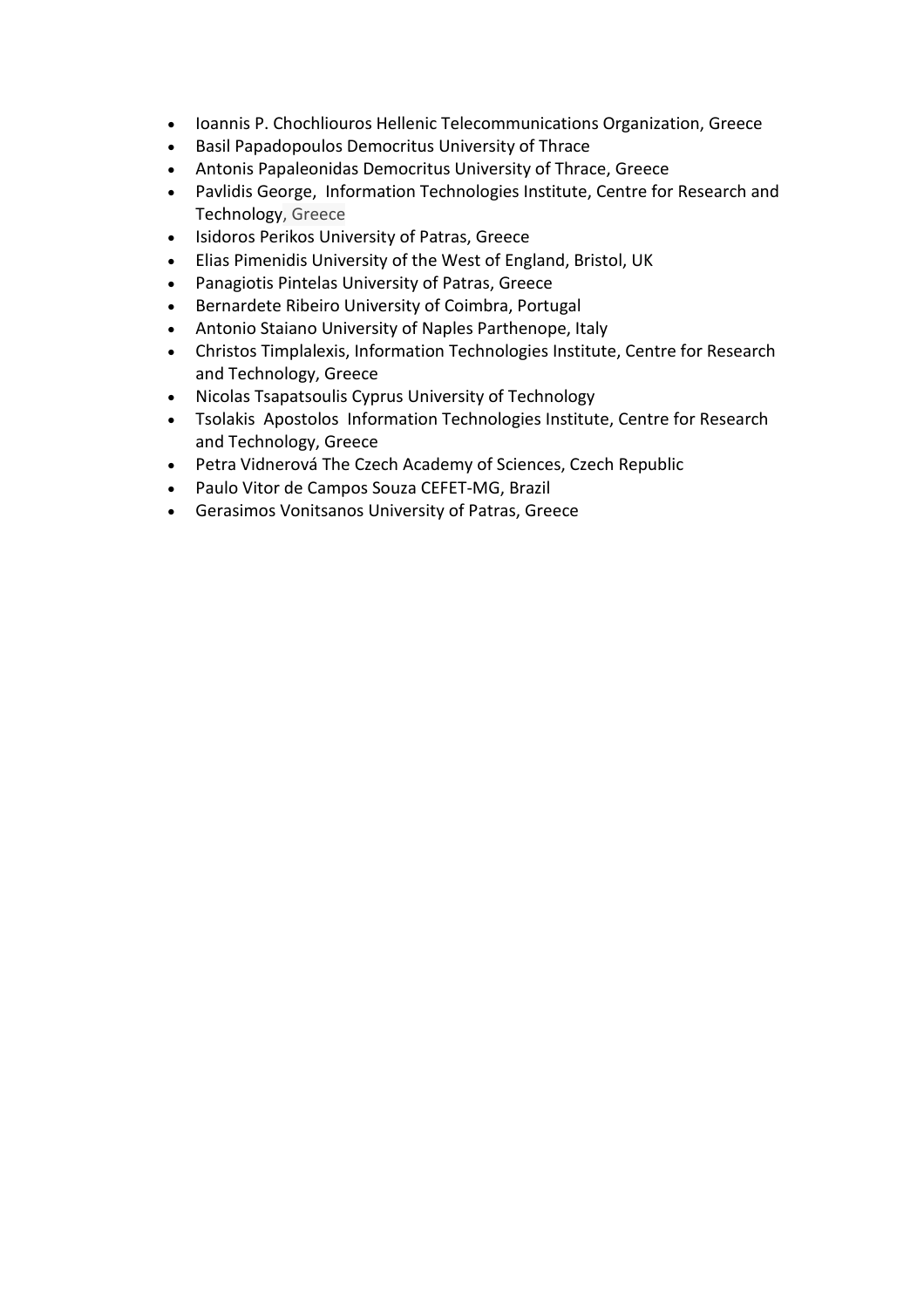- Ioannis P. Chochliouros Hellenic Telecommunications Organization, Greece
- Basil Papadopoulos Democritus University of Thrace
- Antonis Papaleonidas Democritus University of Thrace, Greece
- Pavlidis George, Information Technologies Institute, Centre for Research and Technology, Greece
- Isidoros Perikos University of Patras, Greece
- Elias Pimenidis University of the West of England, Bristol, UK
- Panagiotis Pintelas University of Patras, Greece
- Bernardete Ribeiro University of Coimbra, Portugal
- Antonio Staiano University of Naples Parthenope, Italy
- Christos Timplalexis, Information Technologies Institute, Centre for Research and Technology, Greece
- Nicolas Tsapatsoulis Cyprus University of Technology
- Tsolakis Apostolos Information Technologies Institute, Centre for Research and Technology, Greece
- Petra Vidnerová The Czech Academy of Sciences, Czech Republic
- Paulo Vitor de Campos Souza CEFET-MG, Brazil
- Gerasimos Vonitsanos University of Patras, Greece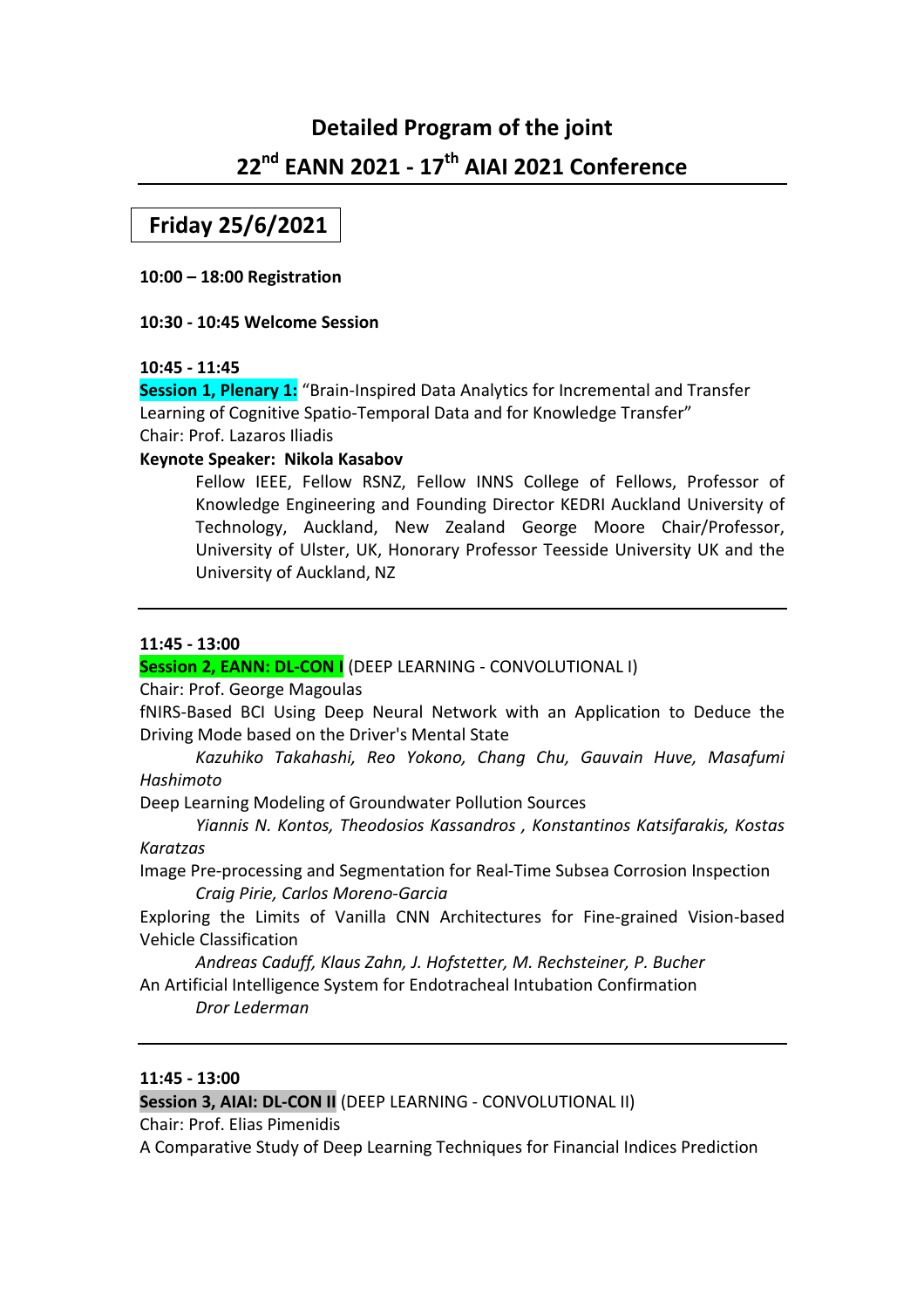# Detailed Program of the joint

# 22nd EANN 2021 - 17th AIAI 2021 Conference

---

## Friday 25/6/2021

**10:00 – 18:00 Registration**

**10:30 - 10:45 Welcome Session**

**10:45 - 11:45**

**Session 1, Plenary 1:** "Brain-Inspired Data Analytics for Incremental and Transfer Learning of Cognitive Spatio-Temporal Data and for Knowledge Transfer"

Chair: Prof. Lazaros Iliadis

**Keynote Speaker: Nikola Kasabov**

Fellow IEEE, Fellow RSNZ, Fellow INNS College of Fellows, Professor of Knowledge Engineering and Founding Director KEDRI Auckland University of Technology, Auckland, New Zealand George Moore Chair/Professor, University of Ulster, UK, Honorary Professor Teesside University UK and the University of Auckland, NZ

---

**11:45 - 13:00**

**Session 2, EANN: DL-CON I** (DEEP LEARNING - CONVOLUTIONAL I)

Chair: Prof. George Magoulas

fNIRS-Based BCI Using Deep Neural Network with an Application to Deduce the Driving Mode based on the Driver's Mental State

*Kazuhiko Takahashi, Reo Yokono, Chang Chu, Gauvain Huve, Masafumi Hashimoto*

Deep Learning Modeling of Groundwater Pollution Sources

*Yiannis N. Kontos, Theodosios Kassandros , Konstantinos Katsifarakis, Kostas Karatzas*

Image Pre-processing and Segmentation for Real-Time Subsea Corrosion Inspection

*Craig Pirie, Carlos Moreno-Garcia*

Exploring the Limits of Vanilla CNN Architectures for Fine-grained Vision-based Vehicle Classification

*Andreas Caduff, Klaus Zahn, J. Hofstetter, M. Rechsteiner, P. Bucher*

An Artificial Intelligence System for Endotracheal Intubation Confirmation

*Dror Lederman*

---

**11:45 - 13:00**

**Session 3, AIAI: DL-CON II** (DEEP LEARNING - CONVOLUTIONAL II)

Chair: Prof. Elias Pimenidis

A Comparative Study of Deep Learning Techniques for Financial Indices Prediction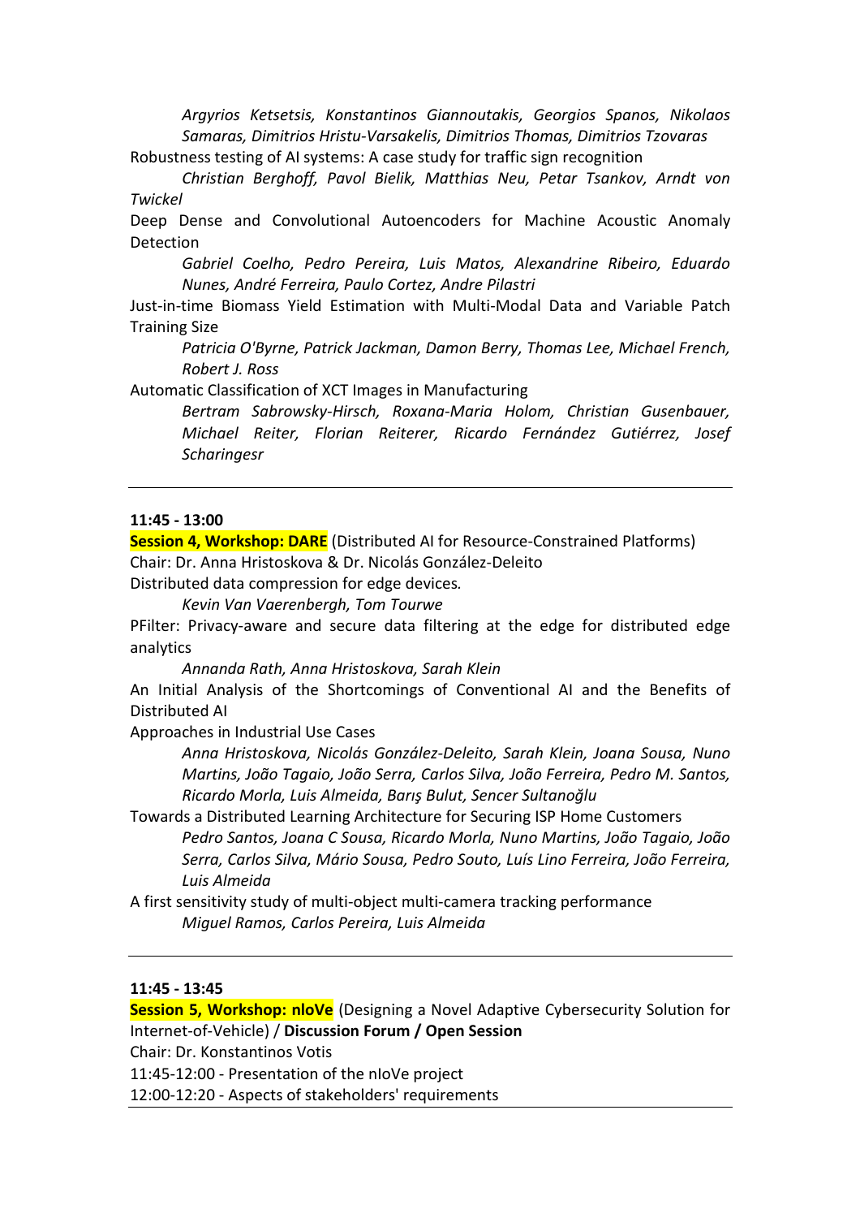*Argyrios Ketsetsis, Konstantinos Giannoutakis, Georgios Spanos, Nikolaos Samaras, Dimitrios Hristu-Varsakelis, Dimitrios Thomas, Dimitrios Tzovaras*

Robustness testing of AI systems: A case study for traffic sign recognition

*Christian Berghoff, Pavol Bielik, Matthias Neu, Petar Tsankov, Arndt von Twickel*

Deep Dense and Convolutional Autoencoders for Machine Acoustic Anomaly Detection

*Gabriel Coelho, Pedro Pereira, Luis Matos, Alexandrine Ribeiro, Eduardo Nunes, André Ferreira, Paulo Cortez, Andre Pilastri*

Just-in-time Biomass Yield Estimation with Multi-Modal Data and Variable Patch Training Size

*Patricia O'Byrne, Patrick Jackman, Damon Berry, Thomas Lee, Michael French, Robert J. Ross*

Automatic Classification of XCT Images in Manufacturing

*Bertram Sabrowsky-Hirsch, Roxana-Maria Holom, Christian Gusenbauer, Michael Reiter, Florian Reiterer, Ricardo Fernández Gutiérrez, Josef Scharingesr*

---

**11:45 - 13:00**

**Session 4, Workshop: DARE** (Distributed AI for Resource-Constrained Platforms)

Chair: Dr. Anna Hristoskova & Dr. Nicolás González-Deleito

Distributed data compression for edge devices.

*Kevin Van Vaerenbergh, Tom Tourwe*

PFilter: Privacy-aware and secure data filtering at the edge for distributed edge analytics

*Annanda Rath, Anna Hristoskova, Sarah Klein*

An Initial Analysis of the Shortcomings of Conventional AI and the Benefits of Distributed AI

Approaches in Industrial Use Cases

*Anna Hristoskova, Nicolás González-Deleito, Sarah Klein, Joana Sousa, Nuno Martins, João Tagaio, João Serra, Carlos Silva, João Ferreira, Pedro M. Santos, Ricardo Morla, Luis Almeida, Barış Bulut, Sencer Sultanoğlu*

Towards a Distributed Learning Architecture for Securing ISP Home Customers

*Pedro Santos, Joana C Sousa, Ricardo Morla, Nuno Martins, João Tagaio, João Serra, Carlos Silva, Mário Sousa, Pedro Souto, Luís Lino Ferreira, João Ferreira, Luis Almeida*

A first sensitivity study of multi-object multi-camera tracking performance

*Miguel Ramos, Carlos Pereira, Luis Almeida*

---

**11:45 - 13:45**

**Session 5, Workshop: nIoVe** (Designing a Novel Adaptive Cybersecurity Solution for Internet-of-Vehicle) / **Discussion Forum / Open Session**

Chair: Dr. Konstantinos Votis

11:45-12:00 - Presentation of the nIoVe project

12:00-12:20 - Aspects of stakeholders' requirements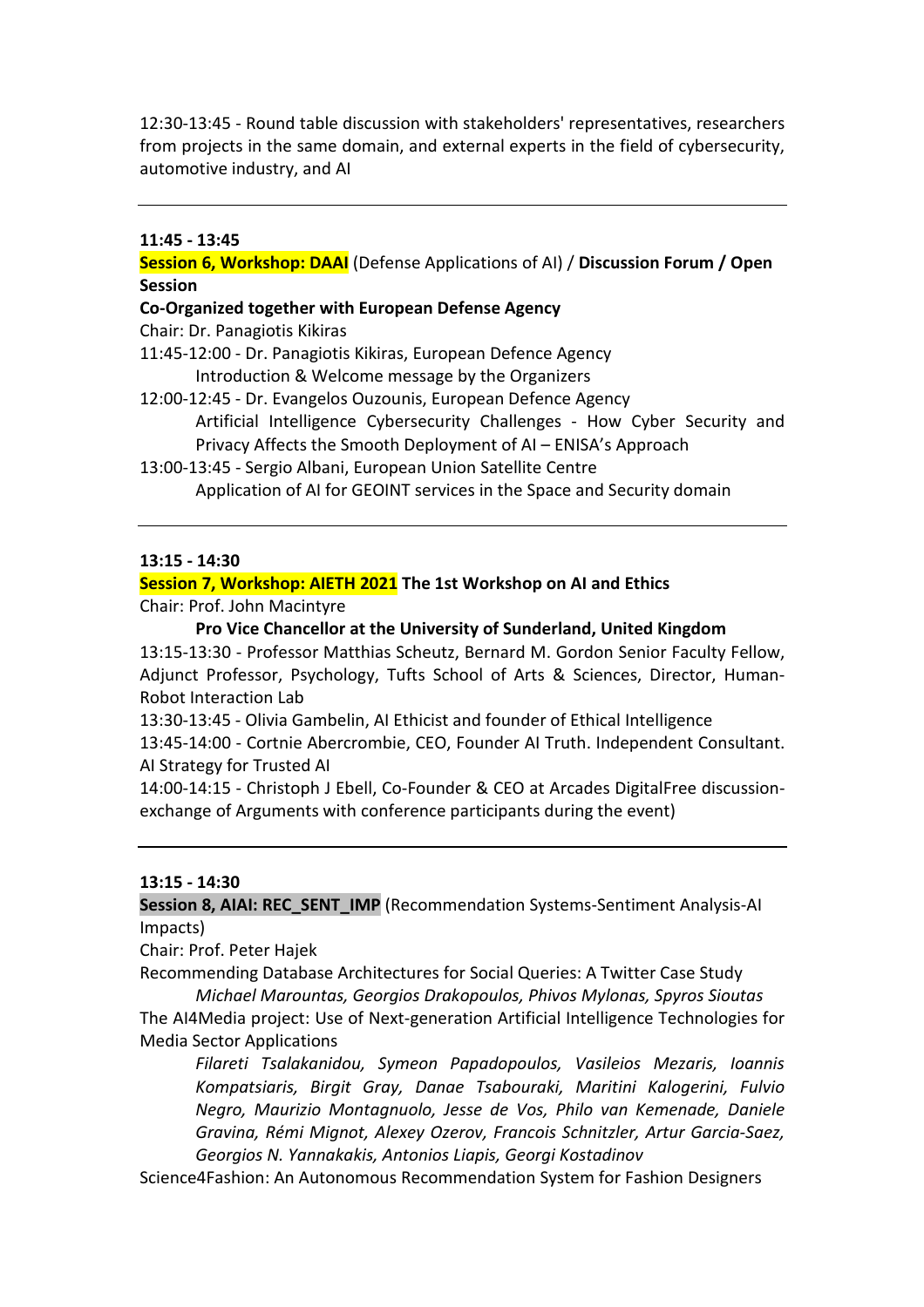12:30-13:45 - Round table discussion with stakeholders' representatives, researchers from projects in the same domain, and external experts in the field of cybersecurity, automotive industry, and AI

---

**11:45 - 13:45**

**Session 6, Workshop: DAAI** (Defense Applications of AI) / **Discussion Forum / Open Session**

**Co-Organized together with European Defense Agency**

Chair: Dr. Panagiotis Kikiras

11:45-12:00 - Dr. Panagiotis Kikiras, European Defence Agency
Introduction & Welcome message by the Organizers

12:00-12:45 - Dr. Evangelos Ouzounis, European Defence Agency
Artificial Intelligence Cybersecurity Challenges - How Cyber Security and Privacy Affects the Smooth Deployment of AI – ENISA's Approach

13:00-13:45 - Sergio Albani, European Union Satellite Centre
Application of AI for GEOINT services in the Space and Security domain

---

**13:15 - 14:30**

**Session 7, Workshop: AIETH 2021 The 1st Workshop on AI and Ethics**

Chair: Prof. John Macintyre

**Pro Vice Chancellor at the University of Sunderland, United Kingdom**

13:15-13:30 - Professor Matthias Scheutz, Bernard M. Gordon Senior Faculty Fellow, Adjunct Professor, Psychology, Tufts School of Arts & Sciences, Director, Human-Robot Interaction Lab

13:30-13:45 - Olivia Gambelin, AI Ethicist and founder of Ethical Intelligence

13:45-14:00 - Cortnie Abercrombie, CEO, Founder AI Truth. Independent Consultant. AI Strategy for Trusted AI

14:00-14:15 - Christoph J Ebell, Co-Founder & CEO at Arcades DigitalFree discussion-exchange of Arguments with conference participants during the event)

---

**13:15 - 14:30**

**Session 8, AIAI: REC_SENT_IMP** (Recommendation Systems-Sentiment Analysis-AI Impacts)

Chair: Prof. Peter Hajek

Recommending Database Architectures for Social Queries: A Twitter Case Study
*Michael Marountas, Georgios Drakopoulos, Phivos Mylonas, Spyros Sioutas*

The AI4Media project: Use of Next-generation Artificial Intelligence Technologies for Media Sector Applications
*Filareti Tsalakanidou, Symeon Papadopoulos, Vasileios Mezaris, Ioannis Kompatsiaris, Birgit Gray, Danae Tsabouraki, Maritini Kalogerini, Fulvio Negro, Maurizio Montagnuolo, Jesse de Vos, Philo van Kemenade, Daniele Gravina, Rémi Mignot, Alexey Ozerov, Francois Schnitzler, Artur Garcia-Saez, Georgios N. Yannakakis, Antonios Liapis, Georgi Kostadinov*

Science4Fashion: An Autonomous Recommendation System for Fashion Designers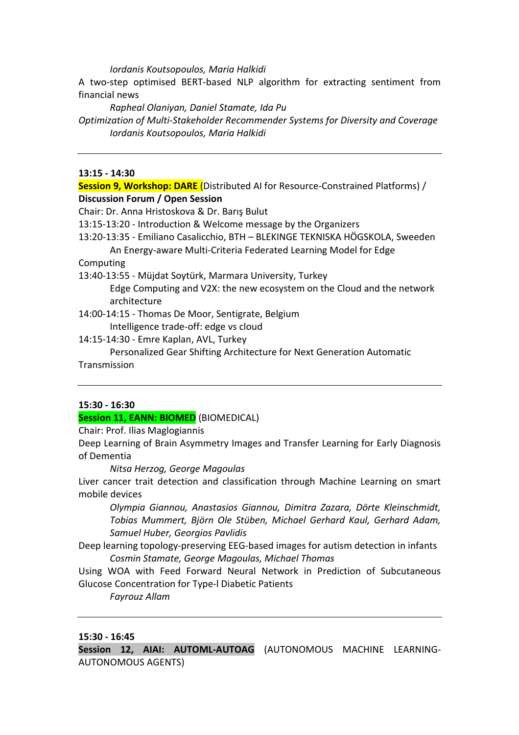*Iordanis Koutsopoulos, Maria Halkidi*

A two-step optimised BERT-based NLP algorithm for extracting sentiment from financial news

*Rapheal Olaniyan, Daniel Stamate, Ida Pu*

*Optimization of Multi-Stakeholder Recommender Systems for Diversity and Coverage*

*Iordanis Koutsopoulos, Maria Halkidi*

---

**13:15 - 14:30**

**Session 9, Workshop: DARE** (Distributed AI for Resource-Constrained Platforms) / **Discussion Forum / Open Session**

Chair: Dr. Anna Hristoskova & Dr. Barış Bulut

13:15-13:20 - Introduction & Welcome message by the Organizers

13:20-13:35 - Emiliano Casalicchio, BTH – BLEKINGE TEKNISKA HÖGSKOLA, Sweeden

An Energy-aware Multi-Criteria Federated Learning Model for Edge Computing

13:40-13:55 - Müjdat Soytürk, Marmara University, Turkey

Edge Computing and V2X: the new ecosystem on the Cloud and the network architecture

14:00-14:15 - Thomas De Moor, Sentigrate, Belgium

Intelligence trade-off: edge vs cloud

14:15-14:30 - Emre Kaplan, AVL, Turkey

Personalized Gear Shifting Architecture for Next Generation Automatic Transmission

---

**15:30 - 16:30**

**Session 11, EANN: BIOMED** (BIOMEDICAL)

Chair: Prof. Ilias Maglogiannis

Deep Learning of Brain Asymmetry Images and Transfer Learning for Early Diagnosis of Dementia

*Nitsa Herzog, George Magoulas*

Liver cancer trait detection and classification through Machine Learning on smart mobile devices

*Olympia Giannou, Anastasios Giannou, Dimitra Zazara, Dörte Kleinschmidt, Tobias Mummert, Björn Ole Stüben, Michael Gerhard Kaul, Gerhard Adam, Samuel Huber, Georgios Pavlidis*

Deep learning topology-preserving EEG-based images for autism detection in infants

*Cosmin Stamate, George Magoulas, Michael Thomas*

Using WOA with Feed Forward Neural Network in Prediction of Subcutaneous Glucose Concentration for Type-l Diabetic Patients

*Fayrouz Allam*

---

**15:30 - 16:45**

**Session 12, AIAI: AUTOML-AUTOAG** (AUTONOMOUS MACHINE LEARNING-AUTONOMOUS AGENTS)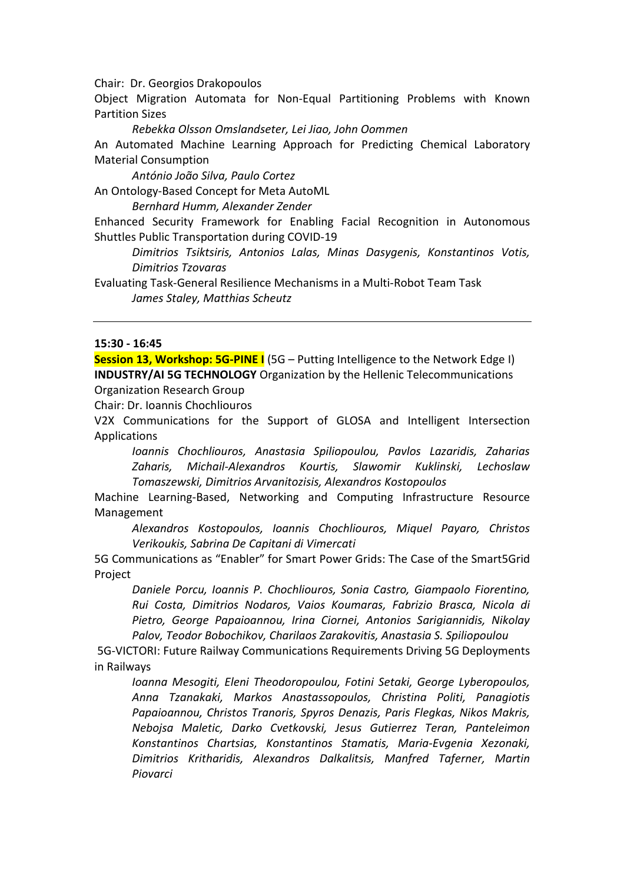Chair: Dr. Georgios Drakopoulos

Object Migration Automata for Non-Equal Partitioning Problems with Known Partition Sizes

*Rebekka Olsson Omslandseter, Lei Jiao, John Oommen*

An Automated Machine Learning Approach for Predicting Chemical Laboratory Material Consumption

*António João Silva, Paulo Cortez*

An Ontology-Based Concept for Meta AutoML

*Bernhard Humm, Alexander Zender*

Enhanced Security Framework for Enabling Facial Recognition in Autonomous Shuttles Public Transportation during COVID-19

*Dimitrios Tsiktsiris, Antonios Lalas, Minas Dasygenis, Konstantinos Votis, Dimitrios Tzovaras*

Evaluating Task-General Resilience Mechanisms in a Multi-Robot Team Task

*James Staley, Matthias Scheutz*

---

**15:30 - 16:45**

**Session 13, Workshop: 5G-PINE I** (5G – Putting Intelligence to the Network Edge I)
**INDUSTRY/AI 5G TECHNOLOGY** Organization by the Hellenic Telecommunications Organization Research Group

Chair: Dr. Ioannis Chochliouros

V2X Communications for the Support of GLOSA and Intelligent Intersection Applications

*Ioannis Chochliouros, Anastasia Spiliopoulou, Pavlos Lazaridis, Zaharias Zaharis, Michail-Alexandros Kourtis, Slawomir Kuklinski, Lechoslaw Tomaszewski, Dimitrios Arvanitozisis, Alexandros Kostopoulos*

Machine Learning-Based, Networking and Computing Infrastructure Resource Management

*Alexandros Kostopoulos, Ioannis Chochliouros, Miquel Payaro, Christos Verikoukis, Sabrina De Capitani di Vimercati*

5G Communications as "Enabler" for Smart Power Grids: The Case of the Smart5Grid Project

*Daniele Porcu, Ioannis P. Chochliouros, Sonia Castro, Giampaolo Fiorentino, Rui Costa, Dimitrios Nodaros, Vaios Koumaras, Fabrizio Brasca, Nicola di Pietro, George Papaioannou, Irina Ciornei, Antonios Sarigiannidis, Nikolay Palov, Teodor Bobochikov, Charilaos Zarakovitis, Anastasia S. Spiliopoulou*

5G-VICTORI: Future Railway Communications Requirements Driving 5G Deployments in Railways

*Ioanna Mesogiti, Eleni Theodoropoulou, Fotini Setaki, George Lyberopoulos, Anna Tzanakaki, Markos Anastassopoulos, Christina Politi, Panagiotis Papaioannou, Christos Tranoris, Spyros Denazis, Paris Flegkas, Nikos Makris, Nebojsa Maletic, Darko Cvetkovski, Jesus Gutierrez Teran, Panteleimon Konstantinos Chartsias, Konstantinos Stamatis, Maria-Evgenia Xezonaki, Dimitrios Kritharidis, Alexandros Dalkalitsis, Manfred Taferner, Martin Piovarci*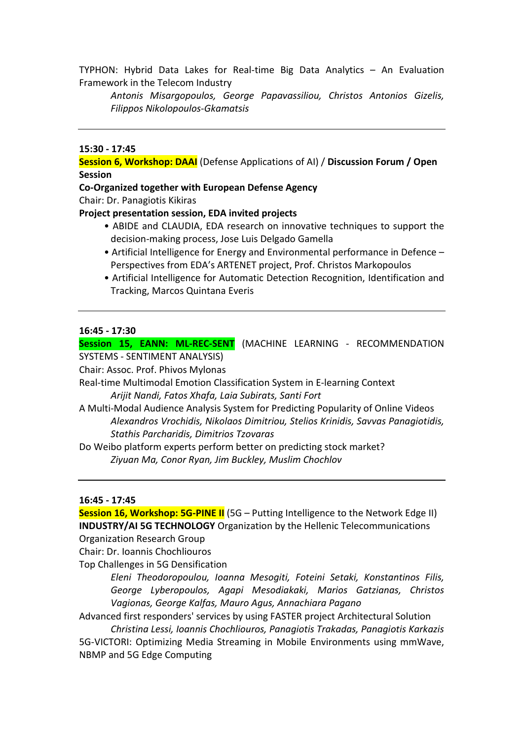TYPHON: Hybrid Data Lakes for Real-time Big Data Analytics – An Evaluation Framework in the Telecom Industry

*Antonis Misargopoulos, George Papavassiliou, Christos Antonios Gizelis, Filippos Nikolopoulos-Gkamatsis*

---

**15:30 - 17:45**

**Session 6, Workshop: DAAI** (Defense Applications of AI) / **Discussion Forum / Open Session**

**Co-Organized together with European Defense Agency**

Chair: Dr. Panagiotis Kikiras

**Project presentation session, EDA invited projects**

- ABIDE and CLAUDIA, EDA research on innovative techniques to support the decision-making process, Jose Luis Delgado Gamella
- Artificial Intelligence for Energy and Environmental performance in Defence – Perspectives from EDA's ARTENET project, Prof. Christos Markopoulos
- Artificial Intelligence for Automatic Detection Recognition, Identification and Tracking, Marcos Quintana Everis

---

**16:45 - 17:30**

**Session 15, EANN: ML-REC-SENT** (MACHINE LEARNING - RECOMMENDATION SYSTEMS - SENTIMENT ANALYSIS)

Chair: Assoc. Prof. Phivos Mylonas

Real-time Multimodal Emotion Classification System in E-learning Context

*Arijit Nandi, Fatos Xhafa, Laia Subirats, Santi Fort*

A Multi-Modal Audience Analysis System for Predicting Popularity of Online Videos

*Alexandros Vrochidis, Nikolaos Dimitriou, Stelios Krinidis, Savvas Panagiotidis, Stathis Parcharidis, Dimitrios Tzovaras*

Do Weibo platform experts perform better on predicting stock market?

*Ziyuan Ma, Conor Ryan, Jim Buckley, Muslim Chochlov*

---

**16:45 - 17:45**

**Session 16, Workshop: 5G-PINE II** (5G – Putting Intelligence to the Network Edge II)

**INDUSTRY/AI 5G TECHNOLOGY** Organization by the Hellenic Telecommunications Organization Research Group

Chair: Dr. Ioannis Chochliouros

Top Challenges in 5G Densification

*Eleni Theodoropoulou, Ioanna Mesogiti, Foteini Setaki, Konstantinos Filis, George Lyberopoulos, Agapi Mesodiakaki, Marios Gatzianas, Christos Vagionas, George Kalfas, Mauro Agus, Annachiara Pagano*

Advanced first responders' services by using FASTER project Architectural Solution

*Christina Lessi, Ioannis Chochliouros, Panagiotis Trakadas, Panagiotis Karkazis*

5G-VICTORI: Optimizing Media Streaming in Mobile Environments using mmWave, NBMP and 5G Edge Computing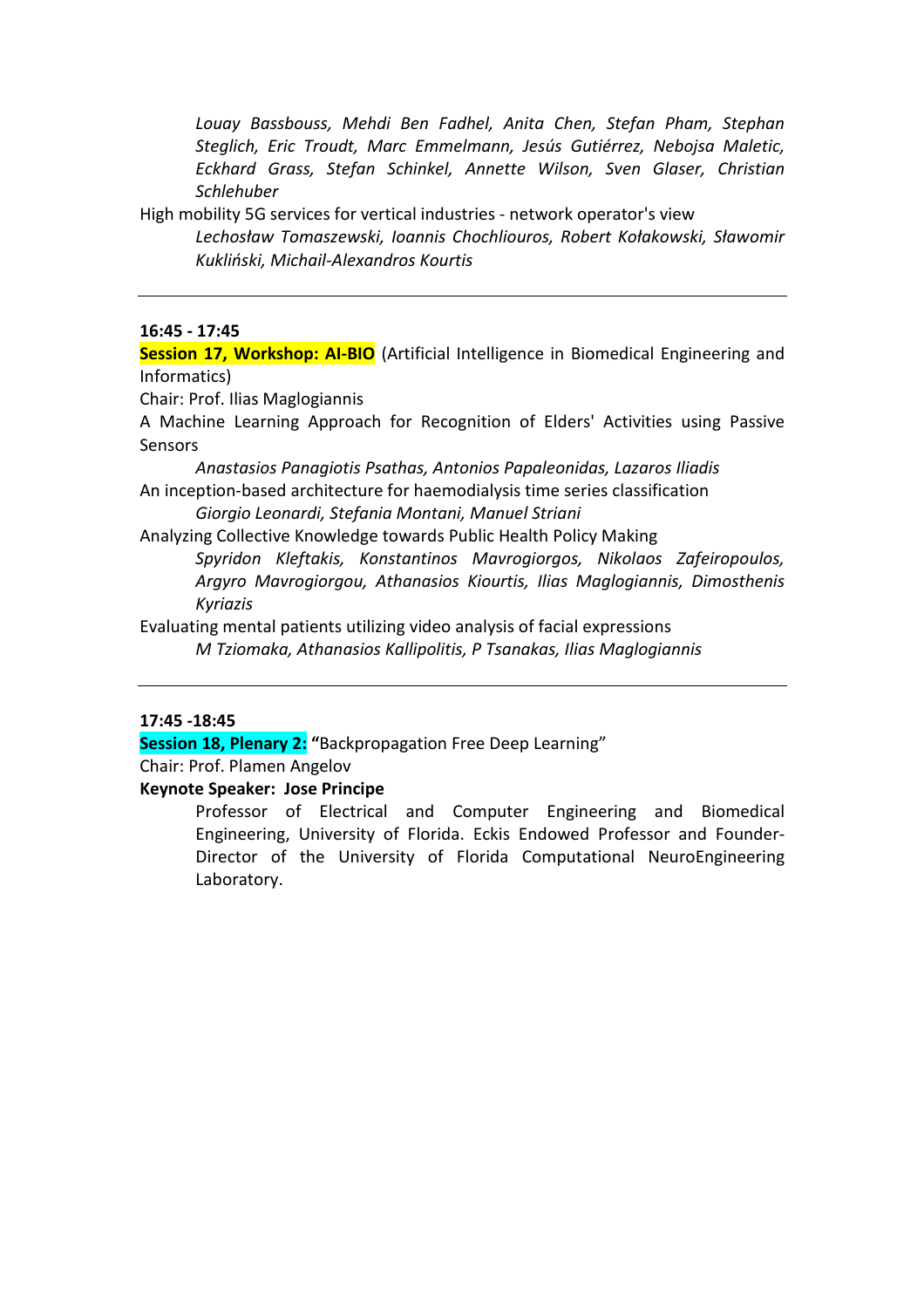*Louay Bassbouss, Mehdi Ben Fadhel, Anita Chen, Stefan Pham, Stephan Steglich, Eric Troudt, Marc Emmelmann, Jesús Gutiérrez, Nebojsa Maletic, Eckhard Grass, Stefan Schinkel, Annette Wilson, Sven Glaser, Christian Schlehuber*

High mobility 5G services for vertical industries - network operator's view

*Lechosław Tomaszewski, Ioannis Chochliouros, Robert Kołakowski, Sławomir Kukliński, Michail-Alexandros Kourtis*

---

**16:45 - 17:45**

**Session 17, Workshop: AI-BIO** (Artificial Intelligence in Biomedical Engineering and Informatics)

Chair: Prof. Ilias Maglogiannis

A Machine Learning Approach for Recognition of Elders' Activities using Passive Sensors

*Anastasios Panagiotis Psathas, Antonios Papaleonidas, Lazaros Iliadis*

An inception-based architecture for haemodialysis time series classification

*Giorgio Leonardi, Stefania Montani, Manuel Striani*

Analyzing Collective Knowledge towards Public Health Policy Making

*Spyridon Kleftakis, Konstantinos Mavrogiorgos, Nikolaos Zafeiropoulos, Argyro Mavrogiorgou, Athanasios Kiourtis, Ilias Maglogiannis, Dimosthenis Kyriazis*

Evaluating mental patients utilizing video analysis of facial expressions

*M Tziomaka, Athanasios Kallipolitis, P Tsanakas, Ilias Maglogiannis*

---

**17:45 -18:45**

**Session 18, Plenary 2:** "Backpropagation Free Deep Learning"

Chair: Prof. Plamen Angelov

**Keynote Speaker: Jose Principe**

Professor of Electrical and Computer Engineering and Biomedical Engineering, University of Florida. Eckis Endowed Professor and Founder-Director of the University of Florida Computational NeuroEngineering Laboratory.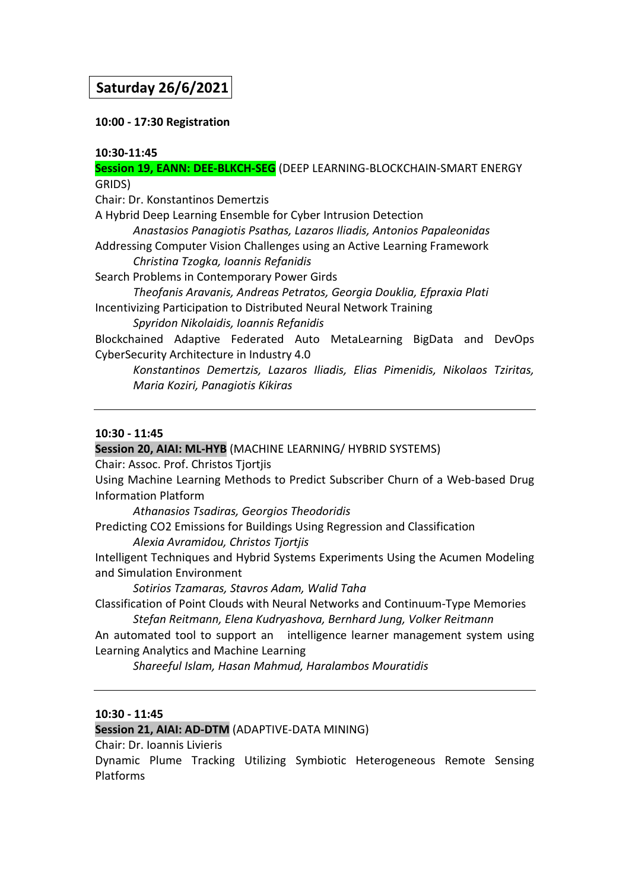## Saturday 26/6/2021

**10:00 - 17:30 Registration**

**10:30-11:45**

**Session 19, EANN: DEE-BLKCH-SEG** (DEEP LEARNING-BLOCKCHAIN-SMART ENERGY GRIDS)

Chair: Dr. Konstantinos Demertzis

A Hybrid Deep Learning Ensemble for Cyber Intrusion Detection
*Anastasios Panagiotis Psathas, Lazaros Iliadis, Antonios Papaleonidas*

Addressing Computer Vision Challenges using an Active Learning Framework
*Christina Tzogka, Ioannis Refanidis*

Search Problems in Contemporary Power Girds
*Theofanis Aravanis, Andreas Petratos, Georgia Douklia, Efpraxia Plati*

Incentivizing Participation to Distributed Neural Network Training
*Spyridon Nikolaidis, Ioannis Refanidis*

Blockchained Adaptive Federated Auto MetaLearning BigData and DevOps CyberSecurity Architecture in Industry 4.0
*Konstantinos Demertzis, Lazaros Iliadis, Elias Pimenidis, Nikolaos Tziritas, Maria Koziri, Panagiotis Kikiras*

---

**10:30 - 11:45**

**Session 20, AIAI: ML-HYB** (MACHINE LEARNING/ HYBRID SYSTEMS)

Chair: Assoc. Prof. Christos Tjortjis

Using Machine Learning Methods to Predict Subscriber Churn of a Web-based Drug Information Platform
*Athanasios Tsadiras, Georgios Theodoridis*

Predicting CO2 Emissions for Buildings Using Regression and Classification
*Alexia Avramidou, Christos Tjortjis*

Intelligent Techniques and Hybrid Systems Experiments Using the Acumen Modeling and Simulation Environment
*Sotirios Tzamaras, Stavros Adam, Walid Taha*

Classification of Point Clouds with Neural Networks and Continuum-Type Memories
*Stefan Reitmann, Elena Kudryashova, Bernhard Jung, Volker Reitmann*

An automated tool to support an intelligence learner management system using Learning Analytics and Machine Learning
*Shareeful Islam, Hasan Mahmud, Haralambos Mouratidis*

---

**10:30 - 11:45**

**Session 21, AIAI: AD-DTM** (ADAPTIVE-DATA MINING)

Chair: Dr. Ioannis Livieris

Dynamic Plume Tracking Utilizing Symbiotic Heterogeneous Remote Sensing Platforms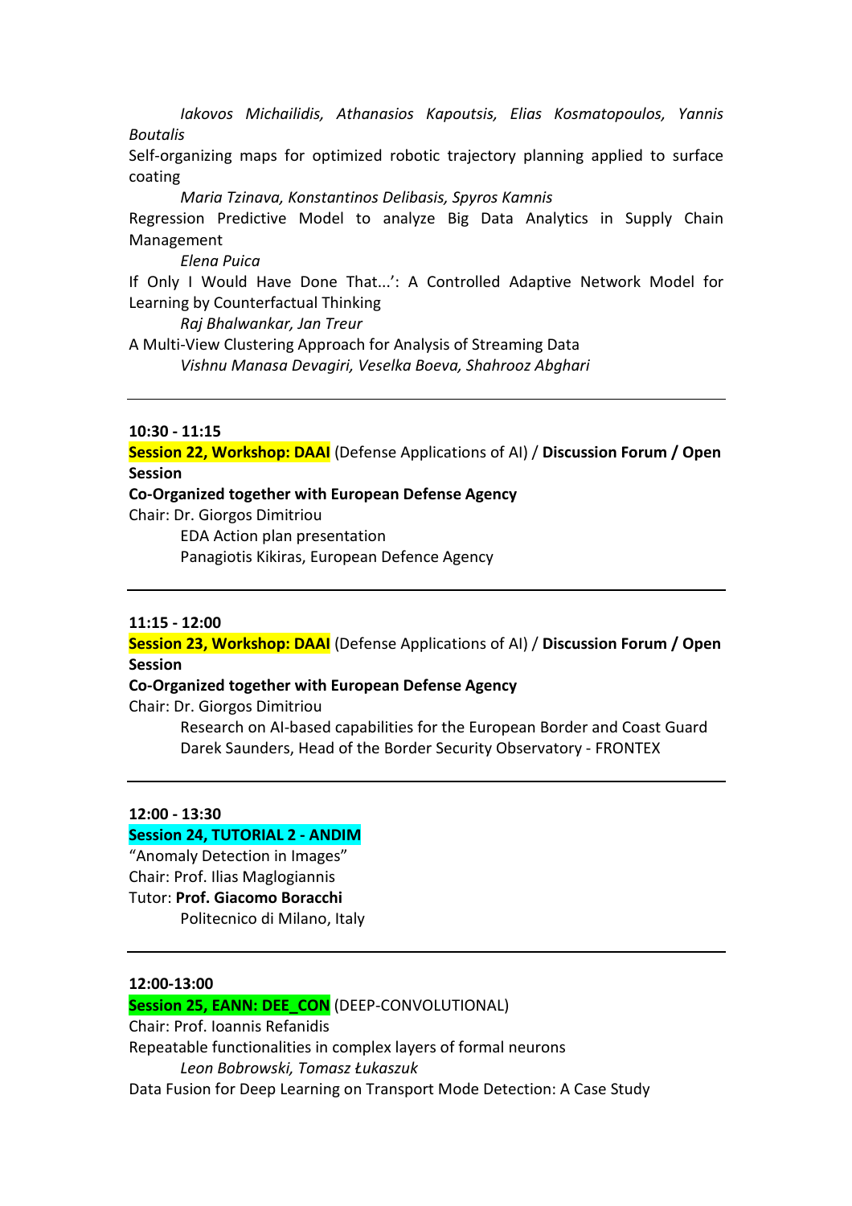*Iakovos Michailidis, Athanasios Kapoutsis, Elias Kosmatopoulos, Yannis Boutalis*

Self-organizing maps for optimized robotic trajectory planning applied to surface coating

*Maria Tzinava, Konstantinos Delibasis, Spyros Kamnis*

Regression Predictive Model to analyze Big Data Analytics in Supply Chain Management

*Elena Puica*

If Only I Would Have Done That...': A Controlled Adaptive Network Model for Learning by Counterfactual Thinking

*Raj Bhalwankar, Jan Treur*

A Multi-View Clustering Approach for Analysis of Streaming Data

*Vishnu Manasa Devagiri, Veselka Boeva, Shahrooz Abghari*

---

**10:30 - 11:15**

**Session 22, Workshop: DAAI** (Defense Applications of AI) / **Discussion Forum / Open Session**

**Co-Organized together with European Defense Agency**

Chair: Dr. Giorgos Dimitriou

EDA Action plan presentation

Panagiotis Kikiras, European Defence Agency

---

**11:15 - 12:00**

**Session 23, Workshop: DAAI** (Defense Applications of AI) / **Discussion Forum / Open Session**

**Co-Organized together with European Defense Agency**

Chair: Dr. Giorgos Dimitriou

Research on AI-based capabilities for the European Border and Coast Guard

Darek Saunders, Head of the Border Security Observatory - FRONTEX

---

**12:00 - 13:30**

**Session 24, TUTORIAL 2 - ANDIM**

"Anomaly Detection in Images"

Chair: Prof. Ilias Maglogiannis

Tutor: **Prof. Giacomo Boracchi**

Politecnico di Milano, Italy

---

**12:00-13:00**

**Session 25, EANN: DEE_CON** (DEEP-CONVOLUTIONAL)

Chair: Prof. Ioannis Refanidis

Repeatable functionalities in complex layers of formal neurons

*Leon Bobrowski, Tomasz Łukaszuk*

Data Fusion for Deep Learning on Transport Mode Detection: A Case Study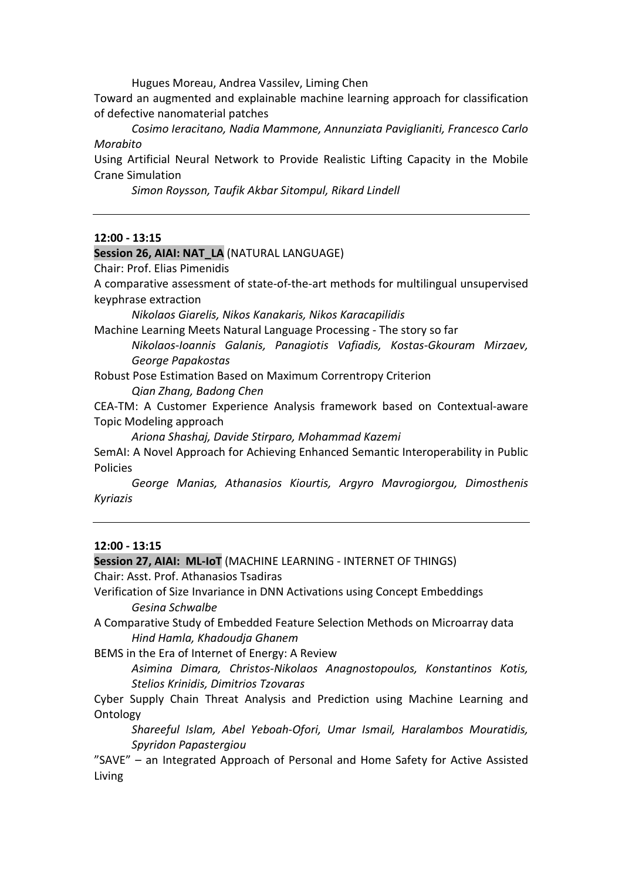*Hugues Moreau, Andrea Vassilev, Liming Chen*

Toward an augmented and explainable machine learning approach for classification of defective nanomaterial patches

*Cosimo Ieracitano, Nadia Mammone, Annunziata Paviglianiti, Francesco Carlo Morabito*

Using Artificial Neural Network to Provide Realistic Lifting Capacity in the Mobile Crane Simulation

*Simon Roysson, Taufik Akbar Sitompul, Rikard Lindell*

---

**12:00 - 13:15**

**Session 26, AIAI: NAT_LA** (NATURAL LANGUAGE)

Chair: Prof. Elias Pimenidis

A comparative assessment of state-of-the-art methods for multilingual unsupervised keyphrase extraction

*Nikolaos Giarelis, Nikos Kanakaris, Nikos Karacapilidis*

Machine Learning Meets Natural Language Processing - The story so far

*Nikolaos-Ioannis Galanis, Panagiotis Vafiadis, Kostas-Gkouram Mirzaev, George Papakostas*

Robust Pose Estimation Based on Maximum Correntropy Criterion

*Qian Zhang, Badong Chen*

CEA-TM: A Customer Experience Analysis framework based on Contextual-aware Topic Modeling approach

*Ariona Shashaj, Davide Stirparo, Mohammad Kazemi*

SemAI: A Novel Approach for Achieving Enhanced Semantic Interoperability in Public Policies

*George Manias, Athanasios Kiourtis, Argyro Mavrogiorgou, Dimosthenis Kyriazis*

---

**12:00 - 13:15**

**Session 27, AIAI: ML-IoT** (MACHINE LEARNING - INTERNET OF THINGS)

Chair: Asst. Prof. Athanasios Tsadiras

Verification of Size Invariance in DNN Activations using Concept Embeddings

*Gesina Schwalbe*

A Comparative Study of Embedded Feature Selection Methods on Microarray data

*Hind Hamla, Khadoudja Ghanem*

BEMS in the Era of Internet of Energy: A Review

*Asimina Dimara, Christos-Nikolaos Anagnostopoulos, Konstantinos Kotis, Stelios Krinidis, Dimitrios Tzovaras*

Cyber Supply Chain Threat Analysis and Prediction using Machine Learning and Ontology

*Shareeful Islam, Abel Yeboah-Ofori, Umar Ismail, Haralambos Mouratidis, Spyridon Papastergiou*

"SAVE" – an Integrated Approach of Personal and Home Safety for Active Assisted Living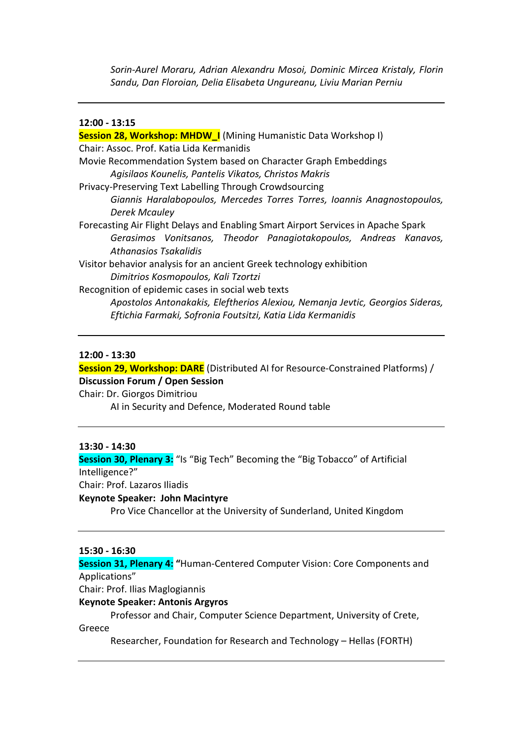*Sorin-Aurel Moraru, Adrian Alexandru Mosoi, Dominic Mircea Kristaly, Florin Sandu, Dan Floroian, Delia Elisabeta Ungureanu, Liviu Marian Perniu*

---

**12:00 - 13:15**

**Session 28, Workshop: MHDW_I** (Mining Humanistic Data Workshop I)
Chair: Assoc. Prof. Katia Lida Kermanidis

Movie Recommendation System based on Character Graph Embeddings
*Agisilaos Kounelis, Pantelis Vikatos, Christos Makris*

Privacy-Preserving Text Labelling Through Crowdsourcing
*Giannis Haralabopoulos, Mercedes Torres Torres, Ioannis Anagnostopoulos, Derek Mcauley*

Forecasting Air Flight Delays and Enabling Smart Airport Services in Apache Spark
*Gerasimos Vonitsanos, Theodor Panagiotakopoulos, Andreas Kanavos, Athanasios Tsakalidis*

Visitor behavior analysis for an ancient Greek technology exhibition
*Dimitrios Kosmopoulos, Kali Tzortzi*

Recognition of epidemic cases in social web texts
*Apostolos Antonakakis, Eleftherios Alexiou, Nemanja Jevtic, Georgios Sideras, Eftichia Farmaki, Sofronia Foutsitzi, Katia Lida Kermanidis*

---

**12:00 - 13:30**

**Session 29, Workshop: DARE** (Distributed AI for Resource-Constrained Platforms) / **Discussion Forum / Open Session**
Chair: Dr. Giorgos Dimitriou

AI in Security and Defence, Moderated Round table

---

**13:30 - 14:30**

**Session 30, Plenary 3:** "Is "Big Tech" Becoming the "Big Tobacco" of Artificial Intelligence?"
Chair: Prof. Lazaros Iliadis

**Keynote Speaker: John Macintyre**

Pro Vice Chancellor at the University of Sunderland, United Kingdom

---

**15:30 - 16:30**

**Session 31, Plenary 4: "**Human-Centered Computer Vision: Core Components and Applications"
Chair: Prof. Ilias Maglogiannis

**Keynote Speaker: Antonis Argyros**

Professor and Chair, Computer Science Department, University of Crete, Greece

Researcher, Foundation for Research and Technology – Hellas (FORTH)

---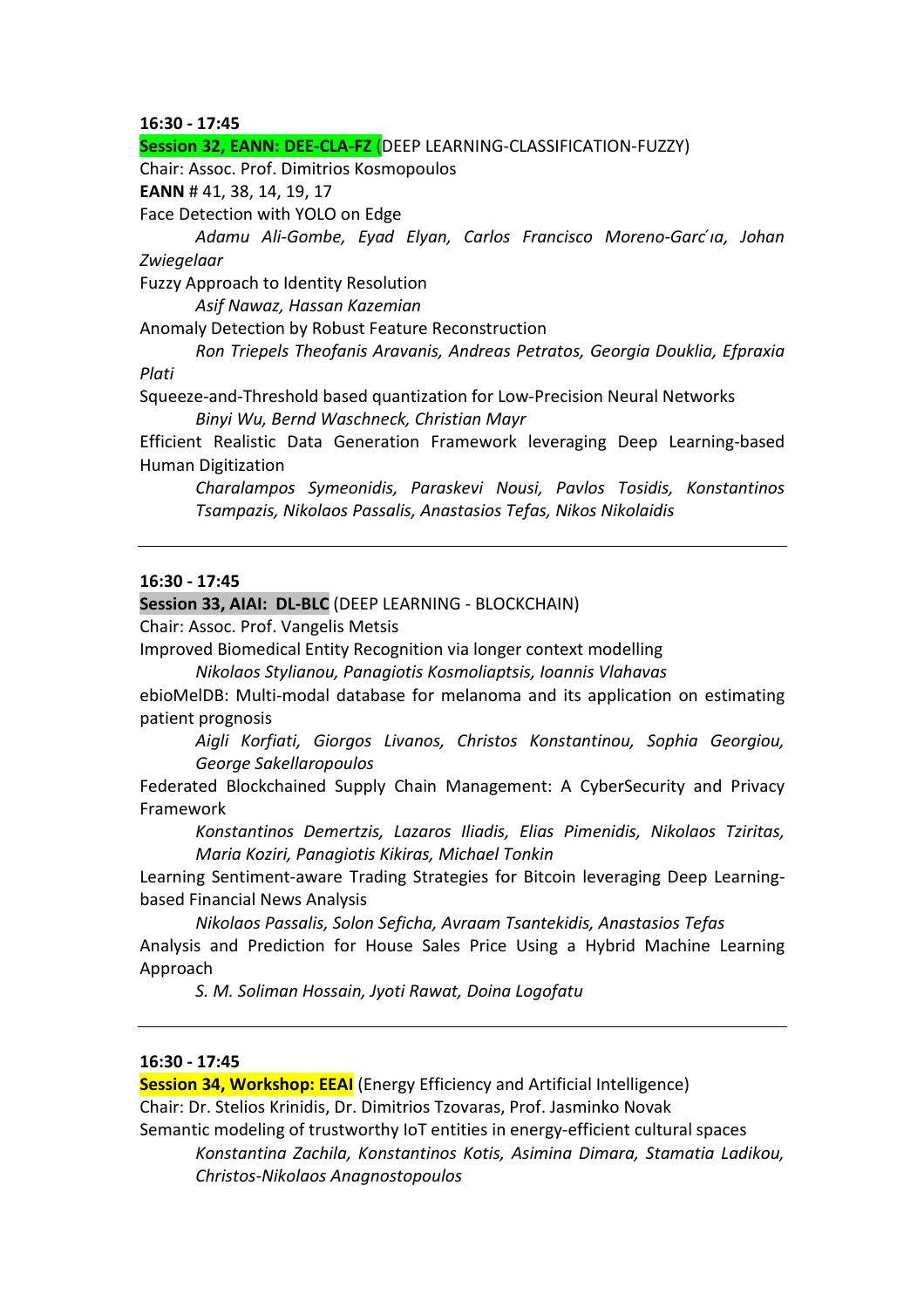**16:30 - 17:45**

**Session 32, EANN: DEE-CLA-FZ** (DEEP LEARNING-CLASSIFICATION-FUZZY)

Chair: Assoc. Prof. Dimitrios Kosmopoulos

**EANN** # 41, 38, 14, 19, 17

Face Detection with YOLO on Edge

*Adamu Ali-Gombe, Eyad Elyan, Carlos Francisco Moreno-Garc ́ıa, Johan Zwiegelaar*

Fuzzy Approach to Identity Resolution

*Asif Nawaz, Hassan Kazemian*

Anomaly Detection by Robust Feature Reconstruction

*Ron Triepels Theofanis Aravanis, Andreas Petratos, Georgia Douklia, Efpraxia Plati*

Squeeze-and-Threshold based quantization for Low-Precision Neural Networks

*Binyi Wu, Bernd Waschneck, Christian Mayr*

Efficient Realistic Data Generation Framework leveraging Deep Learning-based Human Digitization

*Charalampos Symeonidis, Paraskevi Nousi, Pavlos Tosidis, Konstantinos Tsampazis, Nikolaos Passalis, Anastasios Tefas, Nikos Nikolaidis*

---

**16:30 - 17:45**

**Session 33, AIAI: DL-BLC** (DEEP LEARNING - BLOCKCHAIN)

Chair: Assoc. Prof. Vangelis Metsis

Improved Biomedical Entity Recognition via longer context modelling

*Nikolaos Stylianou, Panagiotis Kosmoliaptsis, Ioannis Vlahavas*

ebioMelDB: Multi-modal database for melanoma and its application on estimating patient prognosis

*Aigli Korfiati, Giorgos Livanos, Christos Konstantinou, Sophia Georgiou, George Sakellaropoulos*

Federated Blockchained Supply Chain Management: A CyberSecurity and Privacy Framework

*Konstantinos Demertzis, Lazaros Iliadis, Elias Pimenidis, Nikolaos Tziritas, Maria Koziri, Panagiotis Kikiras, Michael Tonkin*

Learning Sentiment-aware Trading Strategies for Bitcoin leveraging Deep Learning-based Financial News Analysis

*Nikolaos Passalis, Solon Seficha, Avraam Tsantekidis, Anastasios Tefas*

Analysis and Prediction for House Sales Price Using a Hybrid Machine Learning Approach

*S. M. Soliman Hossain, Jyoti Rawat, Doina Logofatu*

---

**16:30 - 17:45**

**Session 34, Workshop: EEAI** (Energy Efficiency and Artificial Intelligence)

Chair: Dr. Stelios Krinidis, Dr. Dimitrios Tzovaras, Prof. Jasminko Novak

Semantic modeling of trustworthy IoT entities in energy-efficient cultural spaces

*Konstantina Zachila, Konstantinos Kotis, Asimina Dimara, Stamatia Ladikou, Christos-Nikolaos Anagnostopoulos*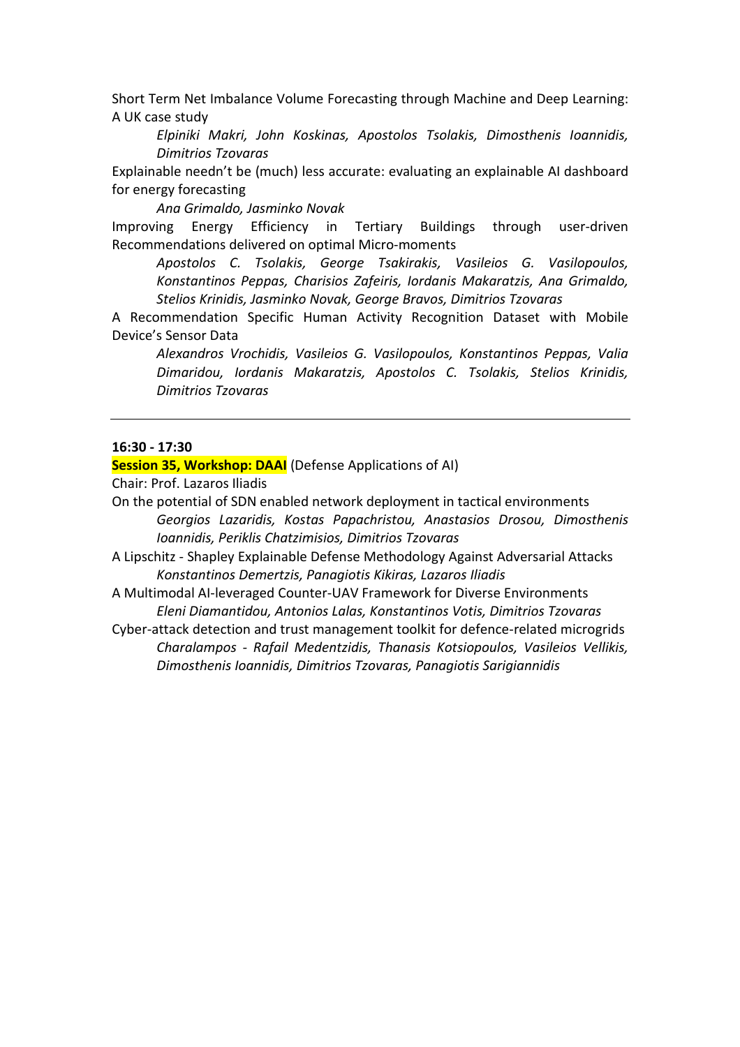Short Term Net Imbalance Volume Forecasting through Machine and Deep Learning: A UK case study

*Elpiniki Makri, John Koskinas, Apostolos Tsolakis, Dimosthenis Ioannidis, Dimitrios Tzovaras*

Explainable needn't be (much) less accurate: evaluating an explainable AI dashboard for energy forecasting

*Ana Grimaldo, Jasminko Novak*

Improving Energy Efficiency in Tertiary Buildings through user-driven Recommendations delivered on optimal Micro-moments

*Apostolos C. Tsolakis, George Tsakirakis, Vasileios G. Vasilopoulos, Konstantinos Peppas, Charisios Zafeiris, Iordanis Makaratzis, Ana Grimaldo, Stelios Krinidis, Jasminko Novak, George Bravos, Dimitrios Tzovaras*

A Recommendation Specific Human Activity Recognition Dataset with Mobile Device's Sensor Data

*Alexandros Vrochidis, Vasileios G. Vasilopoulos, Konstantinos Peppas, Valia Dimaridou, Iordanis Makaratzis, Apostolos C. Tsolakis, Stelios Krinidis, Dimitrios Tzovaras*

---

**16:30 - 17:30**

**Session 35, Workshop: DAAI** (Defense Applications of AI)

Chair: Prof. Lazaros Iliadis

On the potential of SDN enabled network deployment in tactical environments

*Georgios Lazaridis, Kostas Papachristou, Anastasios Drosou, Dimosthenis Ioannidis, Periklis Chatzimisios, Dimitrios Tzovaras*

A Lipschitz - Shapley Explainable Defense Methodology Against Adversarial Attacks

*Konstantinos Demertzis, Panagiotis Kikiras, Lazaros Iliadis*

A Multimodal AI-leveraged Counter-UAV Framework for Diverse Environments

*Eleni Diamantidou, Antonios Lalas, Konstantinos Votis, Dimitrios Tzovaras*

Cyber-attack detection and trust management toolkit for defence-related microgrids

*Charalampos - Rafail Medentzidis, Thanasis Kotsiopoulos, Vasileios Vellikis, Dimosthenis Ioannidis, Dimitrios Tzovaras, Panagiotis Sarigiannidis*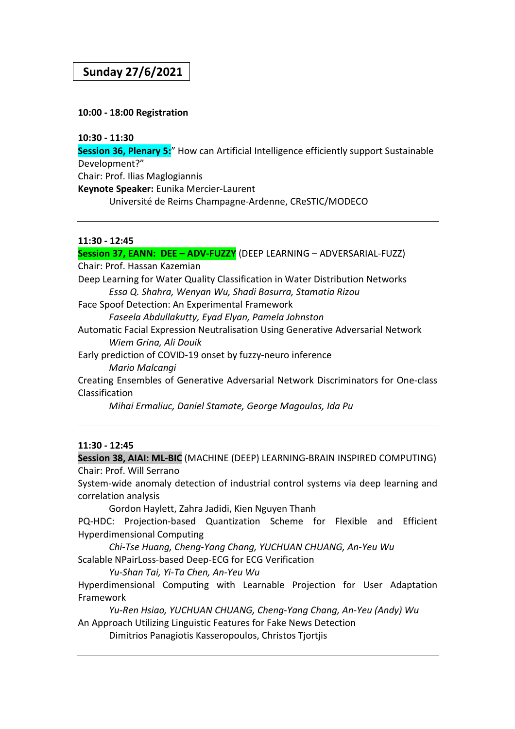## Sunday 27/6/2021

**10:00 - 18:00 Registration**

**10:30 - 11:30**

**Session 36, Plenary 5:**" How can Artificial Intelligence efficiently support Sustainable Development?"

Chair: Prof. Ilias Maglogiannis

**Keynote Speaker:** Eunika Mercier-Laurent

Université de Reims Champagne-Ardenne, CReSTIC/MODECO

---

**11:30 - 12:45**

**Session 37, EANN: DEE – ADV-FUZZY** (DEEP LEARNING – ADVERSARIAL-FUZZ)

Chair: Prof. Hassan Kazemian

Deep Learning for Water Quality Classification in Water Distribution Networks

*Essa Q. Shahra, Wenyan Wu, Shadi Basurra, Stamatia Rizou*

Face Spoof Detection: An Experimental Framework

*Faseela Abdullakutty, Eyad Elyan, Pamela Johnston*

Automatic Facial Expression Neutralisation Using Generative Adversarial Network

*Wiem Grina, Ali Douik*

Early prediction of COVID-19 onset by fuzzy-neuro inference

*Mario Malcangi*

Creating Ensembles of Generative Adversarial Network Discriminators for One-class Classification

*Mihai Ermaliuc, Daniel Stamate, George Magoulas, Ida Pu*

---

**11:30 - 12:45**

**Session 38, AIAI: ML-BIC** (MACHINE (DEEP) LEARNING-BRAIN INSPIRED COMPUTING)

Chair: Prof. Will Serrano

System-wide anomaly detection of industrial control systems via deep learning and correlation analysis

Gordon Haylett, Zahra Jadidi, Kien Nguyen Thanh

PQ-HDC: Projection-based Quantization Scheme for Flexible and Efficient Hyperdimensional Computing

*Chi-Tse Huang, Cheng-Yang Chang, YUCHUAN CHUANG, An-Yeu Wu*

Scalable NPairLoss-based Deep-ECG for ECG Verification

*Yu-Shan Tai, Yi-Ta Chen, An-Yeu Wu*

Hyperdimensional Computing with Learnable Projection for User Adaptation Framework

*Yu-Ren Hsiao, YUCHUAN CHUANG, Cheng-Yang Chang, An-Yeu (Andy) Wu*

An Approach Utilizing Linguistic Features for Fake News Detection

Dimitrios Panagiotis Kasseropoulos, Christos Tjortjis

---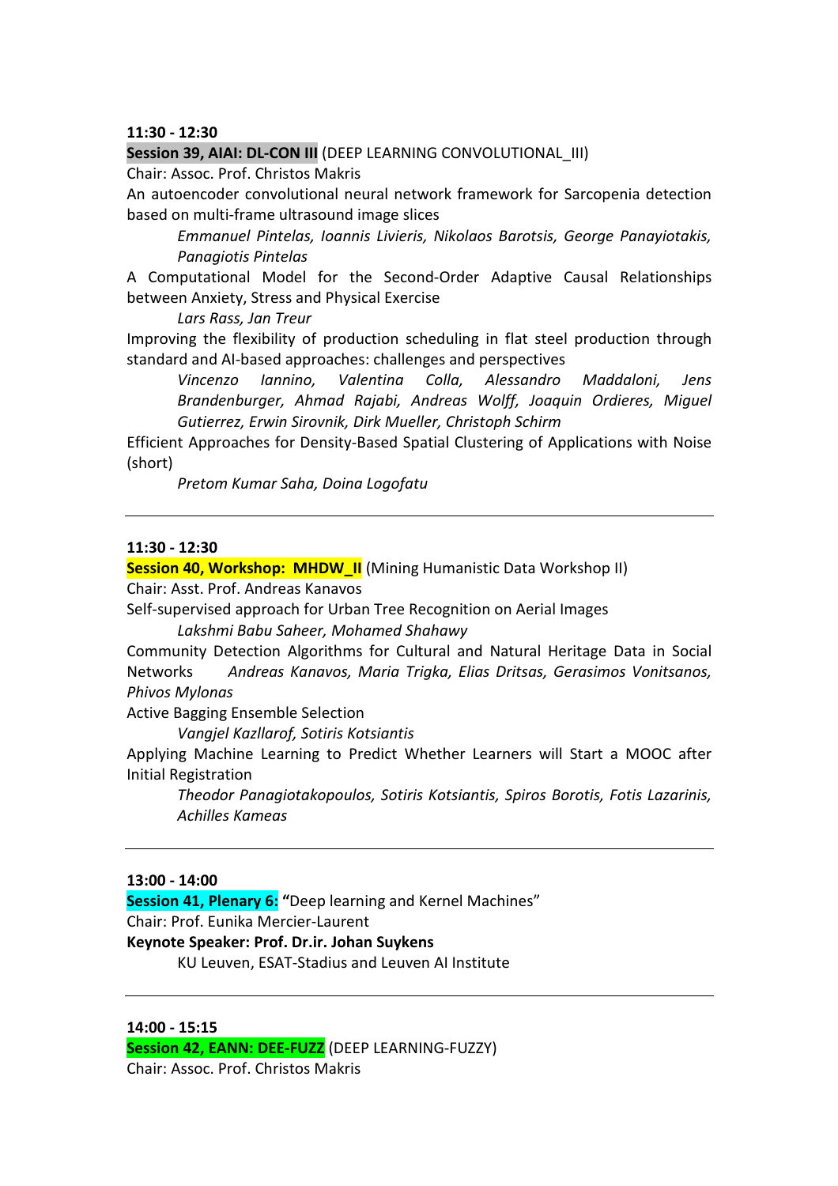**11:30 - 12:30**

**Session 39, AIAI: DL-CON III** (DEEP LEARNING CONVOLUTIONAL_III)

Chair: Assoc. Prof. Christos Makris

An autoencoder convolutional neural network framework for Sarcopenia detection based on multi-frame ultrasound image slices

*Emmanuel Pintelas, Ioannis Livieris, Nikolaos Barotsis, George Panayiotakis, Panagiotis Pintelas*

A Computational Model for the Second-Order Adaptive Causal Relationships between Anxiety, Stress and Physical Exercise

*Lars Rass, Jan Treur*

Improving the flexibility of production scheduling in flat steel production through standard and AI-based approaches: challenges and perspectives

*Vincenzo Iannino, Valentina Colla, Alessandro Maddaloni, Jens Brandenburger, Ahmad Rajabi, Andreas Wolff, Joaquin Ordieres, Miguel Gutierrez, Erwin Sirovnik, Dirk Mueller, Christoph Schirm*

Efficient Approaches for Density-Based Spatial Clustering of Applications with Noise (short)

*Pretom Kumar Saha, Doina Logofatu*

---

**11:30 - 12:30**

**Session 40, Workshop: MHDW_II** (Mining Humanistic Data Workshop II)

Chair: Asst. Prof. Andreas Kanavos

Self-supervised approach for Urban Tree Recognition on Aerial Images

*Lakshmi Babu Saheer, Mohamed Shahawy*

Community Detection Algorithms for Cultural and Natural Heritage Data in Social Networks *Andreas Kanavos, Maria Trigka, Elias Dritsas, Gerasimos Vonitsanos, Phivos Mylonas*

Active Bagging Ensemble Selection

*Vangjel Kazllarof, Sotiris Kotsiantis*

Applying Machine Learning to Predict Whether Learners will Start a MOOC after Initial Registration

*Theodor Panagiotakopoulos, Sotiris Kotsiantis, Spiros Borotis, Fotis Lazarinis, Achilles Kameas*

---

**13:00 - 14:00**

**Session 41, Plenary 6:** **"**Deep learning and Kernel Machines"

Chair: Prof. Eunika Mercier-Laurent

**Keynote Speaker: Prof. Dr.ir. Johan Suykens**

KU Leuven, ESAT-Stadius and Leuven AI Institute

---

**14:00 - 15:15**

**Session 42, EANN: DEE-FUZZ** (DEEP LEARNING-FUZZY)

Chair: Assoc. Prof. Christos Makris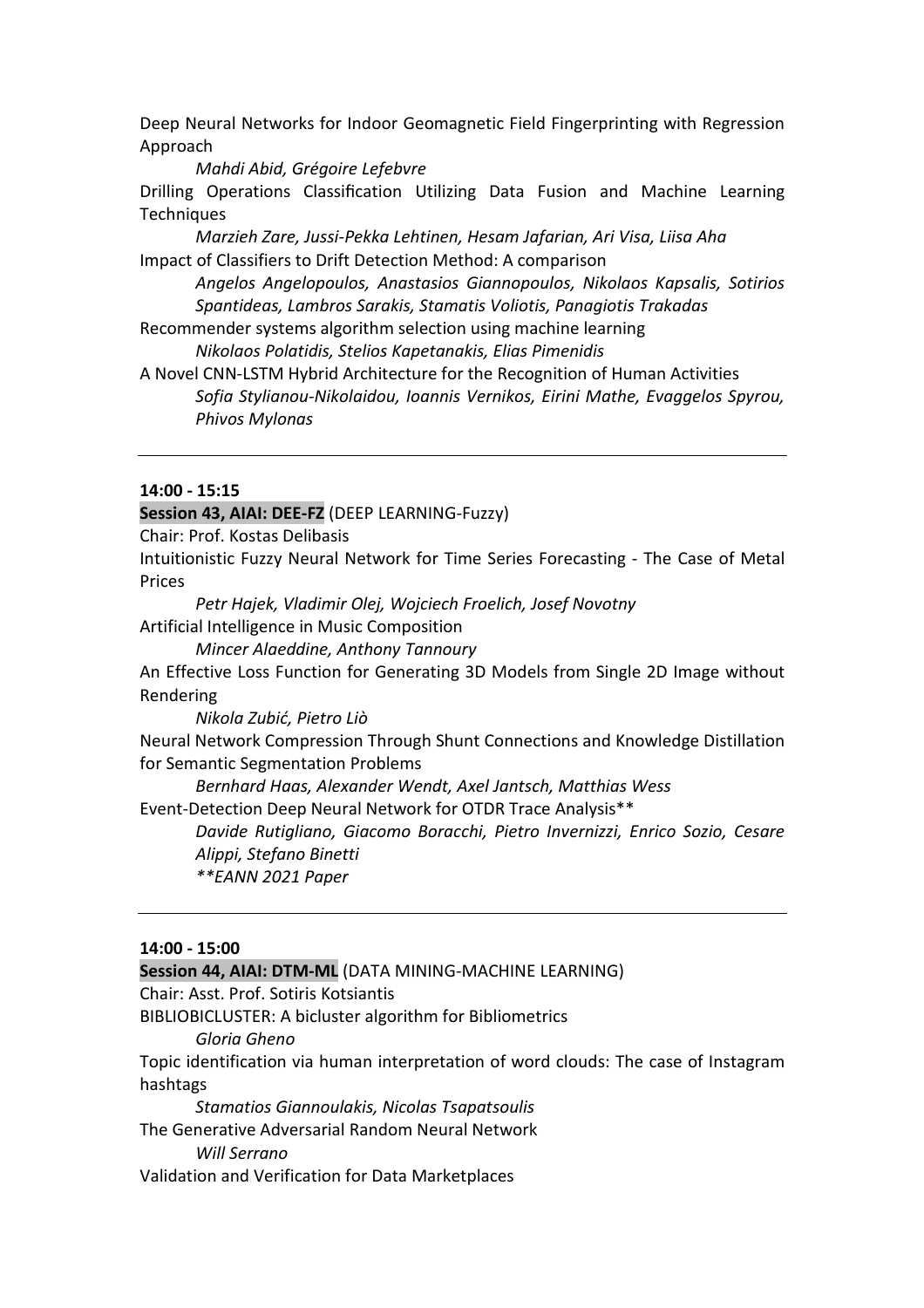Deep Neural Networks for Indoor Geomagnetic Field Fingerprinting with Regression Approach

*Mahdi Abid, Grégoire Lefebvre*

Drilling Operations Classification Utilizing Data Fusion and Machine Learning Techniques

*Marzieh Zare, Jussi-Pekka Lehtinen, Hesam Jafarian, Ari Visa, Liisa Aha*

Impact of Classifiers to Drift Detection Method: A comparison

*Angelos Angelopoulos, Anastasios Giannopoulos, Nikolaos Kapsalis, Sotirios Spantideas, Lambros Sarakis, Stamatis Voliotis, Panagiotis Trakadas*

Recommender systems algorithm selection using machine learning

*Nikolaos Polatidis, Stelios Kapetanakis, Elias Pimenidis*

A Novel CNN-LSTM Hybrid Architecture for the Recognition of Human Activities

*Sofia Stylianou-Nikolaidou, Ioannis Vernikos, Eirini Mathe, Evaggelos Spyrou, Phivos Mylonas*

---

**14:00 - 15:15**

**Session 43, AIAI: DEE-FZ** (DEEP LEARNING-Fuzzy)

Chair: Prof. Kostas Delibasis

Intuitionistic Fuzzy Neural Network for Time Series Forecasting - The Case of Metal Prices

*Petr Hajek, Vladimir Olej, Wojciech Froelich, Josef Novotny*

Artificial Intelligence in Music Composition

*Mincer Alaeddine, Anthony Tannoury*

An Effective Loss Function for Generating 3D Models from Single 2D Image without Rendering

*Nikola Zubić, Pietro Liò*

Neural Network Compression Through Shunt Connections and Knowledge Distillation for Semantic Segmentation Problems

*Bernhard Haas, Alexander Wendt, Axel Jantsch, Matthias Wess*

Event-Detection Deep Neural Network for OTDR Trace Analysis**

*Davide Rutigliano, Giacomo Boracchi, Pietro Invernizzi, Enrico Sozio, Cesare Alippi, Stefano Binetti*

*\*\*EANN 2021 Paper*

---

**14:00 - 15:00**

**Session 44, AIAI: DTM-ML** (DATA MINING-MACHINE LEARNING)

Chair: Asst. Prof. Sotiris Kotsiantis

BIBLIOBICLUSTER: A bicluster algorithm for Bibliometrics

*Gloria Gheno*

Topic identification via human interpretation of word clouds: The case of Instagram hashtags

*Stamatios Giannoulakis, Nicolas Tsapatsoulis*

The Generative Adversarial Random Neural Network

*Will Serrano*

Validation and Verification for Data Marketplaces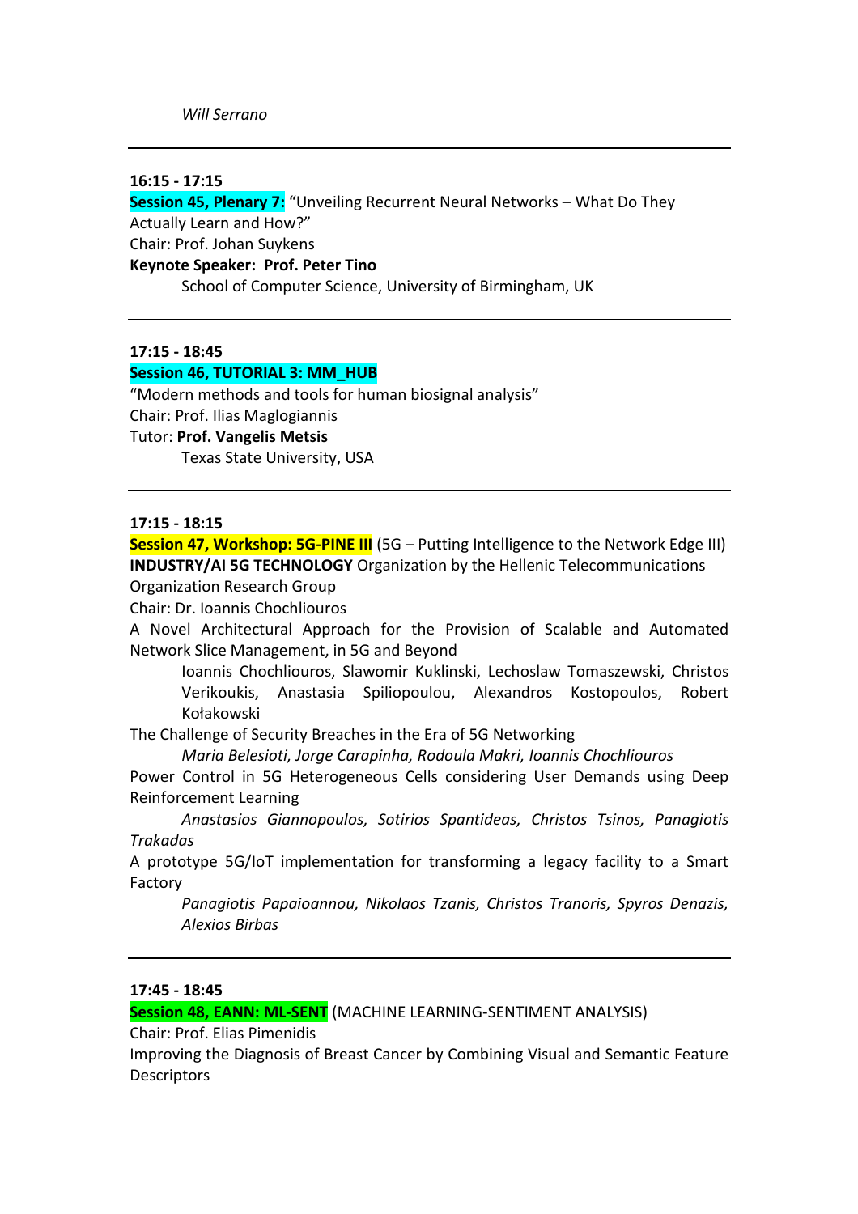*Will Serrano*

---

**16:15 - 17:15**

**Session 45, Plenary 7:** "Unveiling Recurrent Neural Networks – What Do They Actually Learn and How?"

Chair: Prof. Johan Suykens

**Keynote Speaker: Prof. Peter Tino**

School of Computer Science, University of Birmingham, UK

---

**17:15 - 18:45**

**Session 46, TUTORIAL 3: MM_HUB**

"Modern methods and tools for human biosignal analysis"

Chair: Prof. Ilias Maglogiannis

Tutor: **Prof. Vangelis Metsis**

Texas State University, USA

---

**17:15 - 18:15**

**Session 47, Workshop: 5G-PINE III** (5G – Putting Intelligence to the Network Edge III) **INDUSTRY/AI 5G TECHNOLOGY** Organization by the Hellenic Telecommunications Organization Research Group

Chair: Dr. Ioannis Chochliouros

A Novel Architectural Approach for the Provision of Scalable and Automated Network Slice Management, in 5G and Beyond

Ioannis Chochliouros, Slawomir Kuklinski, Lechoslaw Tomaszewski, Christos Verikoukis, Anastasia Spiliopoulou, Alexandros Kostopoulos, Robert Kołakowski

The Challenge of Security Breaches in the Era of 5G Networking

*Maria Belesioti, Jorge Carapinha, Rodoula Makri, Ioannis Chochliouros*

Power Control in 5G Heterogeneous Cells considering User Demands using Deep Reinforcement Learning

*Anastasios Giannopoulos, Sotirios Spantideas, Christos Tsinos, Panagiotis Trakadas*

A prototype 5G/IoT implementation for transforming a legacy facility to a Smart Factory

*Panagiotis Papaioannou, Nikolaos Tzanis, Christos Tranoris, Spyros Denazis, Alexios Birbas*

---

**17:45 - 18:45**

**Session 48, EANN: ML-SENT** (MACHINE LEARNING-SENTIMENT ANALYSIS)

Chair: Prof. Elias Pimenidis

Improving the Diagnosis of Breast Cancer by Combining Visual and Semantic Feature Descriptors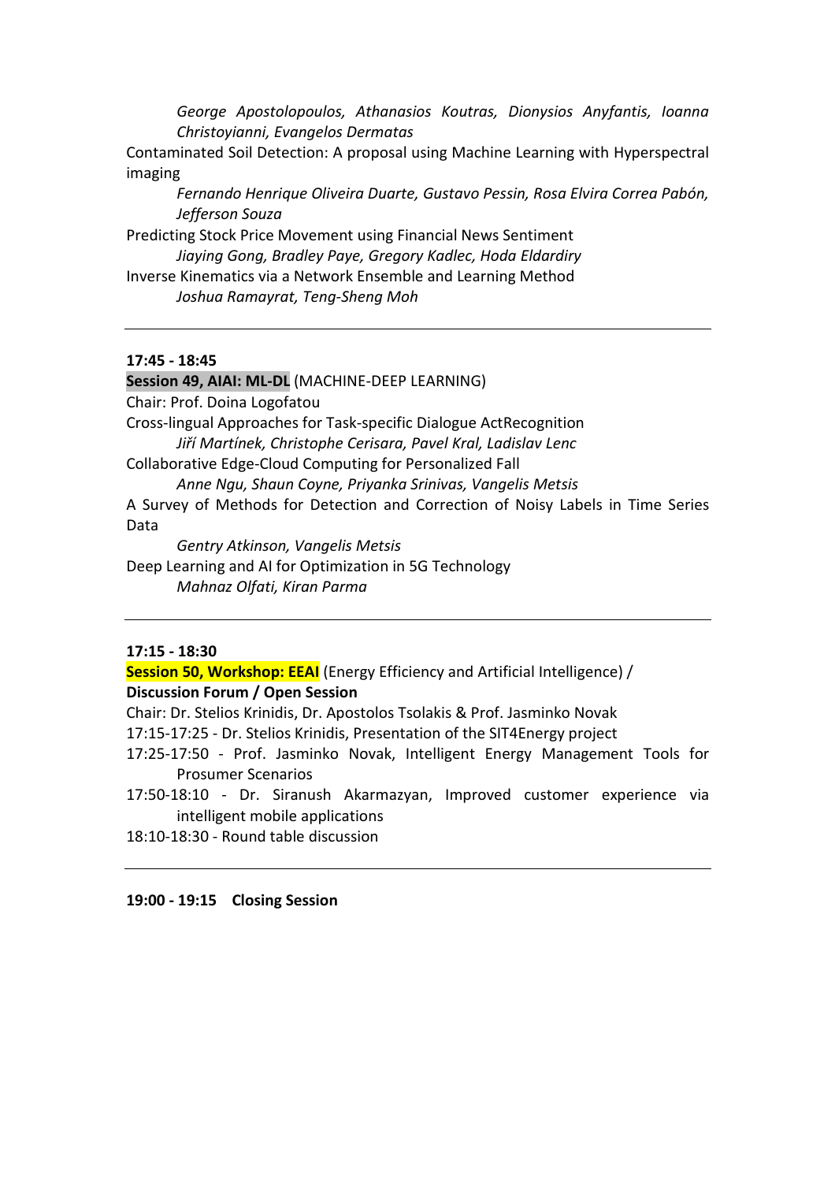*George Apostolopoulos, Athanasios Koutras, Dionysios Anyfantis, Ioanna Christoyianni, Evangelos Dermatas*

Contaminated Soil Detection: A proposal using Machine Learning with Hyperspectral imaging

*Fernando Henrique Oliveira Duarte, Gustavo Pessin, Rosa Elvira Correa Pabón, Jefferson Souza*

Predicting Stock Price Movement using Financial News Sentiment

*Jiaying Gong, Bradley Paye, Gregory Kadlec, Hoda Eldardiry*

Inverse Kinematics via a Network Ensemble and Learning Method

*Joshua Ramayrat, Teng-Sheng Moh*

---

**17:45 - 18:45**

**Session 49, AIAI: ML-DL** (MACHINE-DEEP LEARNING)

Chair: Prof. Doina Logofatou

Cross-lingual Approaches for Task-specific Dialogue ActRecognition

*Jiří Martínek, Christophe Cerisara, Pavel Kral, Ladislav Lenc*

Collaborative Edge-Cloud Computing for Personalized Fall

*Anne Ngu, Shaun Coyne, Priyanka Srinivas, Vangelis Metsis*

A Survey of Methods for Detection and Correction of Noisy Labels in Time Series Data

*Gentry Atkinson, Vangelis Metsis*

Deep Learning and AI for Optimization in 5G Technology

*Mahnaz Olfati, Kiran Parma*

---

**17:15 - 18:30**

**Session 50, Workshop: EEAI** (Energy Efficiency and Artificial Intelligence) /
**Discussion Forum / Open Session**

Chair: Dr. Stelios Krinidis, Dr. Apostolos Tsolakis & Prof. Jasminko Novak

17:15-17:25 - Dr. Stelios Krinidis, Presentation of the SIT4Energy project

17:25-17:50 - Prof. Jasminko Novak, Intelligent Energy Management Tools for Prosumer Scenarios

17:50-18:10 - Dr. Siranush Akarmazyan, Improved customer experience via intelligent mobile applications

18:10-18:30 - Round table discussion

---

**19:00 - 19:15 Closing Session**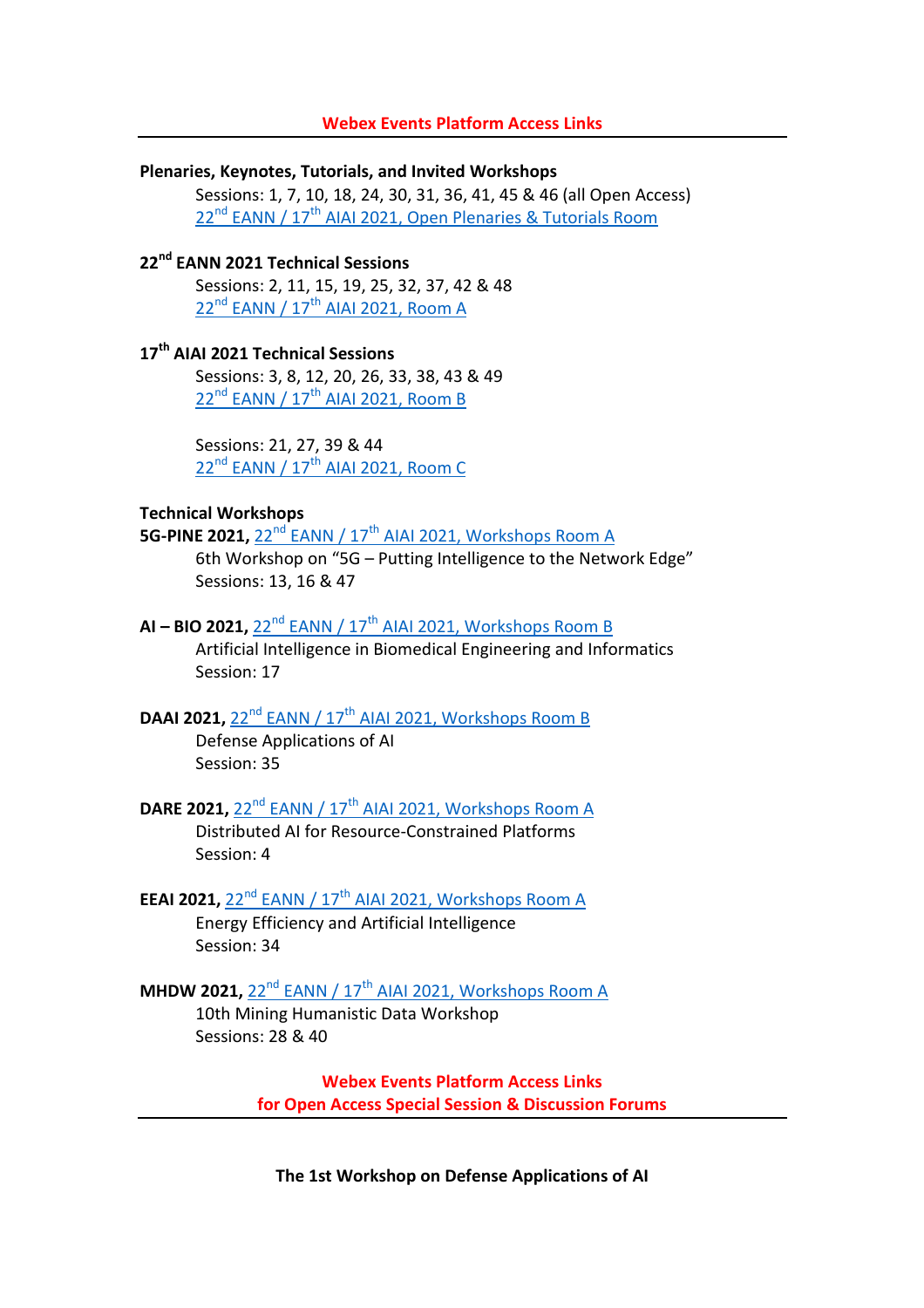## Webex Events Platform Access Links

**Plenaries, Keynotes, Tutorials, and Invited Workshops**

Sessions: 1, 7, 10, 18, 24, 30, 31, 36, 41, 45 & 46 (all Open Access)
22nd EANN / 17th AIAI 2021, Open Plenaries & Tutorials Room

**22nd EANN 2021 Technical Sessions**

Sessions: 2, 11, 15, 19, 25, 32, 37, 42 & 48
22nd EANN / 17th AIAI 2021, Room A

**17th AIAI 2021 Technical Sessions**

Sessions: 3, 8, 12, 20, 26, 33, 38, 43 & 49
22nd EANN / 17th AIAI 2021, Room B

Sessions: 21, 27, 39 & 44
22nd EANN / 17th AIAI 2021, Room C

**Technical Workshops**

**5G-PINE 2021,** 22nd EANN / 17th AIAI 2021, Workshops Room A
6th Workshop on "5G – Putting Intelligence to the Network Edge"
Sessions: 13, 16 & 47

**AI – BIO 2021,** 22nd EANN / 17th AIAI 2021, Workshops Room B
Artificial Intelligence in Biomedical Engineering and Informatics
Session: 17

**DAAI 2021,** 22nd EANN / 17th AIAI 2021, Workshops Room B
Defense Applications of AI
Session: 35

**DARE 2021,** 22nd EANN / 17th AIAI 2021, Workshops Room A
Distributed AI for Resource-Constrained Platforms
Session: 4

**EEAI 2021,** 22nd EANN / 17th AIAI 2021, Workshops Room A
Energy Efficiency and Artificial Intelligence
Session: 34

**MHDW 2021,** 22nd EANN / 17th AIAI 2021, Workshops Room A
10th Mining Humanistic Data Workshop
Sessions: 28 & 40

## Webex Events Platform Access Links for Open Access Special Session & Discussion Forums

**The 1st Workshop on Defense Applications of AI**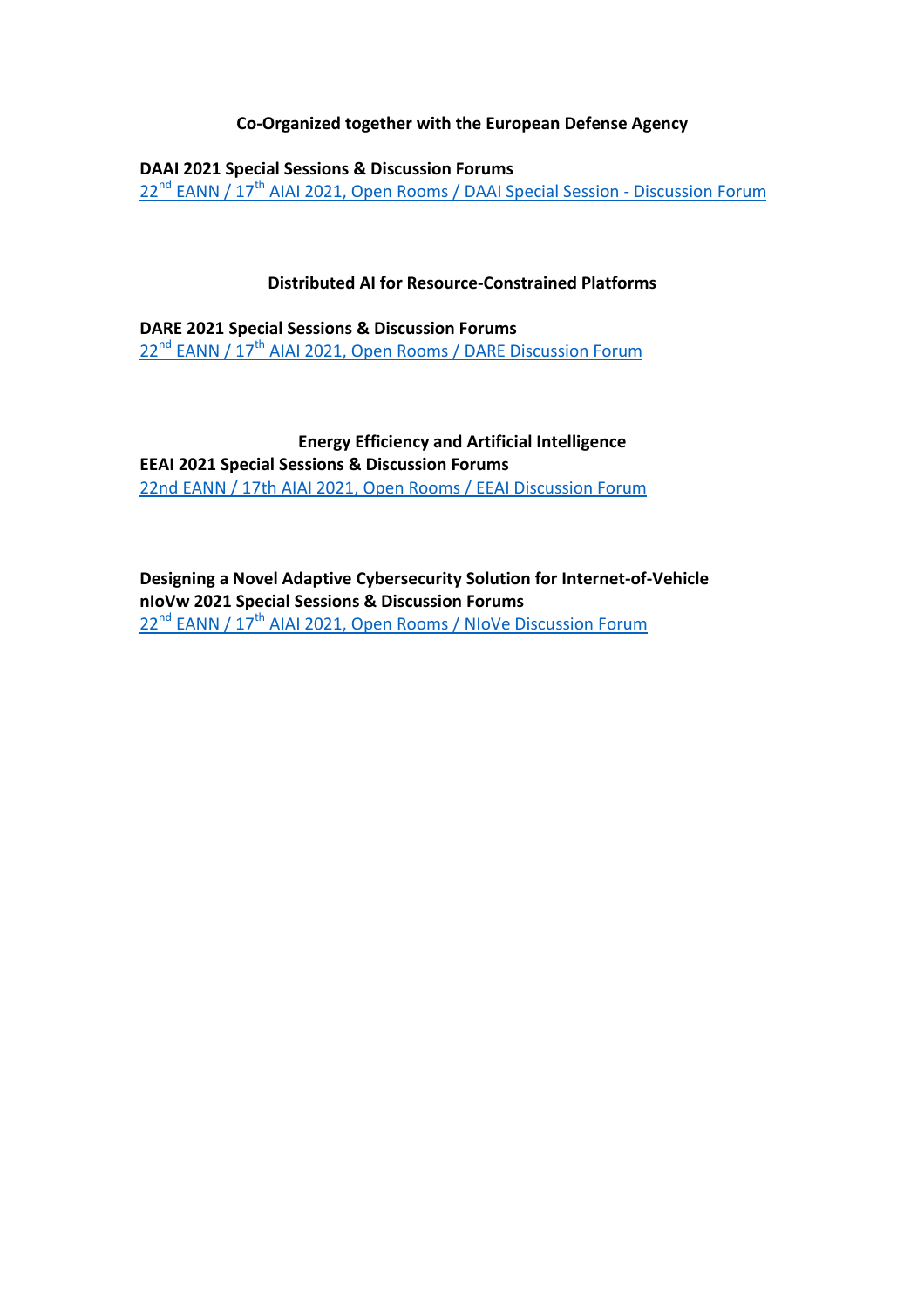**Co-Organized together with the European Defense Agency**

**DAAI 2021 Special Sessions & Discussion Forums**

22nd EANN / 17th AIAI 2021, Open Rooms / DAAI Special Session - Discussion Forum

**Distributed AI for Resource-Constrained Platforms**

**DARE 2021 Special Sessions & Discussion Forums**

22nd EANN / 17th AIAI 2021, Open Rooms / DARE Discussion Forum

**Energy Efficiency and Artificial Intelligence**

**EEAI 2021 Special Sessions & Discussion Forums**

22nd EANN / 17th AIAI 2021, Open Rooms / EEAI Discussion Forum

**Designing a Novel Adaptive Cybersecurity Solution for Internet-of-Vehicle**

**nIoVw 2021 Special Sessions & Discussion Forums**

22nd EANN / 17th AIAI 2021, Open Rooms / NIoVe Discussion Forum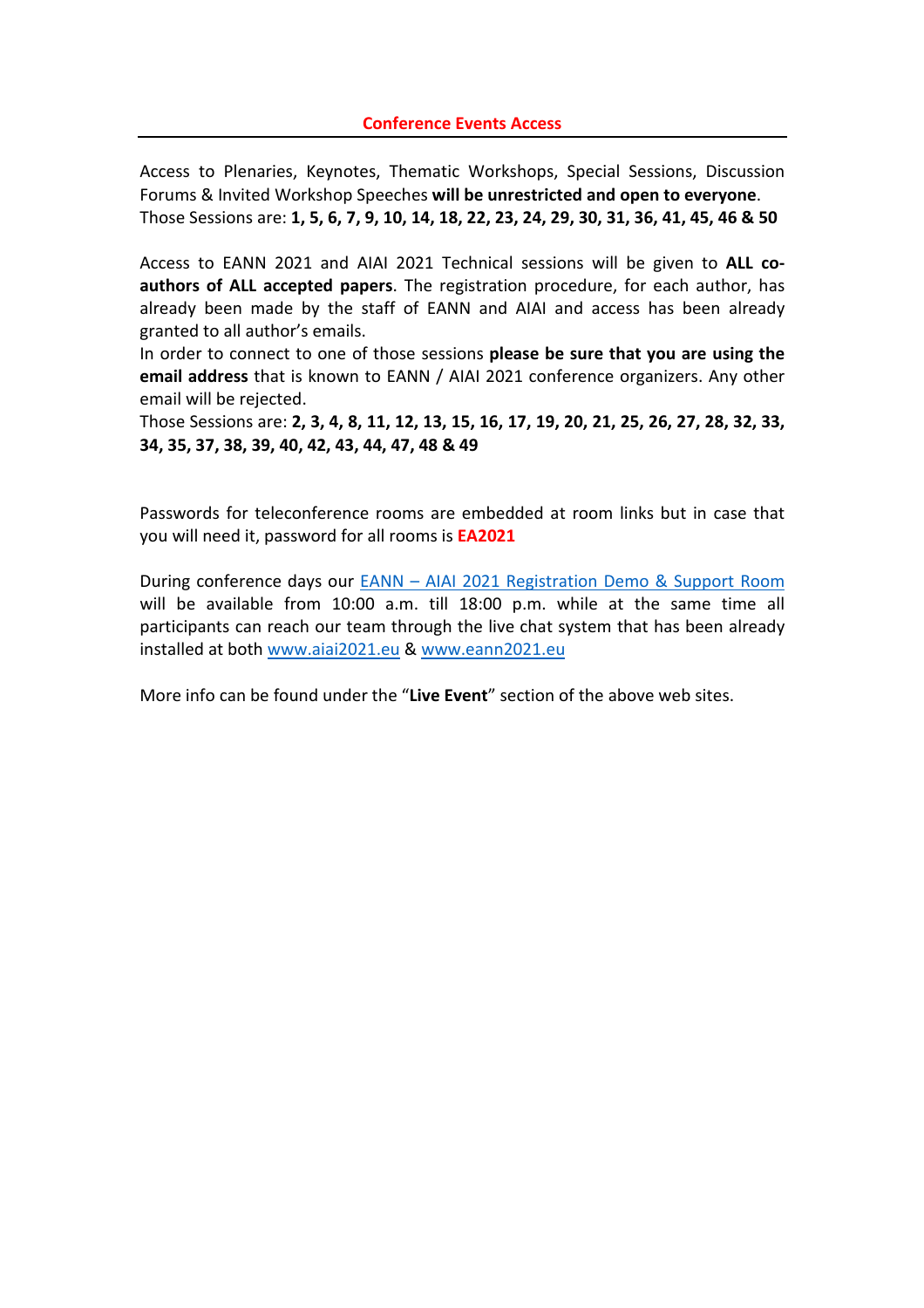## Conference Events Access

Access to Plenaries, Keynotes, Thematic Workshops, Special Sessions, Discussion Forums & Invited Workshop Speeches **will be unrestricted and open to everyone**.
Those Sessions are: **1, 5, 6, 7, 9, 10, 14, 18, 22, 23, 24, 29, 30, 31, 36, 41, 45, 46 & 50**

Access to EANN 2021 and AIAI 2021 Technical sessions will be given to **ALL co-authors of ALL accepted papers**. The registration procedure, for each author, has already been made by the staff of EANN and AIAI and access has been already granted to all author's emails.
In order to connect to one of those sessions **please be sure that you are using the email address** that is known to EANN / AIAI 2021 conference organizers. Any other email will be rejected.
Those Sessions are: **2, 3, 4, 8, 11, 12, 13, 15, 16, 17, 19, 20, 21, 25, 26, 27, 28, 32, 33, 34, 35, 37, 38, 39, 40, 42, 43, 44, 47, 48 & 49**

Passwords for teleconference rooms are embedded at room links but in case that you will need it, password for all rooms is **EA2021**

During conference days our EANN – AIAI 2021 Registration Demo & Support Room will be available from 10:00 a.m. till 18:00 p.m. while at the same time all participants can reach our team through the live chat system that has been already installed at both www.aiai2021.eu & www.eann2021.eu

More info can be found under the "**Live Event**" section of the above web sites.